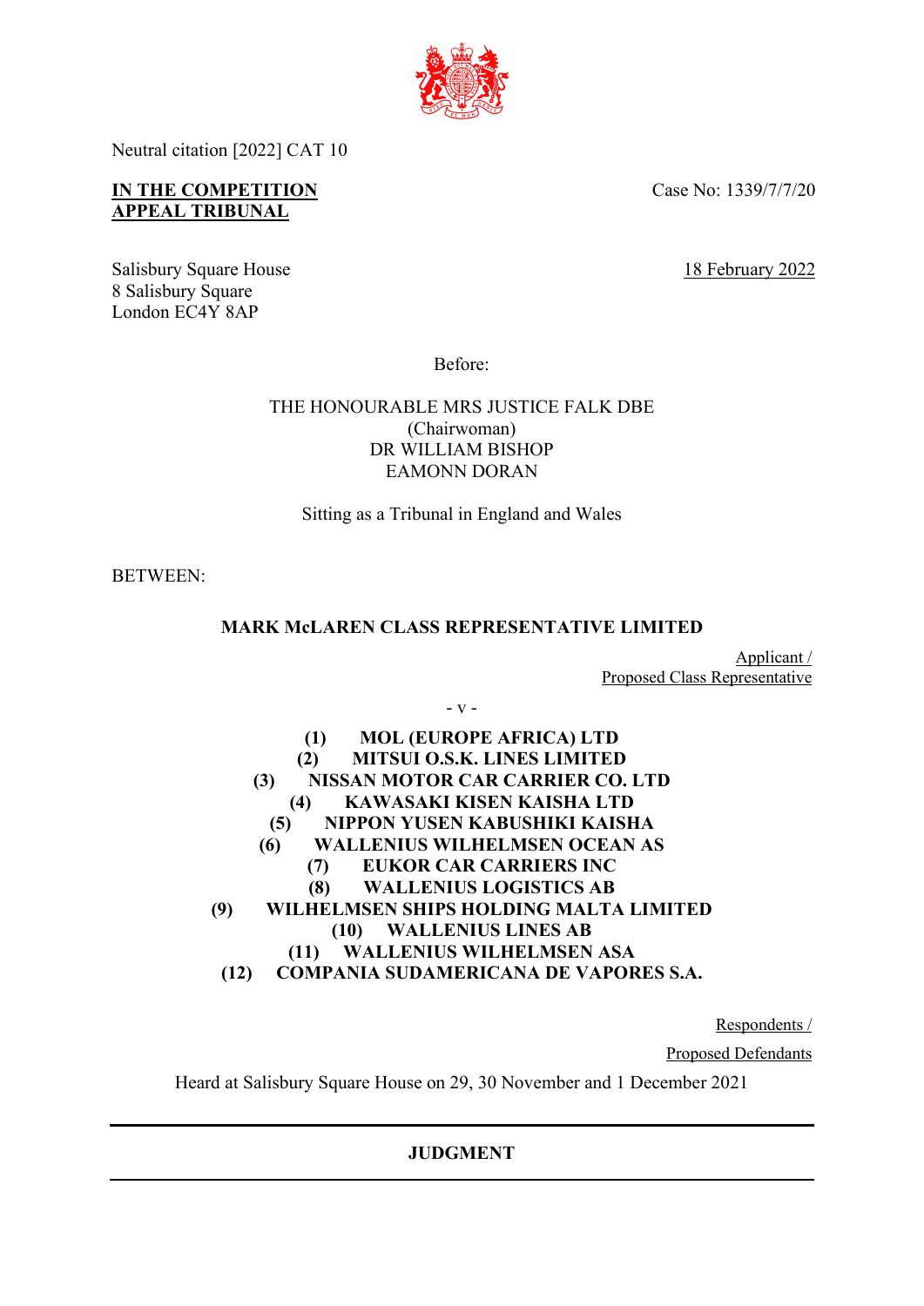Neutral citation [2022] CAT 10

**IN THE COMPETITION APPEAL TRIBUNAL**

Case No: 1339/7/7/20

Salisbury Square House
8 Salisbury Square
London EC4Y 8AP

18 February 2022

Before:

THE HONOURABLE MRS JUSTICE FALK DBE
(Chairwoman)
DR WILLIAM BISHOP
EAMONN DORAN

Sitting as a Tribunal in England and Wales

BETWEEN:

**MARK McLAREN CLASS REPRESENTATIVE LIMITED**

Applicant /
Proposed Class Representative

\- v -

**(1) MOL (EUROPE AFRICA) LTD**
**(2) MITSUI O.S.K. LINES LIMITED**
**(3) NISSAN MOTOR CAR CARRIER CO. LTD**
**(4) KAWASAKI KISEN KAISHA LTD**
**(5) NIPPON YUSEN KABUSHIKI KAISHA**
**(6) WALLENIUS WILHELMSEN OCEAN AS**
**(7) EUKOR CAR CARRIERS INC**
**(8) WALLENIUS LOGISTICS AB**
**(9) WILHELMSEN SHIPS HOLDING MALTA LIMITED**
**(10) WALLENIUS LINES AB**
**(11) WALLENIUS WILHELMSEN ASA**
**(12) COMPANIA SUDAMERICANA DE VAPORES S.A.**

Respondents /
Proposed Defendants

Heard at Salisbury Square House on 29, 30 November and 1 December 2021

---

**JUDGMENT**

---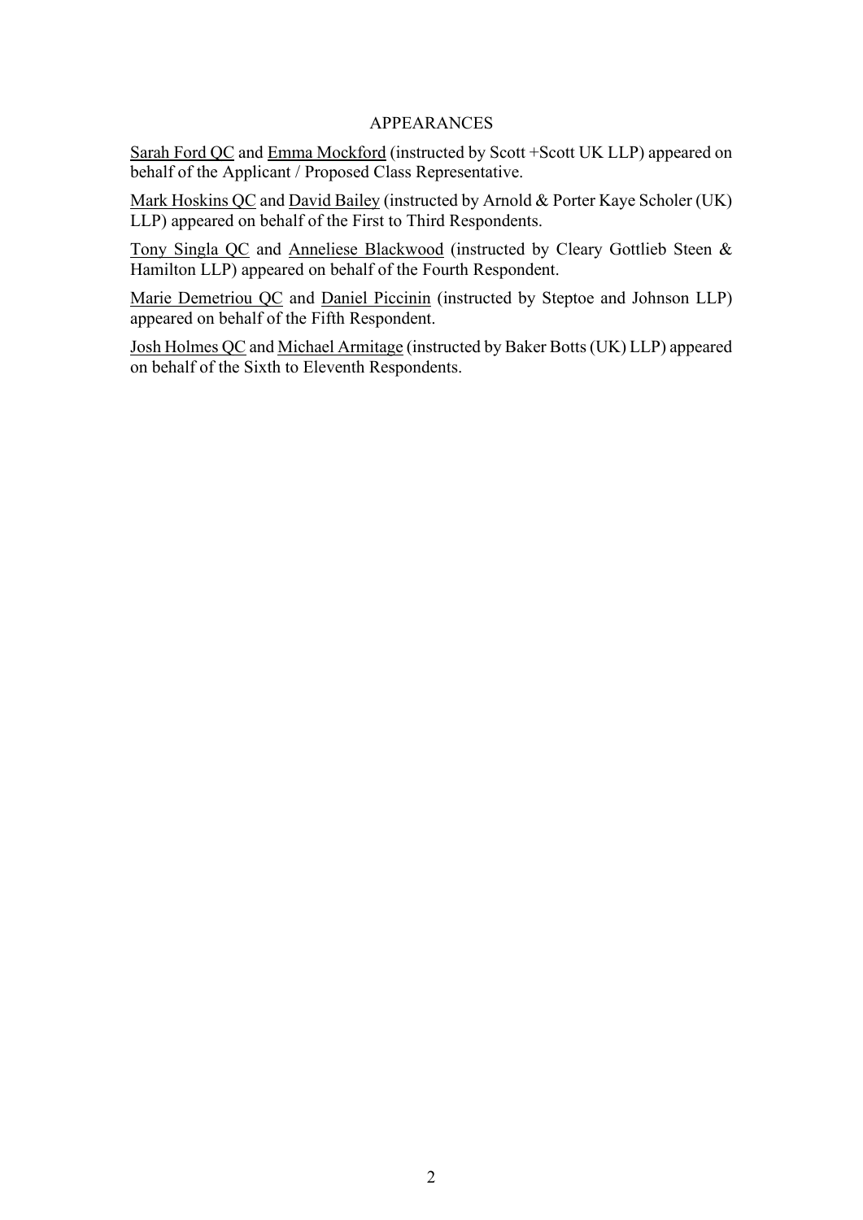## APPEARANCES

Sarah Ford QC and Emma Mockford (instructed by Scott +Scott UK LLP) appeared on behalf of the Applicant / Proposed Class Representative.

Mark Hoskins QC and David Bailey (instructed by Arnold & Porter Kaye Scholer (UK) LLP) appeared on behalf of the First to Third Respondents.

Tony Singla QC and Anneliese Blackwood (instructed by Cleary Gottlieb Steen & Hamilton LLP) appeared on behalf of the Fourth Respondent.

Marie Demetriou QC and Daniel Piccinin (instructed by Steptoe and Johnson LLP) appeared on behalf of the Fifth Respondent.

Josh Holmes QC and Michael Armitage (instructed by Baker Botts (UK) LLP) appeared on behalf of the Sixth to Eleventh Respondents.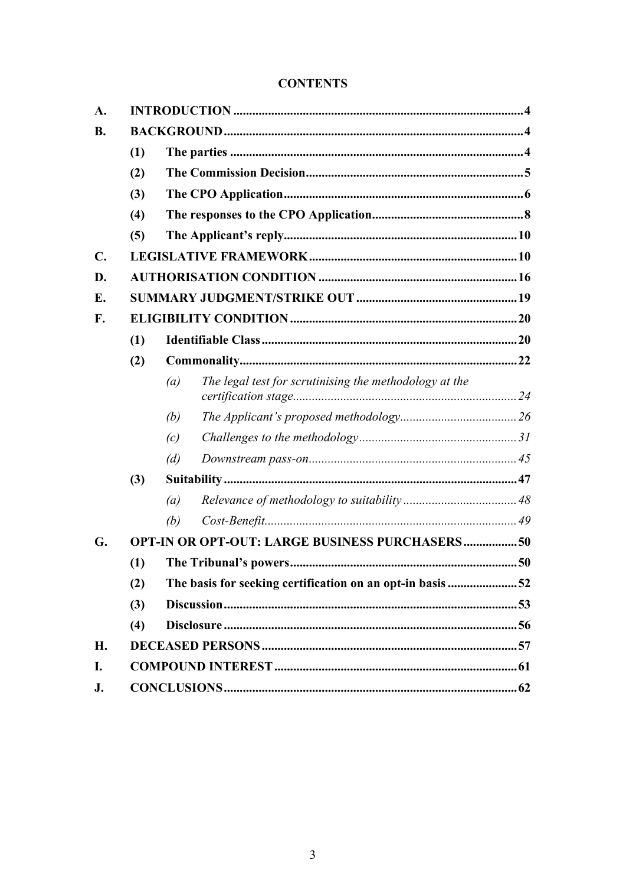**CONTENTS**

| | | | | |
|---|---|---|---|---|
| **A.** | **INTRODUCTION** | | | **4** |
| **B.** | **BACKGROUND** | | | **4** |
| | **(1)** | **The parties** | | **4** |
| | **(2)** | **The Commission Decision** | | **5** |
| | **(3)** | **The CPO Application** | | **6** |
| | **(4)** | **The responses to the CPO Application** | | **8** |
| | **(5)** | **The Applicant's reply** | | **10** |
| **C.** | **LEGISLATIVE FRAMEWORK** | | | **10** |
| **D.** | **AUTHORISATION CONDITION** | | | **16** |
| **E.** | **SUMMARY JUDGMENT/STRIKE OUT** | | | **19** |
| **F.** | **ELIGIBILITY CONDITION** | | | **20** |
| | **(1)** | **Identifiable Class** | | **20** |
| | **(2)** | **Commonality** | | **22** |
| | | *(a)* | *The legal test for scrutinising the methodology at the certification stage* | *24* |
| | | *(b)* | *The Applicant's proposed methodology* | *26* |
| | | *(c)* | *Challenges to the methodology* | *31* |
| | | *(d)* | *Downstream pass-on* | *45* |
| | **(3)** | **Suitability** | | **47** |
| | | *(a)* | *Relevance of methodology to suitability* | *48* |
| | | *(b)* | *Cost-Benefit* | *49* |
| **G.** | **OPT-IN OR OPT-OUT: LARGE BUSINESS PURCHASERS** | | | **50** |
| | **(1)** | **The Tribunal's powers** | | **50** |
| | **(2)** | **The basis for seeking certification on an opt-in basis** | | **52** |
| | **(3)** | **Discussion** | | **53** |
| | **(4)** | **Disclosure** | | **56** |
| **H.** | **DECEASED PERSONS** | | | **57** |
| **I.** | **COMPOUND INTEREST** | | | **61** |
| **J.** | **CONCLUSIONS** | | | **62** |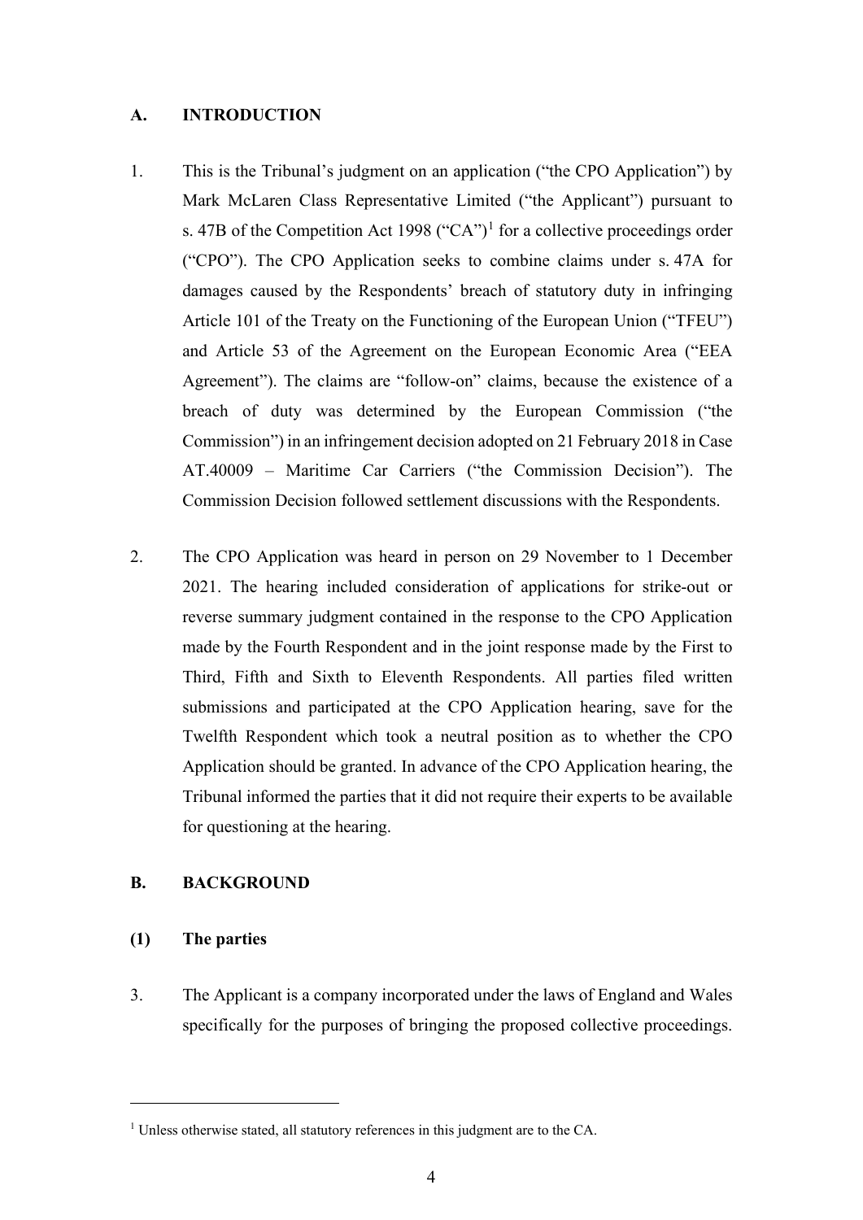## A. INTRODUCTION

1. This is the Tribunal's judgment on an application ("the CPO Application") by Mark McLaren Class Representative Limited ("the Applicant") pursuant to s. 47B of the Competition Act 1998 ("CA")[1] for a collective proceedings order ("CPO"). The CPO Application seeks to combine claims under s. 47A for damages caused by the Respondents' breach of statutory duty in infringing Article 101 of the Treaty on the Functioning of the European Union ("TFEU") and Article 53 of the Agreement on the European Economic Area ("EEA Agreement"). The claims are "follow-on" claims, because the existence of a breach of duty was determined by the European Commission ("the Commission") in an infringement decision adopted on 21 February 2018 in Case AT.40009 – Maritime Car Carriers ("the Commission Decision"). The Commission Decision followed settlement discussions with the Respondents.

2. The CPO Application was heard in person on 29 November to 1 December 2021. The hearing included consideration of applications for strike-out or reverse summary judgment contained in the response to the CPO Application made by the Fourth Respondent and in the joint response made by the First to Third, Fifth and Sixth to Eleventh Respondents. All parties filed written submissions and participated at the CPO Application hearing, save for the Twelfth Respondent which took a neutral position as to whether the CPO Application should be granted. In advance of the CPO Application hearing, the Tribunal informed the parties that it did not require their experts to be available for questioning at the hearing.

## B. BACKGROUND

### (1) The parties

3. The Applicant is a company incorporated under the laws of England and Wales specifically for the purposes of bringing the proposed collective proceedings.

---

[1] Unless otherwise stated, all statutory references in this judgment are to the CA.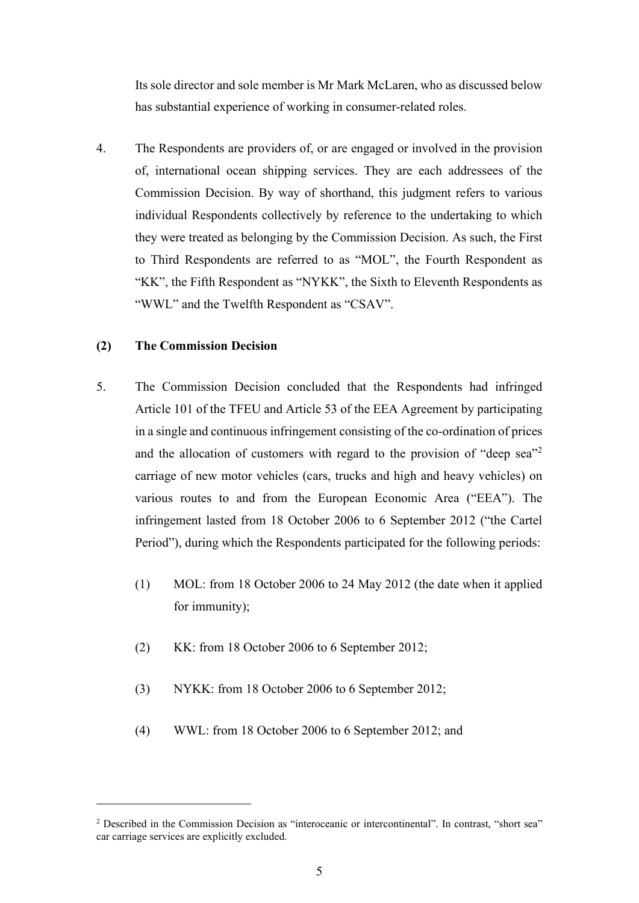Its sole director and sole member is Mr Mark McLaren, who as discussed below has substantial experience of working in consumer-related roles.

4. The Respondents are providers of, or are engaged or involved in the provision of, international ocean shipping services. They are each addressees of the Commission Decision. By way of shorthand, this judgment refers to various individual Respondents collectively by reference to the undertaking to which they were treated as belonging by the Commission Decision. As such, the First to Third Respondents are referred to as "MOL", the Fourth Respondent as "KK", the Fifth Respondent as "NYKK", the Sixth to Eleventh Respondents as "WWL" and the Twelfth Respondent as "CSAV".

## (2) The Commission Decision

5. The Commission Decision concluded that the Respondents had infringed Article 101 of the TFEU and Article 53 of the EEA Agreement by participating in a single and continuous infringement consisting of the co-ordination of prices and the allocation of customers with regard to the provision of "deep sea"[2] carriage of new motor vehicles (cars, trucks and high and heavy vehicles) on various routes to and from the European Economic Area ("EEA"). The infringement lasted from 18 October 2006 to 6 September 2012 ("the Cartel Period"), during which the Respondents participated for the following periods:

   (1) MOL: from 18 October 2006 to 24 May 2012 (the date when it applied for immunity);

   (2) KK: from 18 October 2006 to 6 September 2012;

   (3) NYKK: from 18 October 2006 to 6 September 2012;

   (4) WWL: from 18 October 2006 to 6 September 2012; and

---

[2] Described in the Commission Decision as "interoceanic or intercontinental". In contrast, "short sea" car carriage services are explicitly excluded.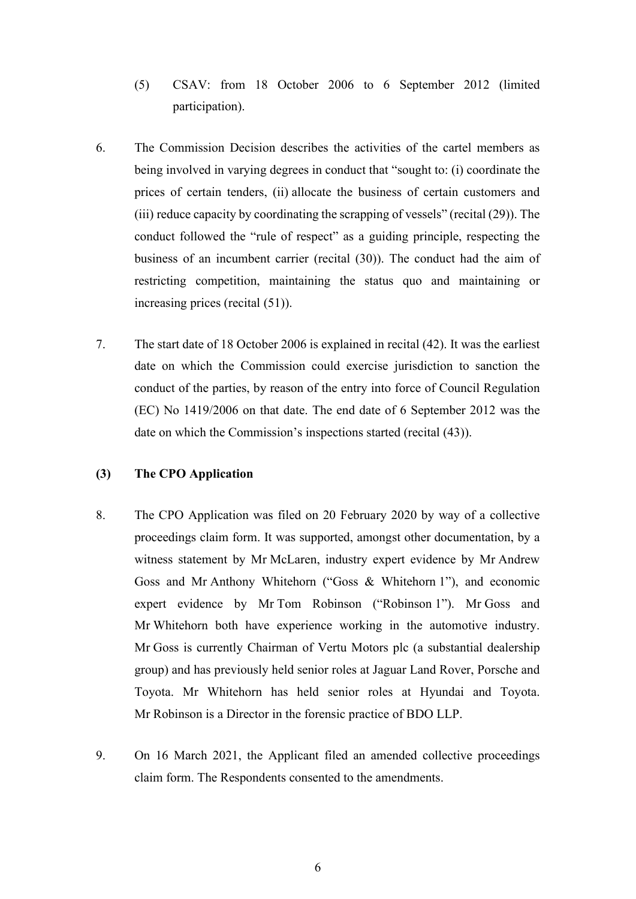(5) CSAV: from 18 October 2006 to 6 September 2012 (limited participation).

6. The Commission Decision describes the activities of the cartel members as being involved in varying degrees in conduct that "sought to: (i) coordinate the prices of certain tenders, (ii) allocate the business of certain customers and (iii) reduce capacity by coordinating the scrapping of vessels" (recital (29)). The conduct followed the "rule of respect" as a guiding principle, respecting the business of an incumbent carrier (recital (30)). The conduct had the aim of restricting competition, maintaining the status quo and maintaining or increasing prices (recital (51)).

7. The start date of 18 October 2006 is explained in recital (42). It was the earliest date on which the Commission could exercise jurisdiction to sanction the conduct of the parties, by reason of the entry into force of Council Regulation (EC) No 1419/2006 on that date. The end date of 6 September 2012 was the date on which the Commission's inspections started (recital (43)).

### (3) The CPO Application

8. The CPO Application was filed on 20 February 2020 by way of a collective proceedings claim form. It was supported, amongst other documentation, by a witness statement by Mr McLaren, industry expert evidence by Mr Andrew Goss and Mr Anthony Whitehorn ("Goss & Whitehorn 1"), and economic expert evidence by Mr Tom Robinson ("Robinson 1"). Mr Goss and Mr Whitehorn both have experience working in the automotive industry. Mr Goss is currently Chairman of Vertu Motors plc (a substantial dealership group) and has previously held senior roles at Jaguar Land Rover, Porsche and Toyota. Mr Whitehorn has held senior roles at Hyundai and Toyota. Mr Robinson is a Director in the forensic practice of BDO LLP.

9. On 16 March 2021, the Applicant filed an amended collective proceedings claim form. The Respondents consented to the amendments.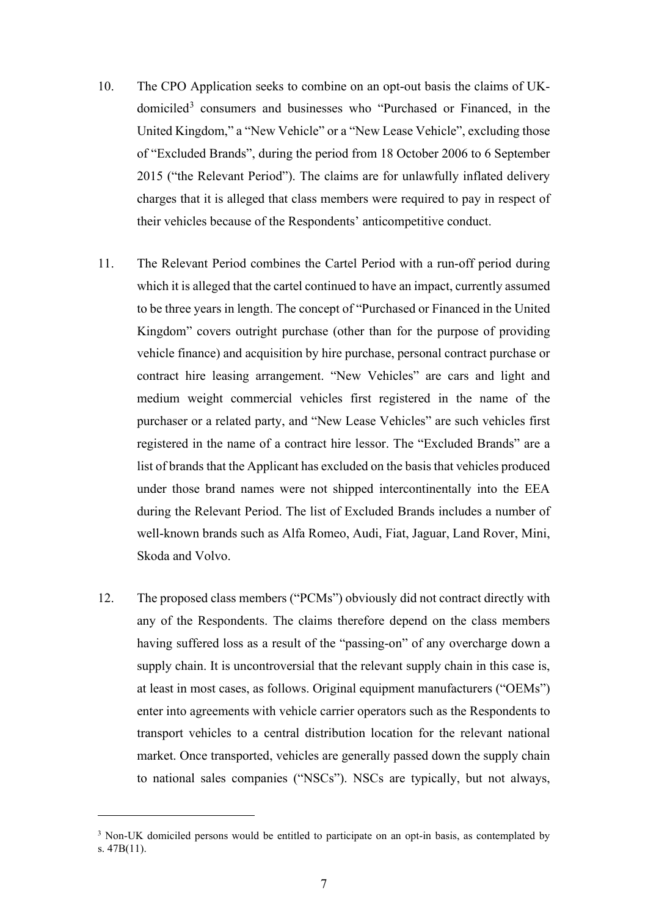10. The CPO Application seeks to combine on an opt-out basis the claims of UK-domiciled[3] consumers and businesses who "Purchased or Financed, in the United Kingdom," a "New Vehicle" or a "New Lease Vehicle", excluding those of "Excluded Brands", during the period from 18 October 2006 to 6 September 2015 ("the Relevant Period"). The claims are for unlawfully inflated delivery charges that it is alleged that class members were required to pay in respect of their vehicles because of the Respondents' anticompetitive conduct.

11. The Relevant Period combines the Cartel Period with a run-off period during which it is alleged that the cartel continued to have an impact, currently assumed to be three years in length. The concept of "Purchased or Financed in the United Kingdom" covers outright purchase (other than for the purpose of providing vehicle finance) and acquisition by hire purchase, personal contract purchase or contract hire leasing arrangement. "New Vehicles" are cars and light and medium weight commercial vehicles first registered in the name of the purchaser or a related party, and "New Lease Vehicles" are such vehicles first registered in the name of a contract hire lessor. The "Excluded Brands" are a list of brands that the Applicant has excluded on the basis that vehicles produced under those brand names were not shipped intercontinentally into the EEA during the Relevant Period. The list of Excluded Brands includes a number of well-known brands such as Alfa Romeo, Audi, Fiat, Jaguar, Land Rover, Mini, Skoda and Volvo.

12. The proposed class members ("PCMs") obviously did not contract directly with any of the Respondents. The claims therefore depend on the class members having suffered loss as a result of the "passing-on" of any overcharge down a supply chain. It is uncontroversial that the relevant supply chain in this case is, at least in most cases, as follows. Original equipment manufacturers ("OEMs") enter into agreements with vehicle carrier operators such as the Respondents to transport vehicles to a central distribution location for the relevant national market. Once transported, vehicles are generally passed down the supply chain to national sales companies ("NSCs"). NSCs are typically, but not always,

[3] Non-UK domiciled persons would be entitled to participate on an opt-in basis, as contemplated by s. 47B(11).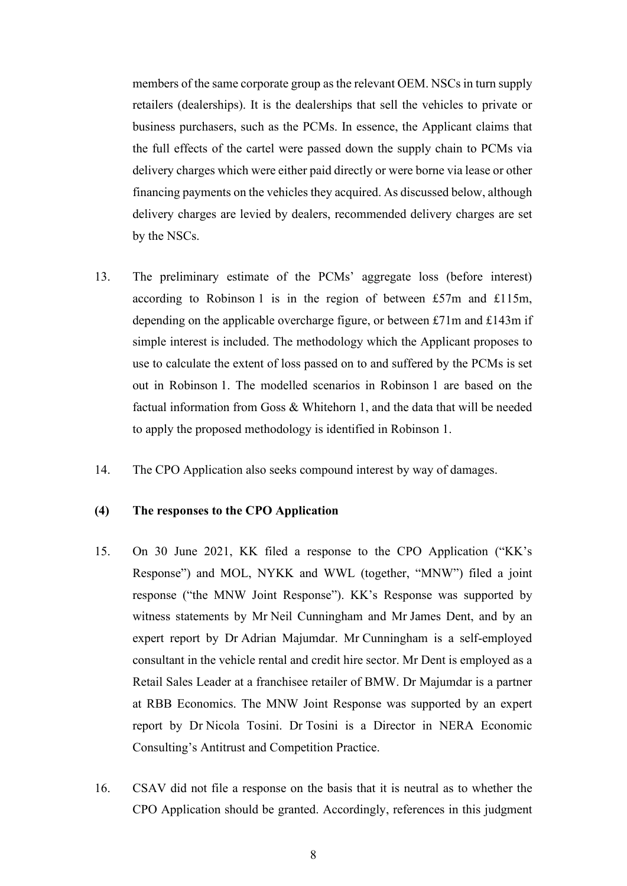members of the same corporate group as the relevant OEM. NSCs in turn supply retailers (dealerships). It is the dealerships that sell the vehicles to private or business purchasers, such as the PCMs. In essence, the Applicant claims that the full effects of the cartel were passed down the supply chain to PCMs via delivery charges which were either paid directly or were borne via lease or other financing payments on the vehicles they acquired. As discussed below, although delivery charges are levied by dealers, recommended delivery charges are set by the NSCs.

13. The preliminary estimate of the PCMs' aggregate loss (before interest) according to Robinson 1 is in the region of between £57m and £115m, depending on the applicable overcharge figure, or between £71m and £143m if simple interest is included. The methodology which the Applicant proposes to use to calculate the extent of loss passed on to and suffered by the PCMs is set out in Robinson 1. The modelled scenarios in Robinson 1 are based on the factual information from Goss & Whitehorn 1, and the data that will be needed to apply the proposed methodology is identified in Robinson 1.

14. The CPO Application also seeks compound interest by way of damages.

**(4) The responses to the CPO Application**

15. On 30 June 2021, KK filed a response to the CPO Application ("KK's Response") and MOL, NYKK and WWL (together, "MNW") filed a joint response ("the MNW Joint Response"). KK's Response was supported by witness statements by Mr Neil Cunningham and Mr James Dent, and by an expert report by Dr Adrian Majumdar. Mr Cunningham is a self-employed consultant in the vehicle rental and credit hire sector. Mr Dent is employed as a Retail Sales Leader at a franchisee retailer of BMW. Dr Majumdar is a partner at RBB Economics. The MNW Joint Response was supported by an expert report by Dr Nicola Tosini. Dr Tosini is a Director in NERA Economic Consulting's Antitrust and Competition Practice.

16. CSAV did not file a response on the basis that it is neutral as to whether the CPO Application should be granted. Accordingly, references in this judgment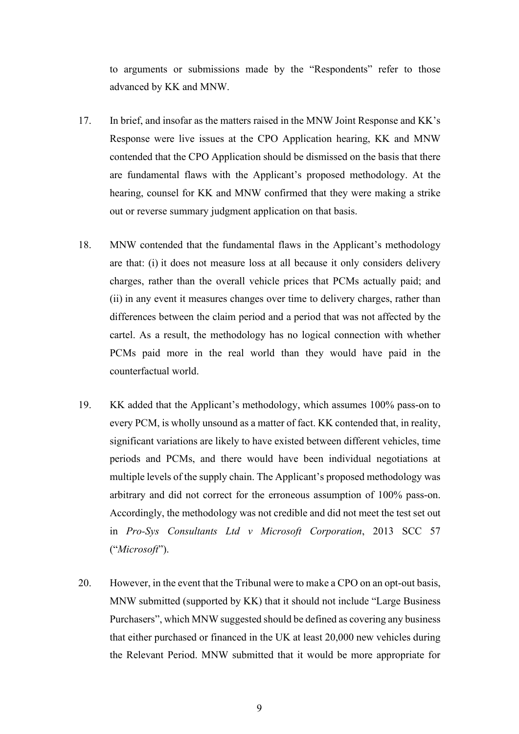to arguments or submissions made by the "Respondents" refer to those advanced by KK and MNW.

17. In brief, and insofar as the matters raised in the MNW Joint Response and KK's Response were live issues at the CPO Application hearing, KK and MNW contended that the CPO Application should be dismissed on the basis that there are fundamental flaws with the Applicant's proposed methodology. At the hearing, counsel for KK and MNW confirmed that they were making a strike out or reverse summary judgment application on that basis.

18. MNW contended that the fundamental flaws in the Applicant's methodology are that: (i) it does not measure loss at all because it only considers delivery charges, rather than the overall vehicle prices that PCMs actually paid; and (ii) in any event it measures changes over time to delivery charges, rather than differences between the claim period and a period that was not affected by the cartel. As a result, the methodology has no logical connection with whether PCMs paid more in the real world than they would have paid in the counterfactual world.

19. KK added that the Applicant's methodology, which assumes 100% pass-on to every PCM, is wholly unsound as a matter of fact. KK contended that, in reality, significant variations are likely to have existed between different vehicles, time periods and PCMs, and there would have been individual negotiations at multiple levels of the supply chain. The Applicant's proposed methodology was arbitrary and did not correct for the erroneous assumption of 100% pass-on. Accordingly, the methodology was not credible and did not meet the test set out in *Pro-Sys Consultants Ltd v Microsoft Corporation*, 2013 SCC 57 ("*Microsoft*").

20. However, in the event that the Tribunal were to make a CPO on an opt-out basis, MNW submitted (supported by KK) that it should not include "Large Business Purchasers", which MNW suggested should be defined as covering any business that either purchased or financed in the UK at least 20,000 new vehicles during the Relevant Period. MNW submitted that it would be more appropriate for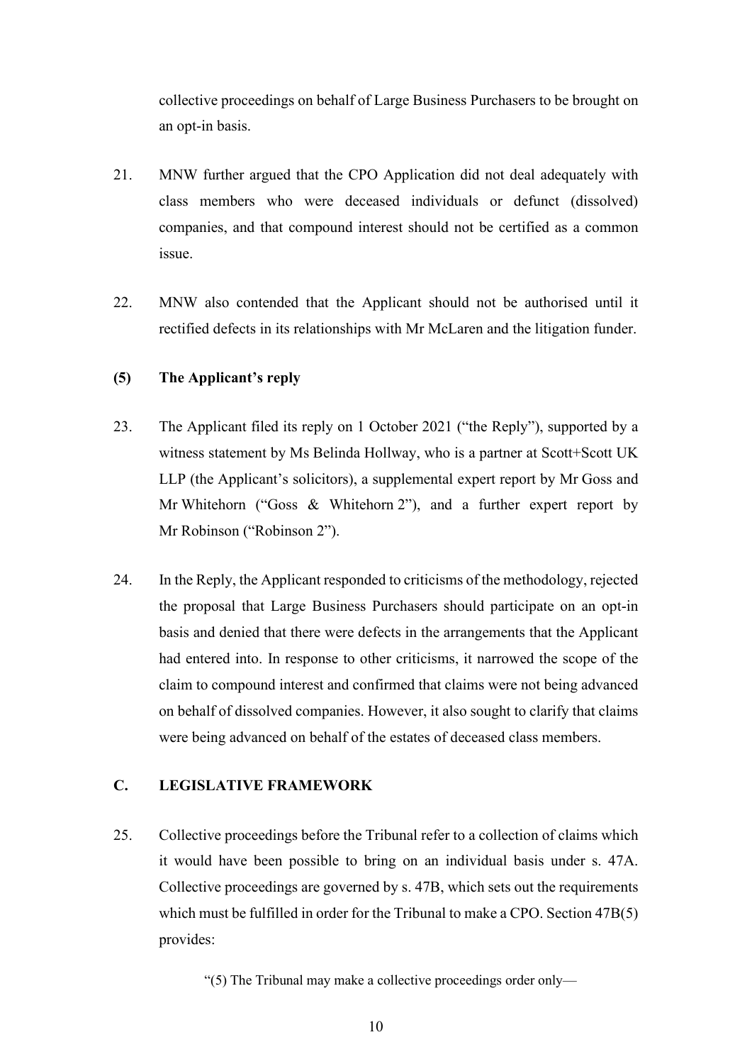collective proceedings on behalf of Large Business Purchasers to be brought on an opt-in basis.

21. MNW further argued that the CPO Application did not deal adequately with class members who were deceased individuals or defunct (dissolved) companies, and that compound interest should not be certified as a common issue.

22. MNW also contended that the Applicant should not be authorised until it rectified defects in its relationships with Mr McLaren and the litigation funder.

### (5) The Applicant's reply

23. The Applicant filed its reply on 1 October 2021 ("the Reply"), supported by a witness statement by Ms Belinda Hollway, who is a partner at Scott+Scott UK LLP (the Applicant's solicitors), a supplemental expert report by Mr Goss and Mr Whitehorn ("Goss & Whitehorn 2"), and a further expert report by Mr Robinson ("Robinson 2").

24. In the Reply, the Applicant responded to criticisms of the methodology, rejected the proposal that Large Business Purchasers should participate on an opt-in basis and denied that there were defects in the arrangements that the Applicant had entered into. In response to other criticisms, it narrowed the scope of the claim to compound interest and confirmed that claims were not being advanced on behalf of dissolved companies. However, it also sought to clarify that claims were being advanced on behalf of the estates of deceased class members.

## C. LEGISLATIVE FRAMEWORK

25. Collective proceedings before the Tribunal refer to a collection of claims which it would have been possible to bring on an individual basis under s. 47A. Collective proceedings are governed by s. 47B, which sets out the requirements which must be fulfilled in order for the Tribunal to make a CPO. Section 47B(5) provides:

> "(5) The Tribunal may make a collective proceedings order only—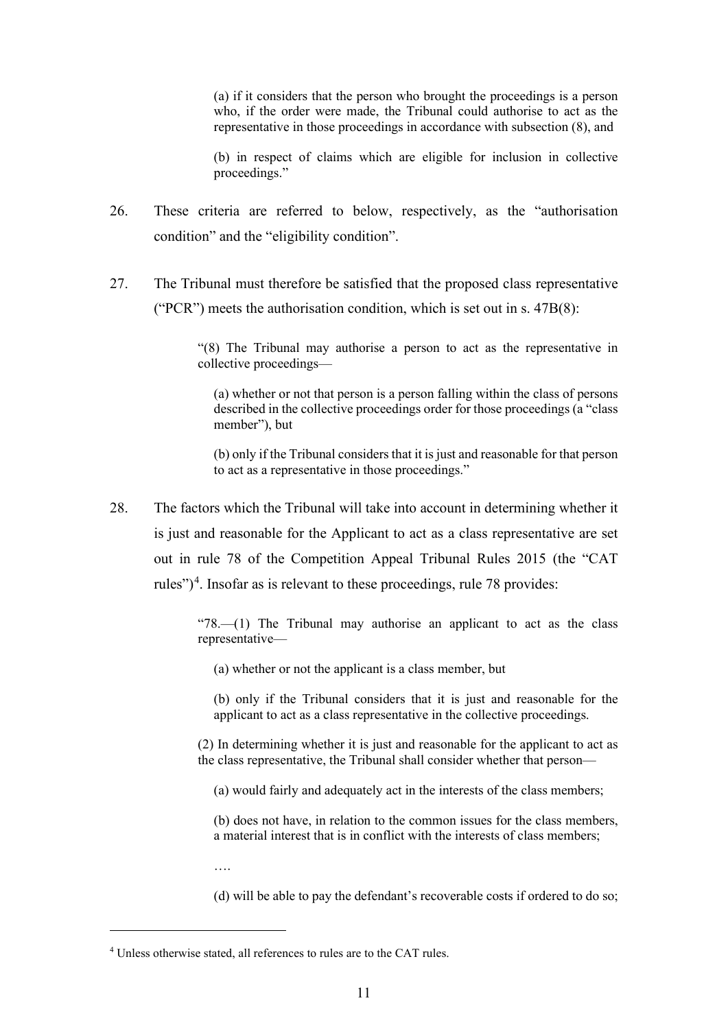> (a) if it considers that the person who brought the proceedings is a person who, if the order were made, the Tribunal could authorise to act as the representative in those proceedings in accordance with subsection (8), and
>
> (b) in respect of claims which are eligible for inclusion in collective proceedings."

26. These criteria are referred to below, respectively, as the "authorisation condition" and the "eligibility condition".

27. The Tribunal must therefore be satisfied that the proposed class representative ("PCR") meets the authorisation condition, which is set out in s. 47B(8):

> "(8) The Tribunal may authorise a person to act as the representative in collective proceedings—
>
> (a) whether or not that person is a person falling within the class of persons described in the collective proceedings order for those proceedings (a "class member"), but
>
> (b) only if the Tribunal considers that it is just and reasonable for that person to act as a representative in those proceedings."

28. The factors which the Tribunal will take into account in determining whether it is just and reasonable for the Applicant to act as a class representative are set out in rule 78 of the Competition Appeal Tribunal Rules 2015 (the "CAT rules")[4]. Insofar as is relevant to these proceedings, rule 78 provides:

> "78.—(1) The Tribunal may authorise an applicant to act as the class representative—
>
> (a) whether or not the applicant is a class member, but
>
> (b) only if the Tribunal considers that it is just and reasonable for the applicant to act as a class representative in the collective proceedings.
>
> (2) In determining whether it is just and reasonable for the applicant to act as the class representative, the Tribunal shall consider whether that person—
>
> (a) would fairly and adequately act in the interests of the class members;
>
> (b) does not have, in relation to the common issues for the class members, a material interest that is in conflict with the interests of class members;
>
> ….
>
> (d) will be able to pay the defendant's recoverable costs if ordered to do so;

[4] Unless otherwise stated, all references to rules are to the CAT rules.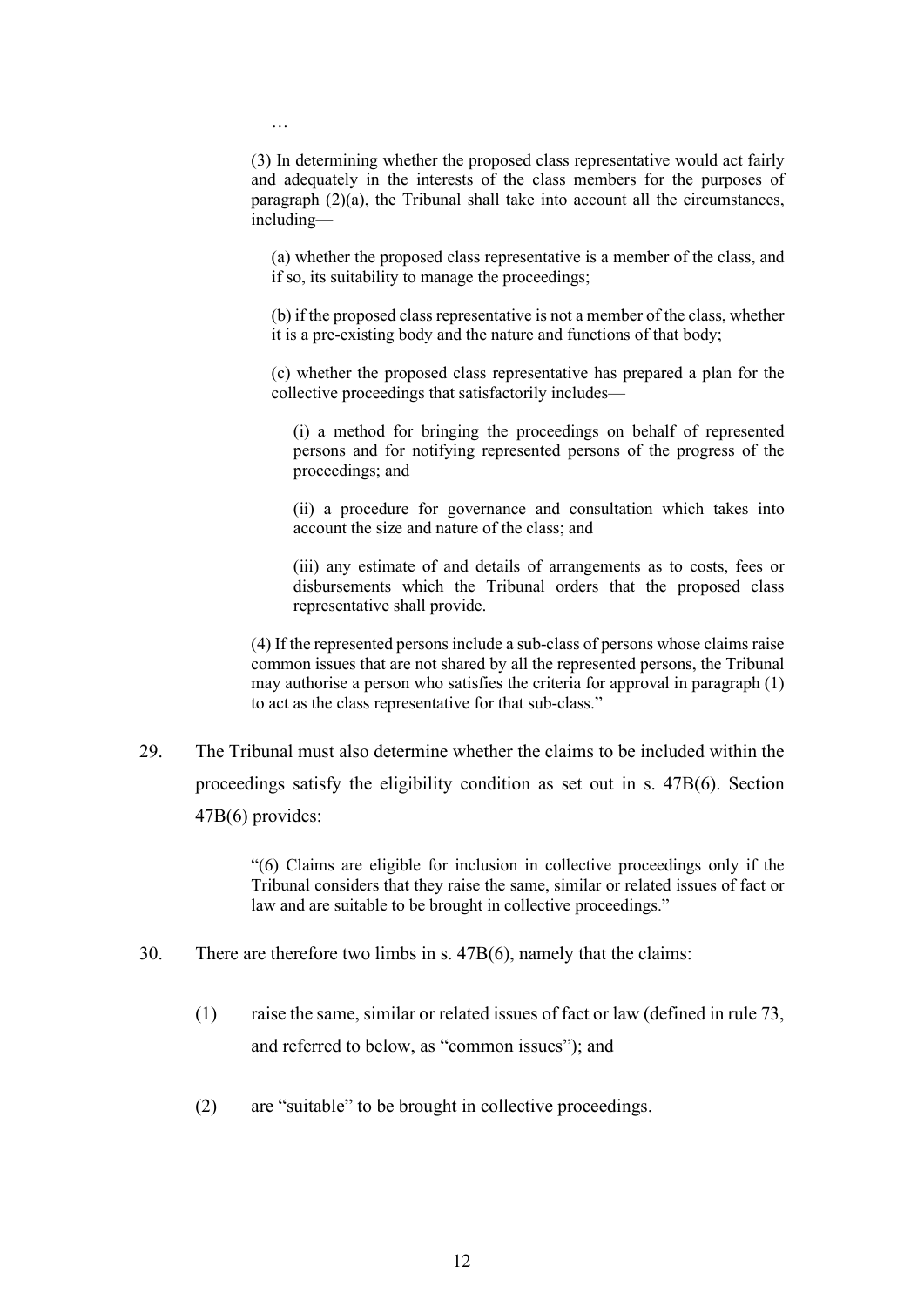> …
>
> (3) In determining whether the proposed class representative would act fairly and adequately in the interests of the class members for the purposes of paragraph (2)(a), the Tribunal shall take into account all the circumstances, including—
>
> (a) whether the proposed class representative is a member of the class, and if so, its suitability to manage the proceedings;
>
> (b) if the proposed class representative is not a member of the class, whether it is a pre-existing body and the nature and functions of that body;
>
> (c) whether the proposed class representative has prepared a plan for the collective proceedings that satisfactorily includes—
>
> (i) a method for bringing the proceedings on behalf of represented persons and for notifying represented persons of the progress of the proceedings; and
>
> (ii) a procedure for governance and consultation which takes into account the size and nature of the class; and
>
> (iii) any estimate of and details of arrangements as to costs, fees or disbursements which the Tribunal orders that the proposed class representative shall provide.
>
> (4) If the represented persons include a sub-class of persons whose claims raise common issues that are not shared by all the represented persons, the Tribunal may authorise a person who satisfies the criteria for approval in paragraph (1) to act as the class representative for that sub-class."

29. The Tribunal must also determine whether the claims to be included within the proceedings satisfy the eligibility condition as set out in s. 47B(6). Section 47B(6) provides:

> "(6) Claims are eligible for inclusion in collective proceedings only if the Tribunal considers that they raise the same, similar or related issues of fact or law and are suitable to be brought in collective proceedings."

30. There are therefore two limbs in s. 47B(6), namely that the claims:

    (1) raise the same, similar or related issues of fact or law (defined in rule 73, and referred to below, as "common issues"); and

    (2) are "suitable" to be brought in collective proceedings.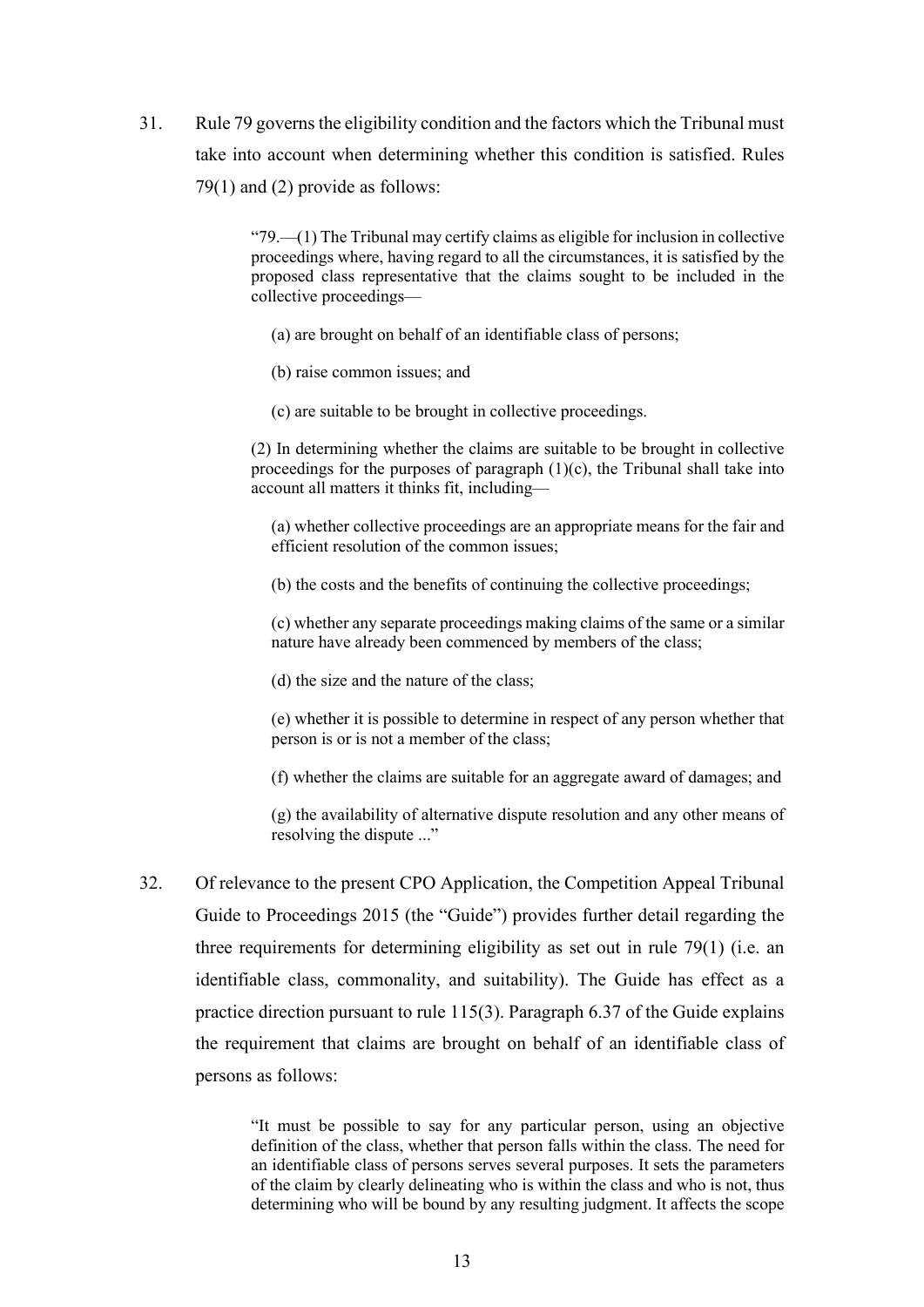31. Rule 79 governs the eligibility condition and the factors which the Tribunal must take into account when determining whether this condition is satisfied. Rules 79(1) and (2) provide as follows:

> "79.—(1) The Tribunal may certify claims as eligible for inclusion in collective proceedings where, having regard to all the circumstances, it is satisfied by the proposed class representative that the claims sought to be included in the collective proceedings—
>
> (a) are brought on behalf of an identifiable class of persons;
>
> (b) raise common issues; and
>
> (c) are suitable to be brought in collective proceedings.
>
> (2) In determining whether the claims are suitable to be brought in collective proceedings for the purposes of paragraph (1)(c), the Tribunal shall take into account all matters it thinks fit, including—
>
> (a) whether collective proceedings are an appropriate means for the fair and efficient resolution of the common issues;
>
> (b) the costs and the benefits of continuing the collective proceedings;
>
> (c) whether any separate proceedings making claims of the same or a similar nature have already been commenced by members of the class;
>
> (d) the size and the nature of the class;
>
> (e) whether it is possible to determine in respect of any person whether that person is or is not a member of the class;
>
> (f) whether the claims are suitable for an aggregate award of damages; and
>
> (g) the availability of alternative dispute resolution and any other means of resolving the dispute ..."

32. Of relevance to the present CPO Application, the Competition Appeal Tribunal Guide to Proceedings 2015 (the "Guide") provides further detail regarding the three requirements for determining eligibility as set out in rule 79(1) (i.e. an identifiable class, commonality, and suitability). The Guide has effect as a practice direction pursuant to rule 115(3). Paragraph 6.37 of the Guide explains the requirement that claims are brought on behalf of an identifiable class of persons as follows:

> "It must be possible to say for any particular person, using an objective definition of the class, whether that person falls within the class. The need for an identifiable class of persons serves several purposes. It sets the parameters of the claim by clearly delineating who is within the class and who is not, thus determining who will be bound by any resulting judgment. It affects the scope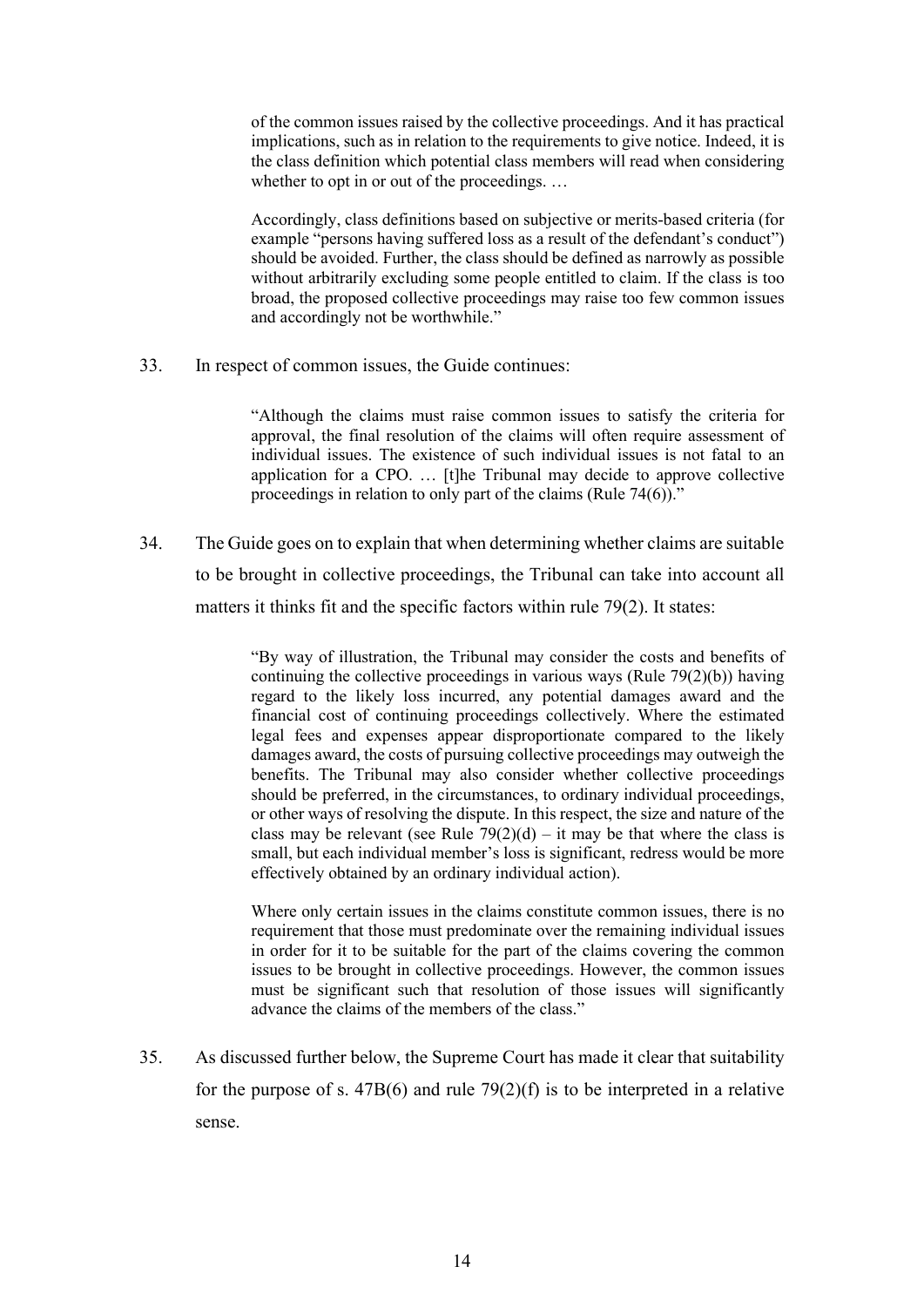> of the common issues raised by the collective proceedings. And it has practical implications, such as in relation to the requirements to give notice. Indeed, it is the class definition which potential class members will read when considering whether to opt in or out of the proceedings. …
>
> Accordingly, class definitions based on subjective or merits-based criteria (for example "persons having suffered loss as a result of the defendant's conduct") should be avoided. Further, the class should be defined as narrowly as possible without arbitrarily excluding some people entitled to claim. If the class is too broad, the proposed collective proceedings may raise too few common issues and accordingly not be worthwhile."

33. In respect of common issues, the Guide continues:

> "Although the claims must raise common issues to satisfy the criteria for approval, the final resolution of the claims will often require assessment of individual issues. The existence of such individual issues is not fatal to an application for a CPO. … [t]he Tribunal may decide to approve collective proceedings in relation to only part of the claims (Rule 74(6))."

34. The Guide goes on to explain that when determining whether claims are suitable to be brought in collective proceedings, the Tribunal can take into account all matters it thinks fit and the specific factors within rule 79(2). It states:

> "By way of illustration, the Tribunal may consider the costs and benefits of continuing the collective proceedings in various ways (Rule 79(2)(b)) having regard to the likely loss incurred, any potential damages award and the financial cost of continuing proceedings collectively. Where the estimated legal fees and expenses appear disproportionate compared to the likely damages award, the costs of pursuing collective proceedings may outweigh the benefits. The Tribunal may also consider whether collective proceedings should be preferred, in the circumstances, to ordinary individual proceedings, or other ways of resolving the dispute. In this respect, the size and nature of the class may be relevant (see Rule 79(2)(d) – it may be that where the class is small, but each individual member's loss is significant, redress would be more effectively obtained by an ordinary individual action).
>
> Where only certain issues in the claims constitute common issues, there is no requirement that those must predominate over the remaining individual issues in order for it to be suitable for the part of the claims covering the common issues to be brought in collective proceedings. However, the common issues must be significant such that resolution of those issues will significantly advance the claims of the members of the class."

35. As discussed further below, the Supreme Court has made it clear that suitability for the purpose of s. 47B(6) and rule 79(2)(f) is to be interpreted in a relative sense.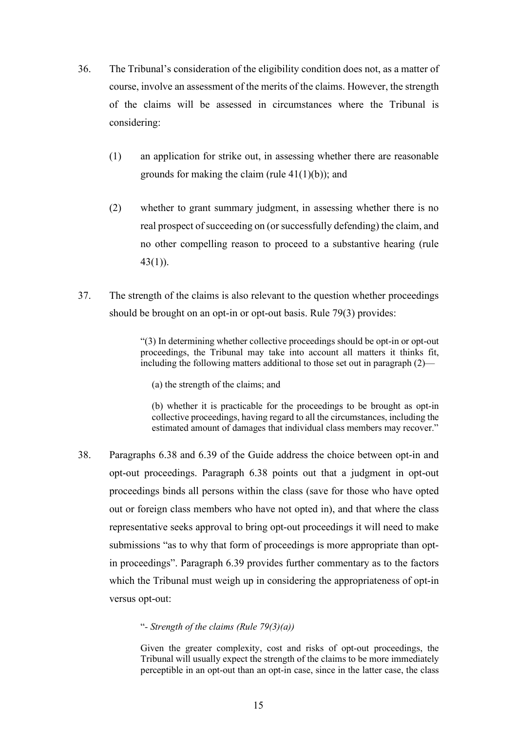36. The Tribunal's consideration of the eligibility condition does not, as a matter of course, involve an assessment of the merits of the claims. However, the strength of the claims will be assessed in circumstances where the Tribunal is considering:

   (1) an application for strike out, in assessing whether there are reasonable grounds for making the claim (rule 41(1)(b)); and

   (2) whether to grant summary judgment, in assessing whether there is no real prospect of succeeding on (or successfully defending) the claim, and no other compelling reason to proceed to a substantive hearing (rule 43(1)).

37. The strength of the claims is also relevant to the question whether proceedings should be brought on an opt-in or opt-out basis. Rule 79(3) provides:

   > "(3) In determining whether collective proceedings should be opt-in or opt-out proceedings, the Tribunal may take into account all matters it thinks fit, including the following matters additional to those set out in paragraph (2)—
   >
   > (a) the strength of the claims; and
   >
   > (b) whether it is practicable for the proceedings to be brought as opt-in collective proceedings, having regard to all the circumstances, including the estimated amount of damages that individual class members may recover."

38. Paragraphs 6.38 and 6.39 of the Guide address the choice between opt-in and opt-out proceedings. Paragraph 6.38 points out that a judgment in opt-out proceedings binds all persons within the class (save for those who have opted out or foreign class members who have not opted in), and that where the class representative seeks approval to bring opt-out proceedings it will need to make submissions "as to why that form of proceedings is more appropriate than opt-in proceedings". Paragraph 6.39 provides further commentary as to the factors which the Tribunal must weigh up in considering the appropriateness of opt-in versus opt-out:

   > "*- Strength of the claims (Rule 79(3)(a))*
   >
   > Given the greater complexity, cost and risks of opt-out proceedings, the Tribunal will usually expect the strength of the claims to be more immediately perceptible in an opt-out than an opt-in case, since in the latter case, the class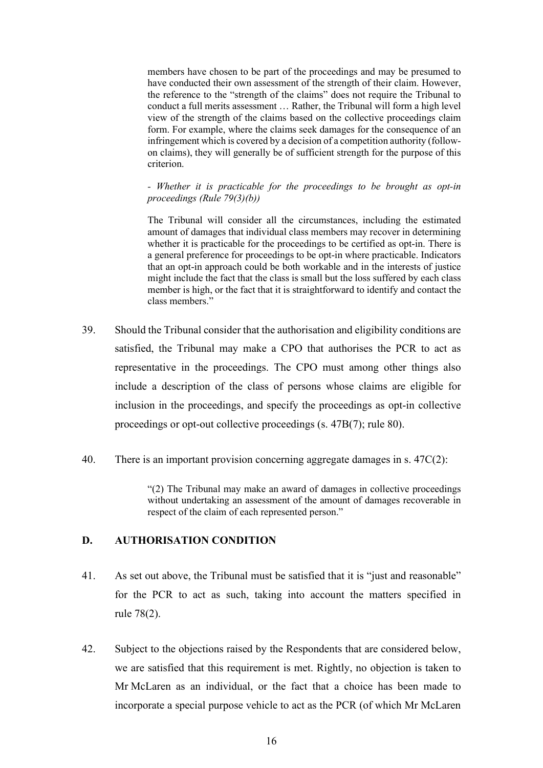> members have chosen to be part of the proceedings and may be presumed to have conducted their own assessment of the strength of their claim. However, the reference to the "strength of the claims" does not require the Tribunal to conduct a full merits assessment … Rather, the Tribunal will form a high level view of the strength of the claims based on the collective proceedings claim form. For example, where the claims seek damages for the consequence of an infringement which is covered by a decision of a competition authority (follow-on claims), they will generally be of sufficient strength for the purpose of this criterion.
>
> - *Whether it is practicable for the proceedings to be brought as opt-in proceedings (Rule 79(3)(b))*
>
> The Tribunal will consider all the circumstances, including the estimated amount of damages that individual class members may recover in determining whether it is practicable for the proceedings to be certified as opt-in. There is a general preference for proceedings to be opt-in where practicable. Indicators that an opt-in approach could be both workable and in the interests of justice might include the fact that the class is small but the loss suffered by each class member is high, or the fact that it is straightforward to identify and contact the class members."

39. Should the Tribunal consider that the authorisation and eligibility conditions are satisfied, the Tribunal may make a CPO that authorises the PCR to act as representative in the proceedings. The CPO must among other things also include a description of the class of persons whose claims are eligible for inclusion in the proceedings, and specify the proceedings as opt-in collective proceedings or opt-out collective proceedings (s. 47B(7); rule 80).

40. There is an important provision concerning aggregate damages in s. 47C(2):

> "(2) The Tribunal may make an award of damages in collective proceedings without undertaking an assessment of the amount of damages recoverable in respect of the claim of each represented person."

## D. AUTHORISATION CONDITION

41. As set out above, the Tribunal must be satisfied that it is "just and reasonable" for the PCR to act as such, taking into account the matters specified in rule 78(2).

42. Subject to the objections raised by the Respondents that are considered below, we are satisfied that this requirement is met. Rightly, no objection is taken to Mr McLaren as an individual, or the fact that a choice has been made to incorporate a special purpose vehicle to act as the PCR (of which Mr McLaren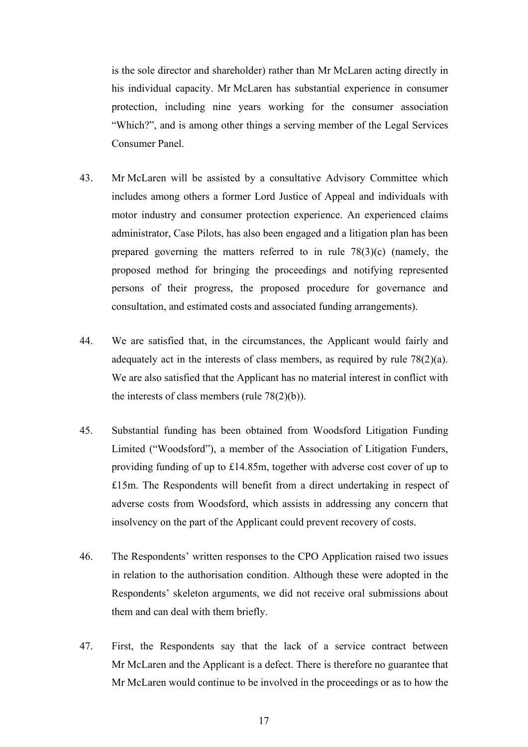is the sole director and shareholder) rather than Mr McLaren acting directly in his individual capacity. Mr McLaren has substantial experience in consumer protection, including nine years working for the consumer association "Which?", and is among other things a serving member of the Legal Services Consumer Panel.

43. Mr McLaren will be assisted by a consultative Advisory Committee which includes among others a former Lord Justice of Appeal and individuals with motor industry and consumer protection experience. An experienced claims administrator, Case Pilots, has also been engaged and a litigation plan has been prepared governing the matters referred to in rule 78(3)(c) (namely, the proposed method for bringing the proceedings and notifying represented persons of their progress, the proposed procedure for governance and consultation, and estimated costs and associated funding arrangements).

44. We are satisfied that, in the circumstances, the Applicant would fairly and adequately act in the interests of class members, as required by rule 78(2)(a). We are also satisfied that the Applicant has no material interest in conflict with the interests of class members (rule 78(2)(b)).

45. Substantial funding has been obtained from Woodsford Litigation Funding Limited ("Woodsford"), a member of the Association of Litigation Funders, providing funding of up to £14.85m, together with adverse cost cover of up to £15m. The Respondents will benefit from a direct undertaking in respect of adverse costs from Woodsford, which assists in addressing any concern that insolvency on the part of the Applicant could prevent recovery of costs.

46. The Respondents' written responses to the CPO Application raised two issues in relation to the authorisation condition. Although these were adopted in the Respondents' skeleton arguments, we did not receive oral submissions about them and can deal with them briefly.

47. First, the Respondents say that the lack of a service contract between Mr McLaren and the Applicant is a defect. There is therefore no guarantee that Mr McLaren would continue to be involved in the proceedings or as to how the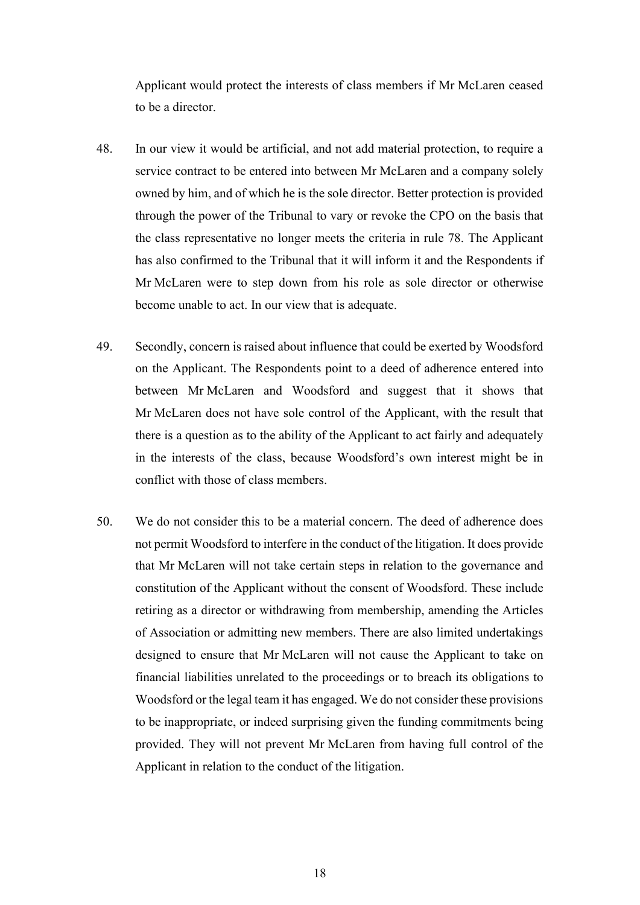Applicant would protect the interests of class members if Mr McLaren ceased to be a director.

48. In our view it would be artificial, and not add material protection, to require a service contract to be entered into between Mr McLaren and a company solely owned by him, and of which he is the sole director. Better protection is provided through the power of the Tribunal to vary or revoke the CPO on the basis that the class representative no longer meets the criteria in rule 78. The Applicant has also confirmed to the Tribunal that it will inform it and the Respondents if Mr McLaren were to step down from his role as sole director or otherwise become unable to act. In our view that is adequate.

49. Secondly, concern is raised about influence that could be exerted by Woodsford on the Applicant. The Respondents point to a deed of adherence entered into between Mr McLaren and Woodsford and suggest that it shows that Mr McLaren does not have sole control of the Applicant, with the result that there is a question as to the ability of the Applicant to act fairly and adequately in the interests of the class, because Woodsford's own interest might be in conflict with those of class members.

50. We do not consider this to be a material concern. The deed of adherence does not permit Woodsford to interfere in the conduct of the litigation. It does provide that Mr McLaren will not take certain steps in relation to the governance and constitution of the Applicant without the consent of Woodsford. These include retiring as a director or withdrawing from membership, amending the Articles of Association or admitting new members. There are also limited undertakings designed to ensure that Mr McLaren will not cause the Applicant to take on financial liabilities unrelated to the proceedings or to breach its obligations to Woodsford or the legal team it has engaged. We do not consider these provisions to be inappropriate, or indeed surprising given the funding commitments being provided. They will not prevent Mr McLaren from having full control of the Applicant in relation to the conduct of the litigation.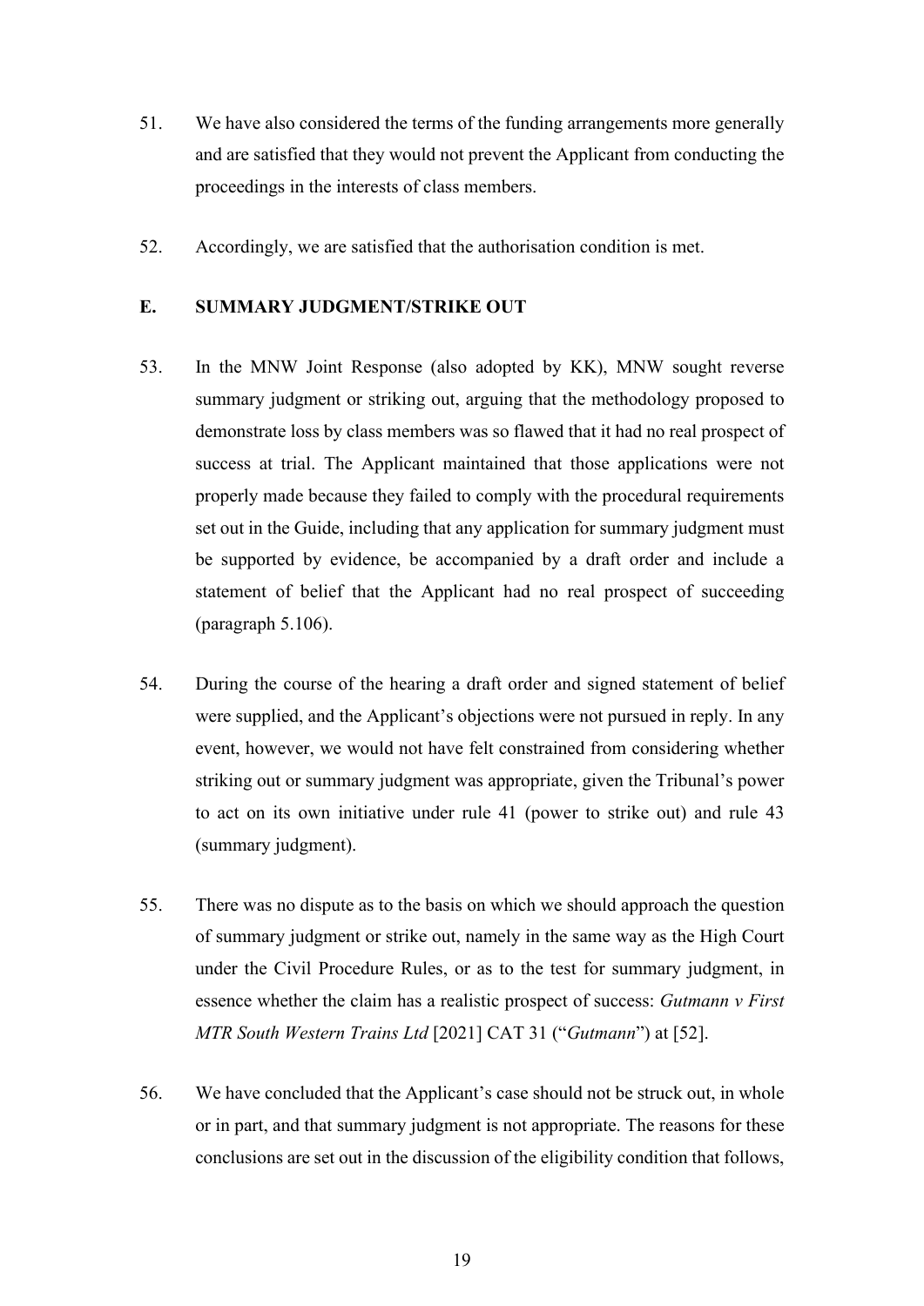51. We have also considered the terms of the funding arrangements more generally and are satisfied that they would not prevent the Applicant from conducting the proceedings in the interests of class members.

52. Accordingly, we are satisfied that the authorisation condition is met.

## E. SUMMARY JUDGMENT/STRIKE OUT

53. In the MNW Joint Response (also adopted by KK), MNW sought reverse summary judgment or striking out, arguing that the methodology proposed to demonstrate loss by class members was so flawed that it had no real prospect of success at trial. The Applicant maintained that those applications were not properly made because they failed to comply with the procedural requirements set out in the Guide, including that any application for summary judgment must be supported by evidence, be accompanied by a draft order and include a statement of belief that the Applicant had no real prospect of succeeding (paragraph 5.106).

54. During the course of the hearing a draft order and signed statement of belief were supplied, and the Applicant's objections were not pursued in reply. In any event, however, we would not have felt constrained from considering whether striking out or summary judgment was appropriate, given the Tribunal's power to act on its own initiative under rule 41 (power to strike out) and rule 43 (summary judgment).

55. There was no dispute as to the basis on which we should approach the question of summary judgment or strike out, namely in the same way as the High Court under the Civil Procedure Rules, or as to the test for summary judgment, in essence whether the claim has a realistic prospect of success: *Gutmann v First MTR South Western Trains Ltd* [2021] CAT 31 ("*Gutmann*") at [52].

56. We have concluded that the Applicant's case should not be struck out, in whole or in part, and that summary judgment is not appropriate. The reasons for these conclusions are set out in the discussion of the eligibility condition that follows,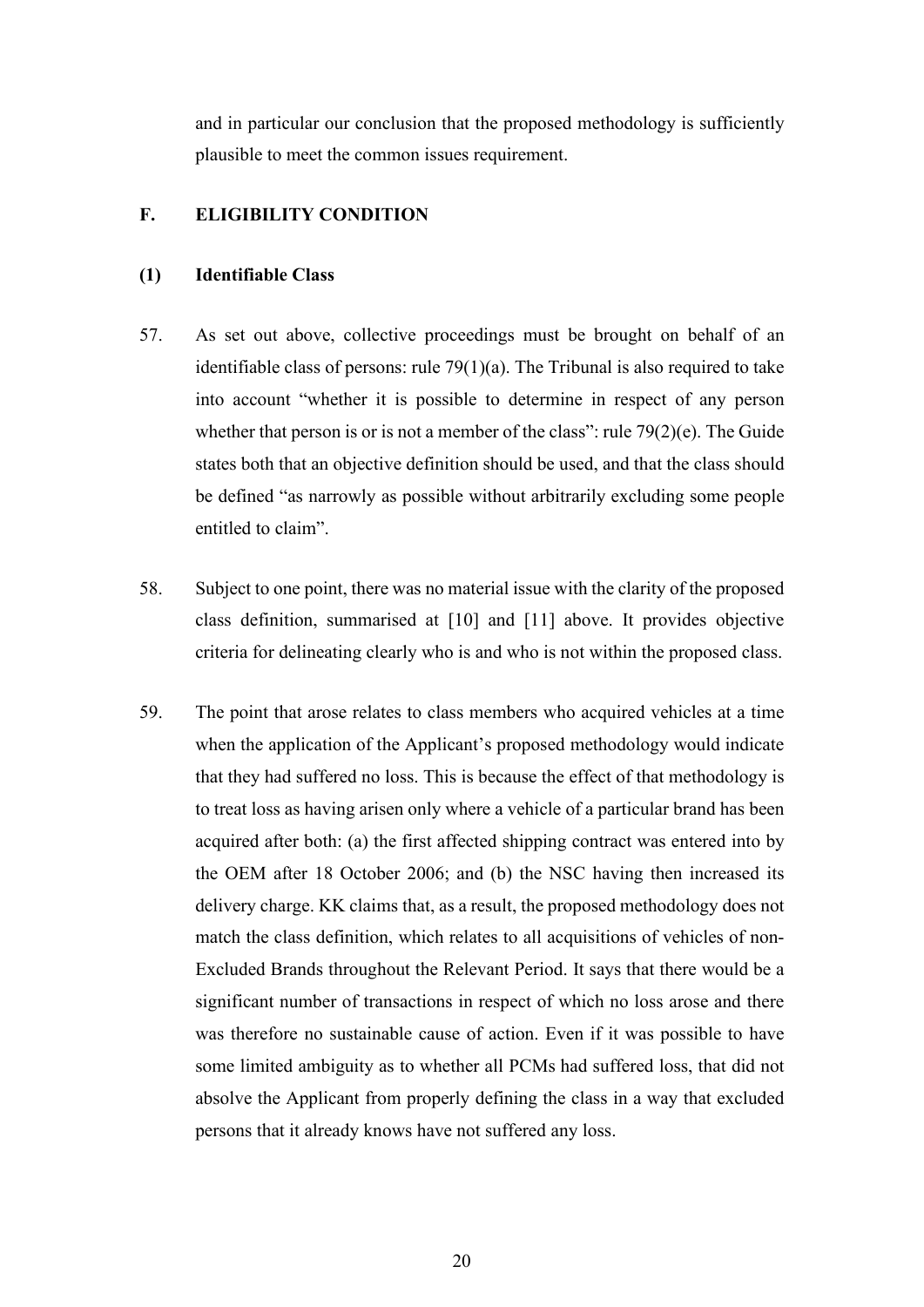and in particular our conclusion that the proposed methodology is sufficiently plausible to meet the common issues requirement.

## F. ELIGIBILITY CONDITION

### (1) Identifiable Class

57. As set out above, collective proceedings must be brought on behalf of an identifiable class of persons: rule 79(1)(a). The Tribunal is also required to take into account "whether it is possible to determine in respect of any person whether that person is or is not a member of the class": rule 79(2)(e). The Guide states both that an objective definition should be used, and that the class should be defined "as narrowly as possible without arbitrarily excluding some people entitled to claim".

58. Subject to one point, there was no material issue with the clarity of the proposed class definition, summarised at [10] and [11] above. It provides objective criteria for delineating clearly who is and who is not within the proposed class.

59. The point that arose relates to class members who acquired vehicles at a time when the application of the Applicant's proposed methodology would indicate that they had suffered no loss. This is because the effect of that methodology is to treat loss as having arisen only where a vehicle of a particular brand has been acquired after both: (a) the first affected shipping contract was entered into by the OEM after 18 October 2006; and (b) the NSC having then increased its delivery charge. KK claims that, as a result, the proposed methodology does not match the class definition, which relates to all acquisitions of vehicles of non-Excluded Brands throughout the Relevant Period. It says that there would be a significant number of transactions in respect of which no loss arose and there was therefore no sustainable cause of action. Even if it was possible to have some limited ambiguity as to whether all PCMs had suffered loss, that did not absolve the Applicant from properly defining the class in a way that excluded persons that it already knows have not suffered any loss.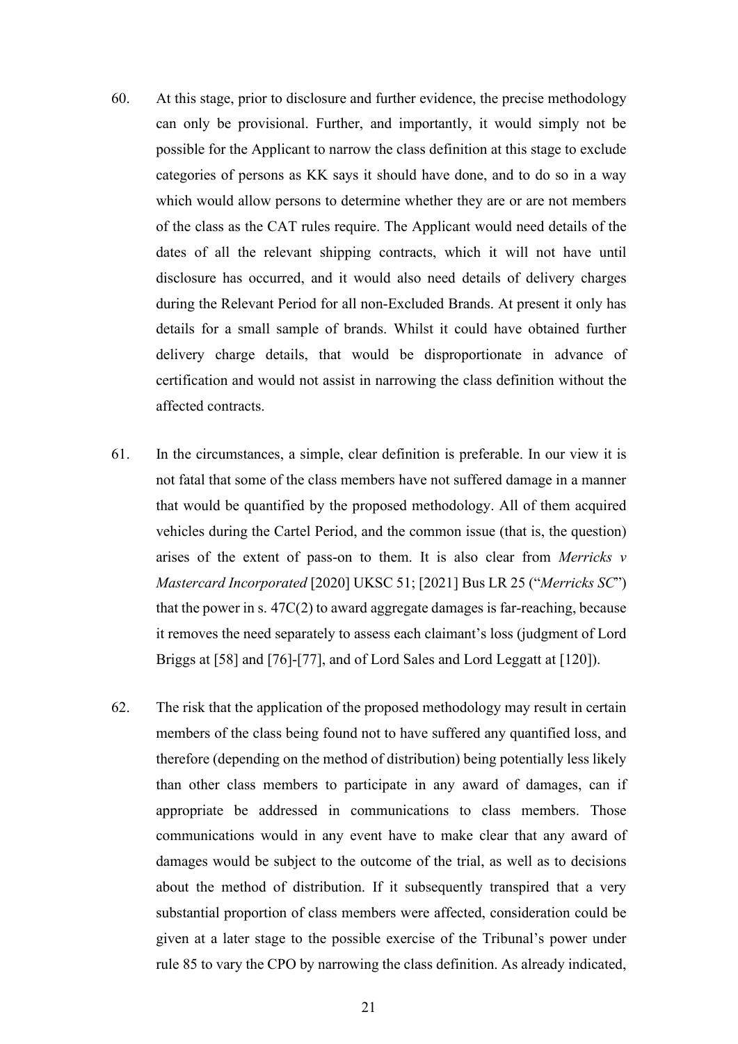60. At this stage, prior to disclosure and further evidence, the precise methodology can only be provisional. Further, and importantly, it would simply not be possible for the Applicant to narrow the class definition at this stage to exclude categories of persons as KK says it should have done, and to do so in a way which would allow persons to determine whether they are or are not members of the class as the CAT rules require. The Applicant would need details of the dates of all the relevant shipping contracts, which it will not have until disclosure has occurred, and it would also need details of delivery charges during the Relevant Period for all non-Excluded Brands. At present it only has details for a small sample of brands. Whilst it could have obtained further delivery charge details, that would be disproportionate in advance of certification and would not assist in narrowing the class definition without the affected contracts.

61. In the circumstances, a simple, clear definition is preferable. In our view it is not fatal that some of the class members have not suffered damage in a manner that would be quantified by the proposed methodology. All of them acquired vehicles during the Cartel Period, and the common issue (that is, the question) arises of the extent of pass-on to them. It is also clear from *Merricks v Mastercard Incorporated* [2020] UKSC 51; [2021] Bus LR 25 ("*Merricks SC*") that the power in s. 47C(2) to award aggregate damages is far-reaching, because it removes the need separately to assess each claimant's loss (judgment of Lord Briggs at [58] and [76]-[77], and of Lord Sales and Lord Leggatt at [120]).

62. The risk that the application of the proposed methodology may result in certain members of the class being found not to have suffered any quantified loss, and therefore (depending on the method of distribution) being potentially less likely than other class members to participate in any award of damages, can if appropriate be addressed in communications to class members. Those communications would in any event have to make clear that any award of damages would be subject to the outcome of the trial, as well as to decisions about the method of distribution. If it subsequently transpired that a very substantial proportion of class members were affected, consideration could be given at a later stage to the possible exercise of the Tribunal's power under rule 85 to vary the CPO by narrowing the class definition. As already indicated,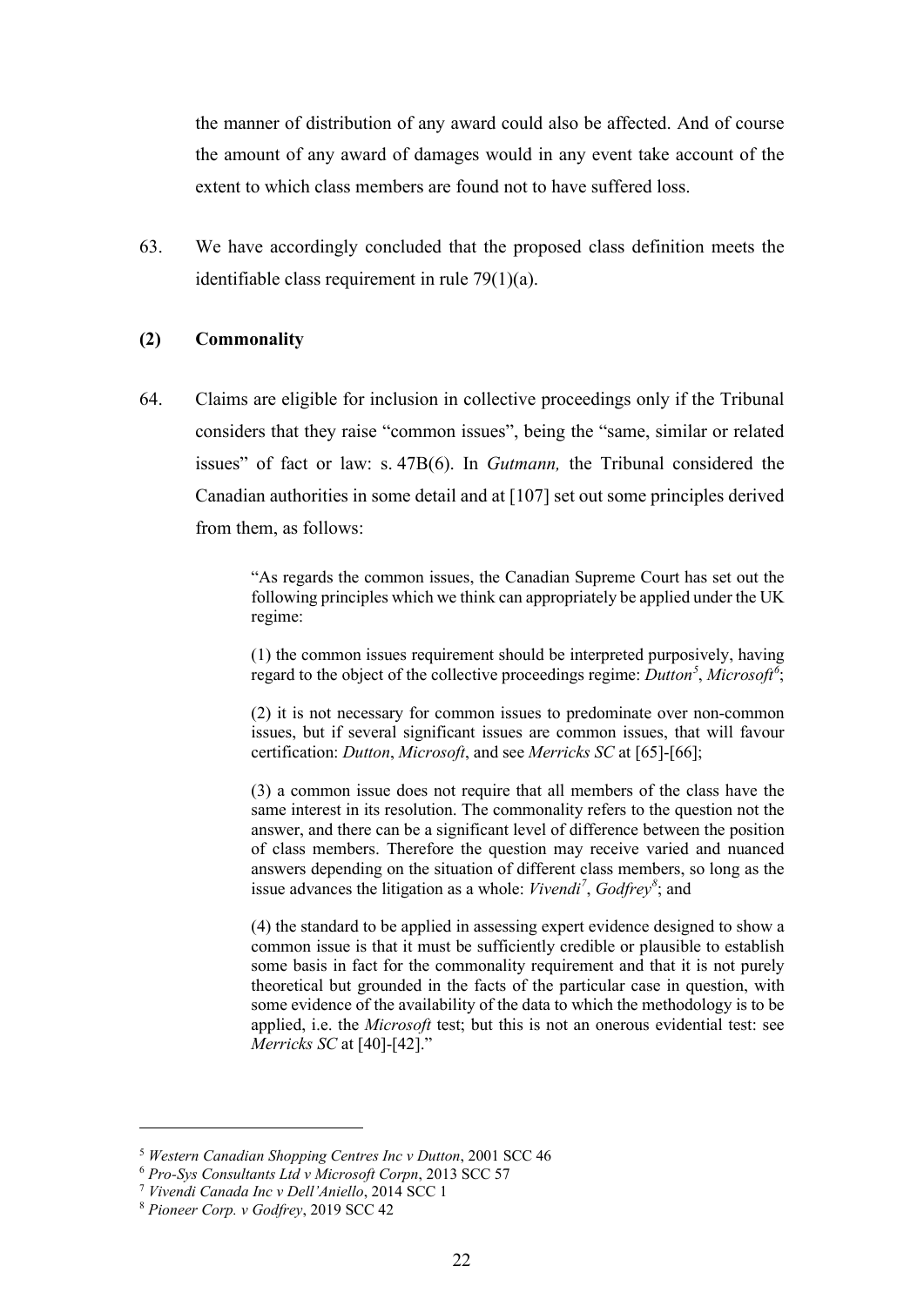the manner of distribution of any award could also be affected. And of course the amount of any award of damages would in any event take account of the extent to which class members are found not to have suffered loss.

63. We have accordingly concluded that the proposed class definition meets the identifiable class requirement in rule 79(1)(a).

### (2) Commonality

64. Claims are eligible for inclusion in collective proceedings only if the Tribunal considers that they raise "common issues", being the "same, similar or related issues" of fact or law: s. 47B(6). In *Gutmann,* the Tribunal considered the Canadian authorities in some detail and at [107] set out some principles derived from them, as follows:

> "As regards the common issues, the Canadian Supreme Court has set out the following principles which we think can appropriately be applied under the UK regime:
>
> (1) the common issues requirement should be interpreted purposively, having regard to the object of the collective proceedings regime: *Dutton*[5], *Microsoft*[6];
>
> (2) it is not necessary for common issues to predominate over non-common issues, but if several significant issues are common issues, that will favour certification: *Dutton*, *Microsoft*, and see *Merricks SC* at [65]-[66];
>
> (3) a common issue does not require that all members of the class have the same interest in its resolution. The commonality refers to the question not the answer, and there can be a significant level of difference between the position of class members. Therefore the question may receive varied and nuanced answers depending on the situation of different class members, so long as the issue advances the litigation as a whole: *Vivendi*[7], *Godfrey*[8]; and
>
> (4) the standard to be applied in assessing expert evidence designed to show a common issue is that it must be sufficiently credible or plausible to establish some basis in fact for the commonality requirement and that it is not purely theoretical but grounded in the facts of the particular case in question, with some evidence of the availability of the data to which the methodology is to be applied, i.e. the *Microsoft* test; but this is not an onerous evidential test: see *Merricks SC* at [40]-[42]."

---

[5] *Western Canadian Shopping Centres Inc v Dutton*, 2001 SCC 46

[6] *Pro-Sys Consultants Ltd v Microsoft Corpn*, 2013 SCC 57

[7] *Vivendi Canada Inc v Dell'Aniello*, 2014 SCC 1

[8] *Pioneer Corp. v Godfrey*, 2019 SCC 42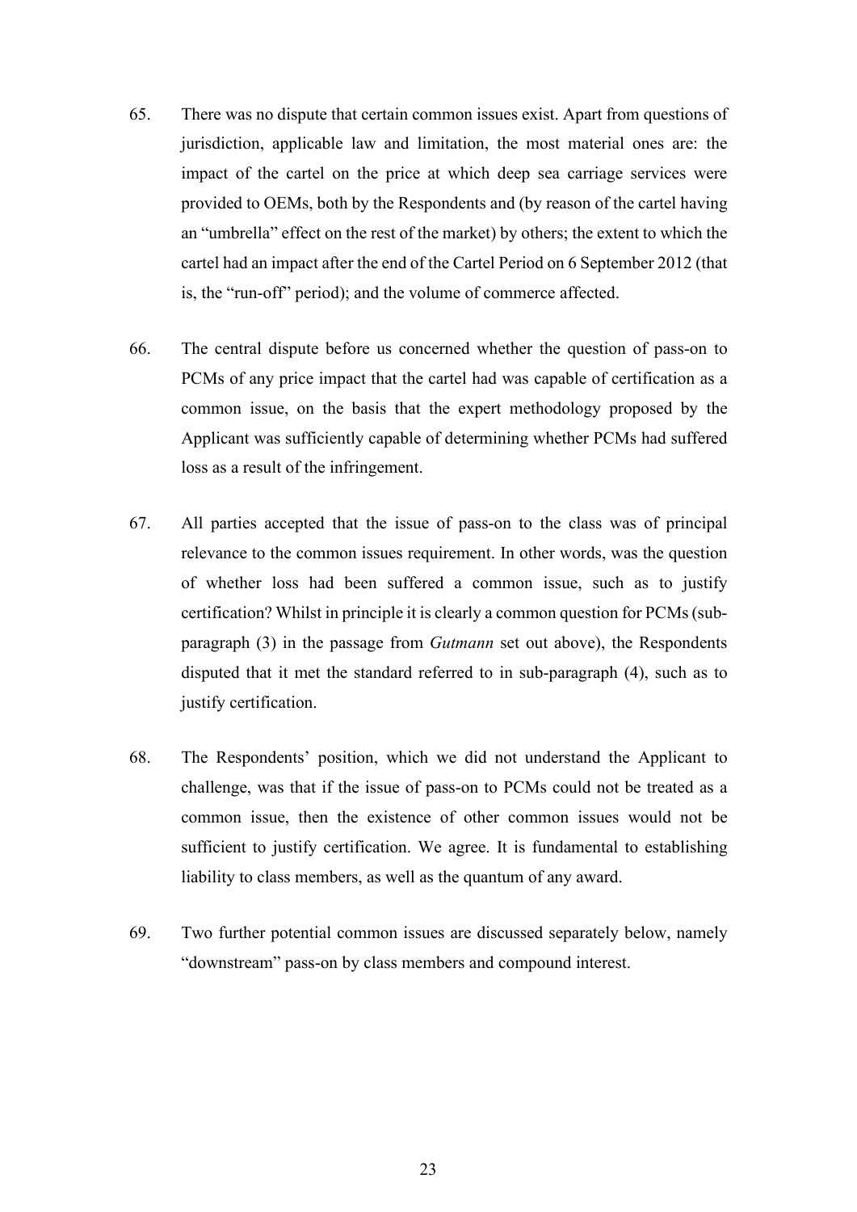65. There was no dispute that certain common issues exist. Apart from questions of jurisdiction, applicable law and limitation, the most material ones are: the impact of the cartel on the price at which deep sea carriage services were provided to OEMs, both by the Respondents and (by reason of the cartel having an "umbrella" effect on the rest of the market) by others; the extent to which the cartel had an impact after the end of the Cartel Period on 6 September 2012 (that is, the "run-off" period); and the volume of commerce affected.

66. The central dispute before us concerned whether the question of pass-on to PCMs of any price impact that the cartel had was capable of certification as a common issue, on the basis that the expert methodology proposed by the Applicant was sufficiently capable of determining whether PCMs had suffered loss as a result of the infringement.

67. All parties accepted that the issue of pass-on to the class was of principal relevance to the common issues requirement. In other words, was the question of whether loss had been suffered a common issue, such as to justify certification? Whilst in principle it is clearly a common question for PCMs (sub-paragraph (3) in the passage from *Gutmann* set out above), the Respondents disputed that it met the standard referred to in sub-paragraph (4), such as to justify certification.

68. The Respondents' position, which we did not understand the Applicant to challenge, was that if the issue of pass-on to PCMs could not be treated as a common issue, then the existence of other common issues would not be sufficient to justify certification. We agree. It is fundamental to establishing liability to class members, as well as the quantum of any award.

69. Two further potential common issues are discussed separately below, namely "downstream" pass-on by class members and compound interest.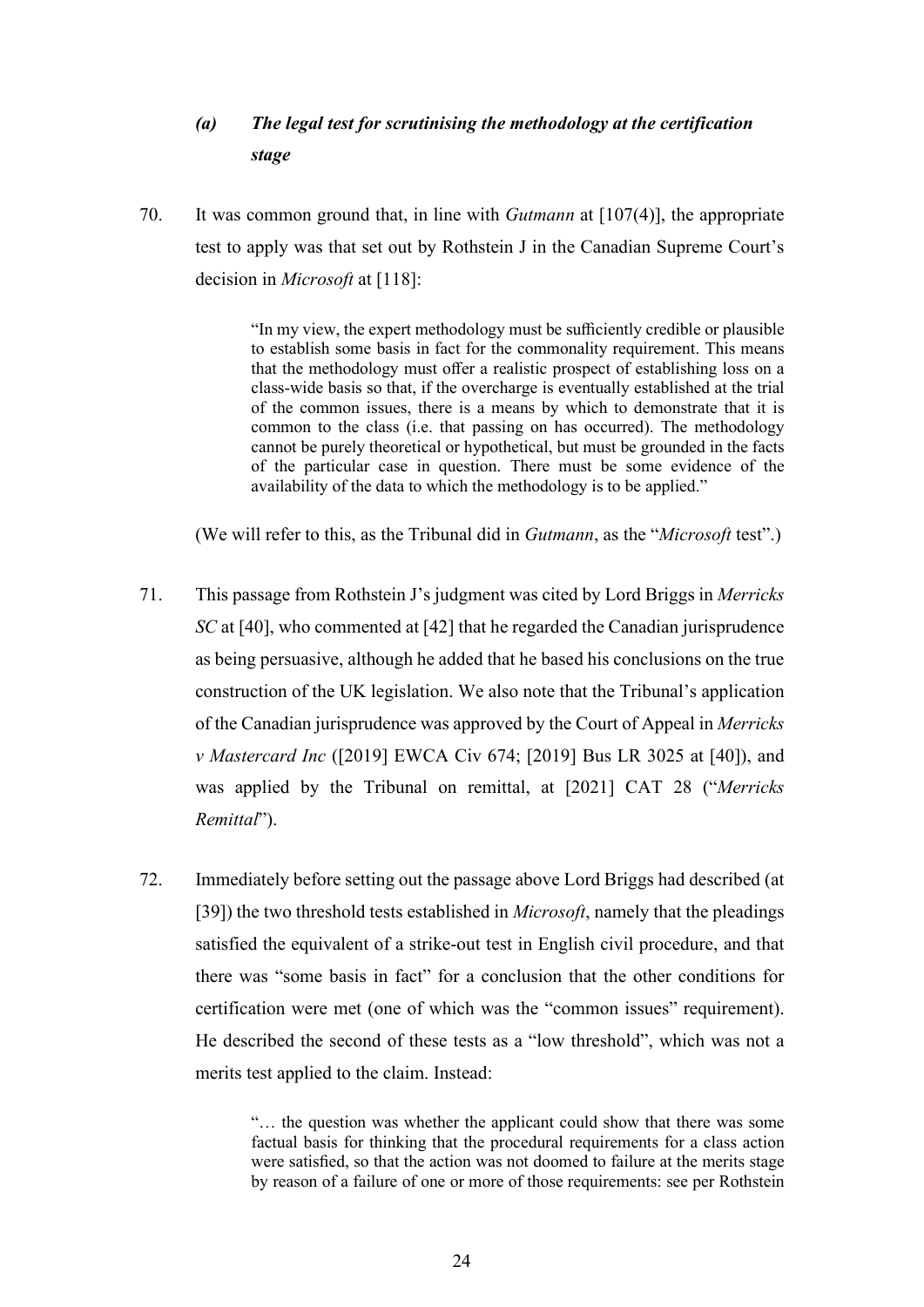### *(a) The legal test for scrutinising the methodology at the certification stage*

70. It was common ground that, in line with *Gutmann* at [107(4)], the appropriate test to apply was that set out by Rothstein J in the Canadian Supreme Court's decision in *Microsoft* at [118]:

> "In my view, the expert methodology must be sufficiently credible or plausible to establish some basis in fact for the commonality requirement. This means that the methodology must offer a realistic prospect of establishing loss on a class-wide basis so that, if the overcharge is eventually established at the trial of the common issues, there is a means by which to demonstrate that it is common to the class (i.e. that passing on has occurred). The methodology cannot be purely theoretical or hypothetical, but must be grounded in the facts of the particular case in question. There must be some evidence of the availability of the data to which the methodology is to be applied."

(We will refer to this, as the Tribunal did in *Gutmann*, as the "*Microsoft* test".)

71. This passage from Rothstein J's judgment was cited by Lord Briggs in *Merricks SC* at [40], who commented at [42] that he regarded the Canadian jurisprudence as being persuasive, although he added that he based his conclusions on the true construction of the UK legislation. We also note that the Tribunal's application of the Canadian jurisprudence was approved by the Court of Appeal in *Merricks v Mastercard Inc* ([2019] EWCA Civ 674; [2019] Bus LR 3025 at [40]), and was applied by the Tribunal on remittal, at [2021] CAT 28 ("*Merricks Remittal*").

72. Immediately before setting out the passage above Lord Briggs had described (at [39]) the two threshold tests established in *Microsoft*, namely that the pleadings satisfied the equivalent of a strike-out test in English civil procedure, and that there was "some basis in fact" for a conclusion that the other conditions for certification were met (one of which was the "common issues" requirement). He described the second of these tests as a "low threshold", which was not a merits test applied to the claim. Instead:

> "… the question was whether the applicant could show that there was some factual basis for thinking that the procedural requirements for a class action were satisfied, so that the action was not doomed to failure at the merits stage by reason of a failure of one or more of those requirements: see per Rothstein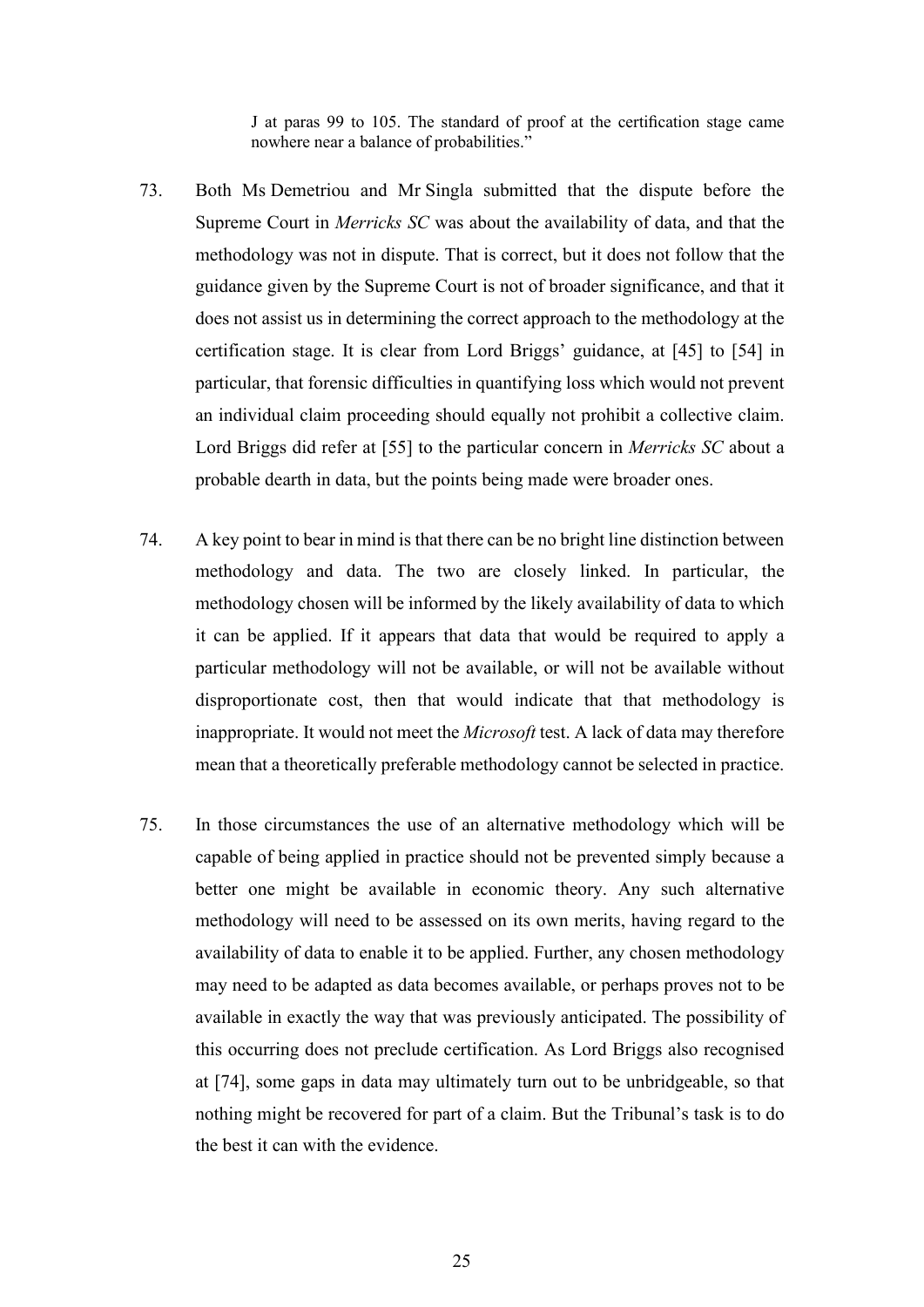> J at paras 99 to 105. The standard of proof at the certification stage came nowhere near a balance of probabilities."

73. Both Ms Demetriou and Mr Singla submitted that the dispute before the Supreme Court in *Merricks SC* was about the availability of data, and that the methodology was not in dispute. That is correct, but it does not follow that the guidance given by the Supreme Court is not of broader significance, and that it does not assist us in determining the correct approach to the methodology at the certification stage. It is clear from Lord Briggs' guidance, at [45] to [54] in particular, that forensic difficulties in quantifying loss which would not prevent an individual claim proceeding should equally not prohibit a collective claim. Lord Briggs did refer at [55] to the particular concern in *Merricks SC* about a probable dearth in data, but the points being made were broader ones.

74. A key point to bear in mind is that there can be no bright line distinction between methodology and data. The two are closely linked. In particular, the methodology chosen will be informed by the likely availability of data to which it can be applied. If it appears that data that would be required to apply a particular methodology will not be available, or will not be available without disproportionate cost, then that would indicate that that methodology is inappropriate. It would not meet the *Microsoft* test. A lack of data may therefore mean that a theoretically preferable methodology cannot be selected in practice.

75. In those circumstances the use of an alternative methodology which will be capable of being applied in practice should not be prevented simply because a better one might be available in economic theory. Any such alternative methodology will need to be assessed on its own merits, having regard to the availability of data to enable it to be applied. Further, any chosen methodology may need to be adapted as data becomes available, or perhaps proves not to be available in exactly the way that was previously anticipated. The possibility of this occurring does not preclude certification. As Lord Briggs also recognised at [74], some gaps in data may ultimately turn out to be unbridgeable, so that nothing might be recovered for part of a claim. But the Tribunal's task is to do the best it can with the evidence.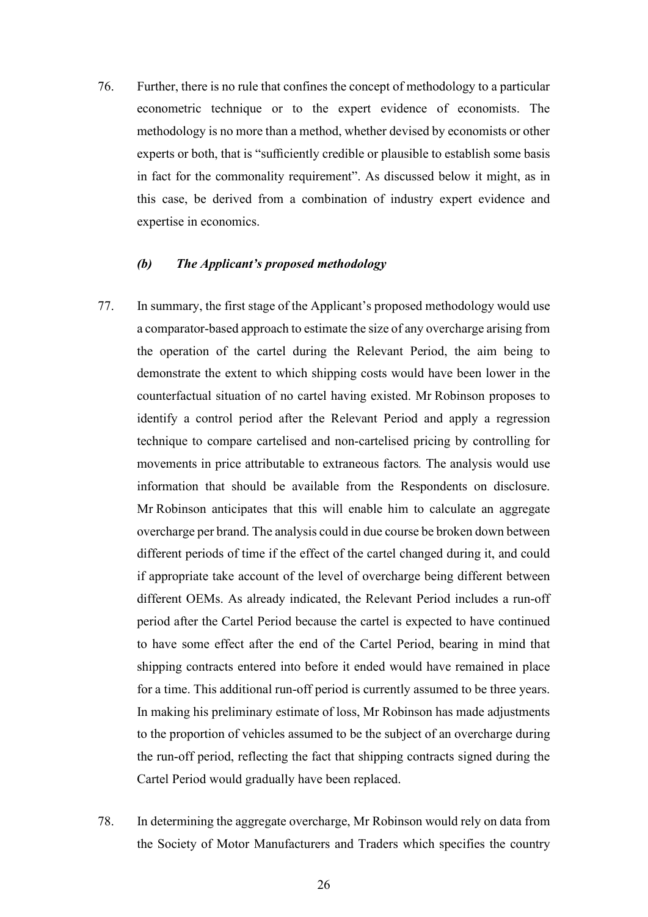76. Further, there is no rule that confines the concept of methodology to a particular econometric technique or to the expert evidence of economists. The methodology is no more than a method, whether devised by economists or other experts or both, that is "sufficiently credible or plausible to establish some basis in fact for the commonality requirement". As discussed below it might, as in this case, be derived from a combination of industry expert evidence and expertise in economics.

### *(b) The Applicant's proposed methodology*

77. In summary, the first stage of the Applicant's proposed methodology would use a comparator-based approach to estimate the size of any overcharge arising from the operation of the cartel during the Relevant Period, the aim being to demonstrate the extent to which shipping costs would have been lower in the counterfactual situation of no cartel having existed. Mr Robinson proposes to identify a control period after the Relevant Period and apply a regression technique to compare cartelised and non-cartelised pricing by controlling for movements in price attributable to extraneous factors*.* The analysis would use information that should be available from the Respondents on disclosure. Mr Robinson anticipates that this will enable him to calculate an aggregate overcharge per brand. The analysis could in due course be broken down between different periods of time if the effect of the cartel changed during it, and could if appropriate take account of the level of overcharge being different between different OEMs. As already indicated, the Relevant Period includes a run-off period after the Cartel Period because the cartel is expected to have continued to have some effect after the end of the Cartel Period, bearing in mind that shipping contracts entered into before it ended would have remained in place for a time. This additional run-off period is currently assumed to be three years. In making his preliminary estimate of loss, Mr Robinson has made adjustments to the proportion of vehicles assumed to be the subject of an overcharge during the run-off period, reflecting the fact that shipping contracts signed during the Cartel Period would gradually have been replaced.

78. In determining the aggregate overcharge, Mr Robinson would rely on data from the Society of Motor Manufacturers and Traders which specifies the country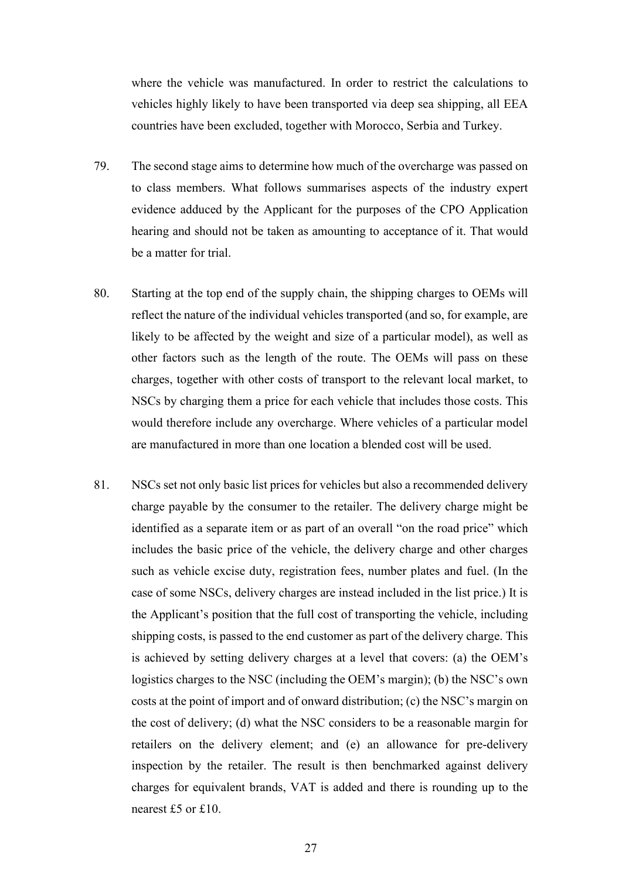where the vehicle was manufactured. In order to restrict the calculations to vehicles highly likely to have been transported via deep sea shipping, all EEA countries have been excluded, together with Morocco, Serbia and Turkey.

79. The second stage aims to determine how much of the overcharge was passed on to class members. What follows summarises aspects of the industry expert evidence adduced by the Applicant for the purposes of the CPO Application hearing and should not be taken as amounting to acceptance of it. That would be a matter for trial.

80. Starting at the top end of the supply chain, the shipping charges to OEMs will reflect the nature of the individual vehicles transported (and so, for example, are likely to be affected by the weight and size of a particular model), as well as other factors such as the length of the route. The OEMs will pass on these charges, together with other costs of transport to the relevant local market, to NSCs by charging them a price for each vehicle that includes those costs. This would therefore include any overcharge. Where vehicles of a particular model are manufactured in more than one location a blended cost will be used.

81. NSCs set not only basic list prices for vehicles but also a recommended delivery charge payable by the consumer to the retailer. The delivery charge might be identified as a separate item or as part of an overall "on the road price" which includes the basic price of the vehicle, the delivery charge and other charges such as vehicle excise duty, registration fees, number plates and fuel. (In the case of some NSCs, delivery charges are instead included in the list price.) It is the Applicant's position that the full cost of transporting the vehicle, including shipping costs, is passed to the end customer as part of the delivery charge. This is achieved by setting delivery charges at a level that covers: (a) the OEM's logistics charges to the NSC (including the OEM's margin); (b) the NSC's own costs at the point of import and of onward distribution; (c) the NSC's margin on the cost of delivery; (d) what the NSC considers to be a reasonable margin for retailers on the delivery element; and (e) an allowance for pre-delivery inspection by the retailer. The result is then benchmarked against delivery charges for equivalent brands, VAT is added and there is rounding up to the nearest £5 or £10.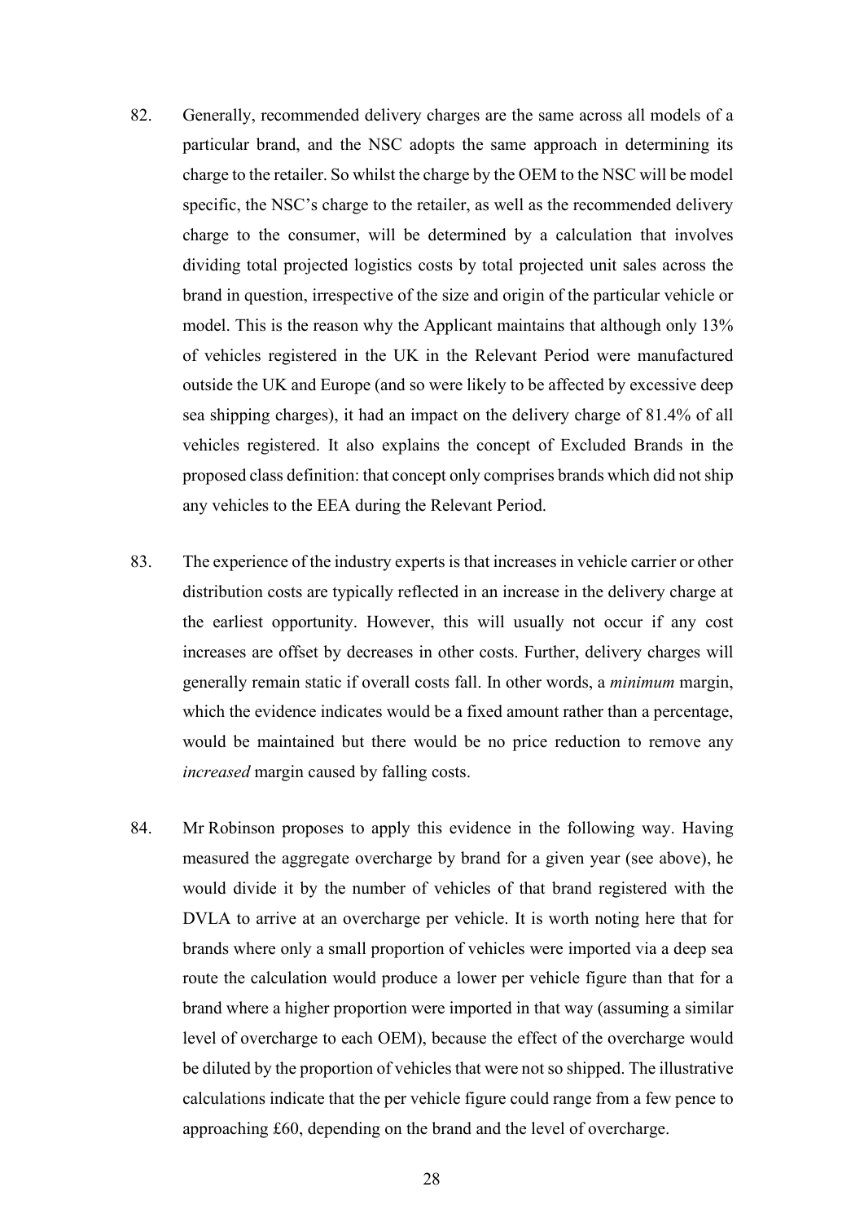82. Generally, recommended delivery charges are the same across all models of a particular brand, and the NSC adopts the same approach in determining its charge to the retailer. So whilst the charge by the OEM to the NSC will be model specific, the NSC's charge to the retailer, as well as the recommended delivery charge to the consumer, will be determined by a calculation that involves dividing total projected logistics costs by total projected unit sales across the brand in question, irrespective of the size and origin of the particular vehicle or model. This is the reason why the Applicant maintains that although only 13% of vehicles registered in the UK in the Relevant Period were manufactured outside the UK and Europe (and so were likely to be affected by excessive deep sea shipping charges), it had an impact on the delivery charge of 81.4% of all vehicles registered. It also explains the concept of Excluded Brands in the proposed class definition: that concept only comprises brands which did not ship any vehicles to the EEA during the Relevant Period.

83. The experience of the industry experts is that increases in vehicle carrier or other distribution costs are typically reflected in an increase in the delivery charge at the earliest opportunity. However, this will usually not occur if any cost increases are offset by decreases in other costs. Further, delivery charges will generally remain static if overall costs fall. In other words, a *minimum* margin, which the evidence indicates would be a fixed amount rather than a percentage, would be maintained but there would be no price reduction to remove any *increased* margin caused by falling costs.

84. Mr Robinson proposes to apply this evidence in the following way. Having measured the aggregate overcharge by brand for a given year (see above), he would divide it by the number of vehicles of that brand registered with the DVLA to arrive at an overcharge per vehicle. It is worth noting here that for brands where only a small proportion of vehicles were imported via a deep sea route the calculation would produce a lower per vehicle figure than that for a brand where a higher proportion were imported in that way (assuming a similar level of overcharge to each OEM), because the effect of the overcharge would be diluted by the proportion of vehicles that were not so shipped. The illustrative calculations indicate that the per vehicle figure could range from a few pence to approaching £60, depending on the brand and the level of overcharge.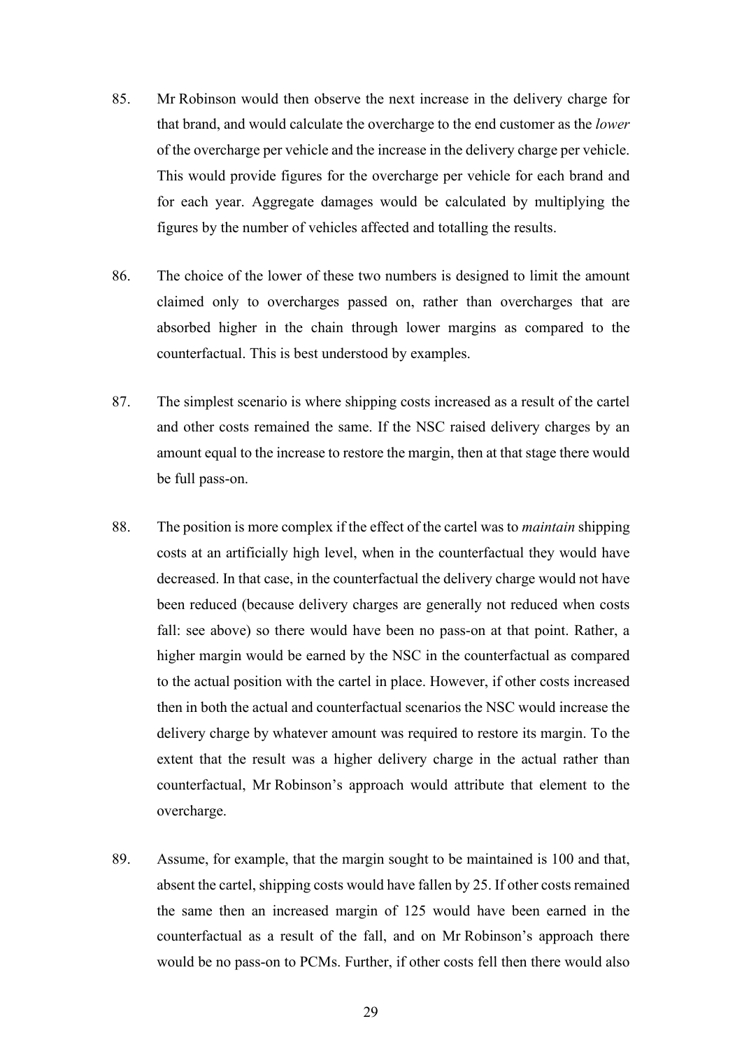85. Mr Robinson would then observe the next increase in the delivery charge for that brand, and would calculate the overcharge to the end customer as the *lower* of the overcharge per vehicle and the increase in the delivery charge per vehicle. This would provide figures for the overcharge per vehicle for each brand and for each year. Aggregate damages would be calculated by multiplying the figures by the number of vehicles affected and totalling the results.

86. The choice of the lower of these two numbers is designed to limit the amount claimed only to overcharges passed on, rather than overcharges that are absorbed higher in the chain through lower margins as compared to the counterfactual. This is best understood by examples.

87. The simplest scenario is where shipping costs increased as a result of the cartel and other costs remained the same. If the NSC raised delivery charges by an amount equal to the increase to restore the margin, then at that stage there would be full pass-on.

88. The position is more complex if the effect of the cartel was to *maintain* shipping costs at an artificially high level, when in the counterfactual they would have decreased. In that case, in the counterfactual the delivery charge would not have been reduced (because delivery charges are generally not reduced when costs fall: see above) so there would have been no pass-on at that point. Rather, a higher margin would be earned by the NSC in the counterfactual as compared to the actual position with the cartel in place. However, if other costs increased then in both the actual and counterfactual scenarios the NSC would increase the delivery charge by whatever amount was required to restore its margin. To the extent that the result was a higher delivery charge in the actual rather than counterfactual, Mr Robinson's approach would attribute that element to the overcharge.

89. Assume, for example, that the margin sought to be maintained is 100 and that, absent the cartel, shipping costs would have fallen by 25. If other costs remained the same then an increased margin of 125 would have been earned in the counterfactual as a result of the fall, and on Mr Robinson's approach there would be no pass-on to PCMs. Further, if other costs fell then there would also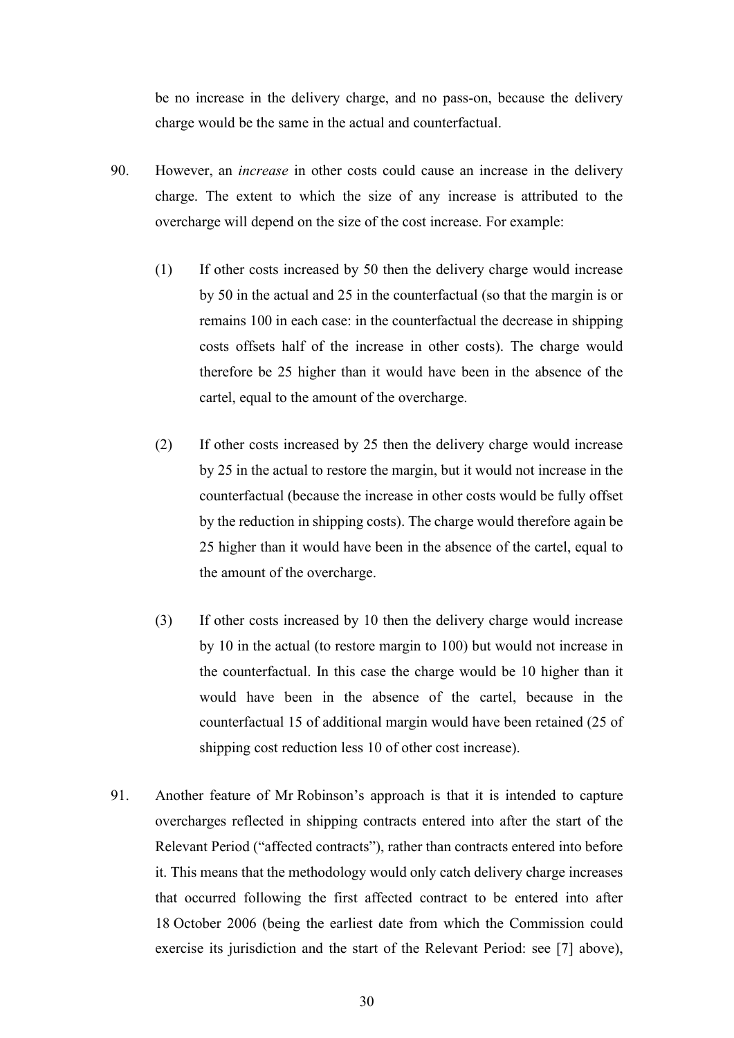be no increase in the delivery charge, and no pass-on, because the delivery charge would be the same in the actual and counterfactual.

90. However, an *increase* in other costs could cause an increase in the delivery charge. The extent to which the size of any increase is attributed to the overcharge will depend on the size of the cost increase. For example:

   (1) If other costs increased by 50 then the delivery charge would increase by 50 in the actual and 25 in the counterfactual (so that the margin is or remains 100 in each case: in the counterfactual the decrease in shipping costs offsets half of the increase in other costs). The charge would therefore be 25 higher than it would have been in the absence of the cartel, equal to the amount of the overcharge.

   (2) If other costs increased by 25 then the delivery charge would increase by 25 in the actual to restore the margin, but it would not increase in the counterfactual (because the increase in other costs would be fully offset by the reduction in shipping costs). The charge would therefore again be 25 higher than it would have been in the absence of the cartel, equal to the amount of the overcharge.

   (3) If other costs increased by 10 then the delivery charge would increase by 10 in the actual (to restore margin to 100) but would not increase in the counterfactual. In this case the charge would be 10 higher than it would have been in the absence of the cartel, because in the counterfactual 15 of additional margin would have been retained (25 of shipping cost reduction less 10 of other cost increase).

91. Another feature of Mr Robinson's approach is that it is intended to capture overcharges reflected in shipping contracts entered into after the start of the Relevant Period ("affected contracts"), rather than contracts entered into before it. This means that the methodology would only catch delivery charge increases that occurred following the first affected contract to be entered into after 18 October 2006 (being the earliest date from which the Commission could exercise its jurisdiction and the start of the Relevant Period: see [7] above),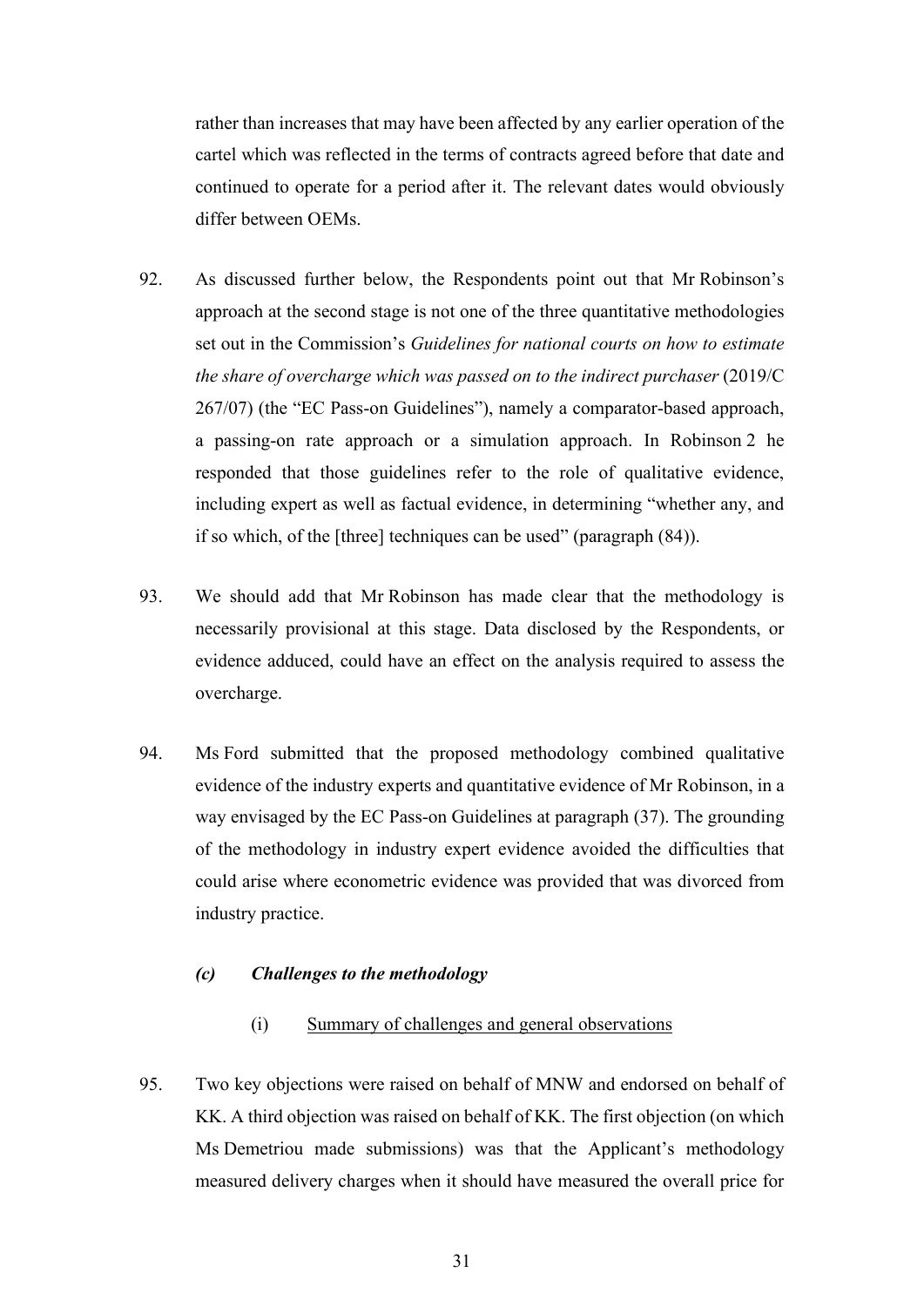rather than increases that may have been affected by any earlier operation of the cartel which was reflected in the terms of contracts agreed before that date and continued to operate for a period after it. The relevant dates would obviously differ between OEMs.

92. As discussed further below, the Respondents point out that Mr Robinson's approach at the second stage is not one of the three quantitative methodologies set out in the Commission's *Guidelines for national courts on how to estimate the share of overcharge which was passed on to the indirect purchaser* (2019/C 267/07) (the "EC Pass-on Guidelines"), namely a comparator-based approach, a passing-on rate approach or a simulation approach. In Robinson 2 he responded that those guidelines refer to the role of qualitative evidence, including expert as well as factual evidence, in determining "whether any, and if so which, of the [three] techniques can be used" (paragraph (84)).

93. We should add that Mr Robinson has made clear that the methodology is necessarily provisional at this stage. Data disclosed by the Respondents, or evidence adduced, could have an effect on the analysis required to assess the overcharge.

94. Ms Ford submitted that the proposed methodology combined qualitative evidence of the industry experts and quantitative evidence of Mr Robinson, in a way envisaged by the EC Pass-on Guidelines at paragraph (37). The grounding of the methodology in industry expert evidence avoided the difficulties that could arise where econometric evidence was provided that was divorced from industry practice.

### *(c) Challenges to the methodology*

#### (i) Summary of challenges and general observations

95. Two key objections were raised on behalf of MNW and endorsed on behalf of KK. A third objection was raised on behalf of KK. The first objection (on which Ms Demetriou made submissions) was that the Applicant's methodology measured delivery charges when it should have measured the overall price for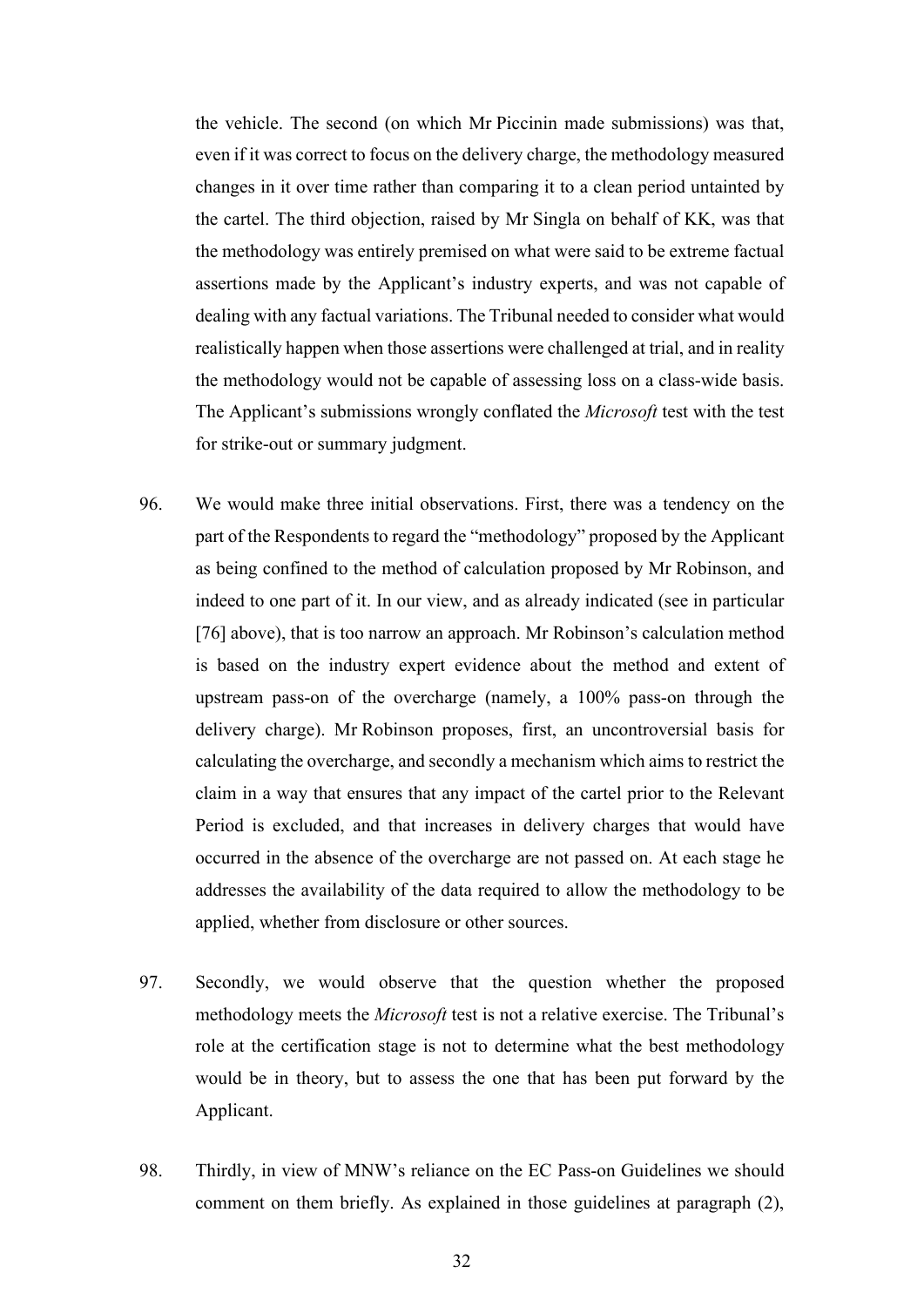the vehicle. The second (on which Mr Piccinin made submissions) was that, even if it was correct to focus on the delivery charge, the methodology measured changes in it over time rather than comparing it to a clean period untainted by the cartel. The third objection, raised by Mr Singla on behalf of KK, was that the methodology was entirely premised on what were said to be extreme factual assertions made by the Applicant's industry experts, and was not capable of dealing with any factual variations. The Tribunal needed to consider what would realistically happen when those assertions were challenged at trial, and in reality the methodology would not be capable of assessing loss on a class-wide basis. The Applicant's submissions wrongly conflated the *Microsoft* test with the test for strike-out or summary judgment.

96. We would make three initial observations. First, there was a tendency on the part of the Respondents to regard the "methodology" proposed by the Applicant as being confined to the method of calculation proposed by Mr Robinson, and indeed to one part of it. In our view, and as already indicated (see in particular [76] above), that is too narrow an approach. Mr Robinson's calculation method is based on the industry expert evidence about the method and extent of upstream pass-on of the overcharge (namely, a 100% pass-on through the delivery charge). Mr Robinson proposes, first, an uncontroversial basis for calculating the overcharge, and secondly a mechanism which aims to restrict the claim in a way that ensures that any impact of the cartel prior to the Relevant Period is excluded, and that increases in delivery charges that would have occurred in the absence of the overcharge are not passed on. At each stage he addresses the availability of the data required to allow the methodology to be applied, whether from disclosure or other sources.

97. Secondly, we would observe that the question whether the proposed methodology meets the *Microsoft* test is not a relative exercise. The Tribunal's role at the certification stage is not to determine what the best methodology would be in theory, but to assess the one that has been put forward by the Applicant.

98. Thirdly, in view of MNW's reliance on the EC Pass-on Guidelines we should comment on them briefly. As explained in those guidelines at paragraph (2),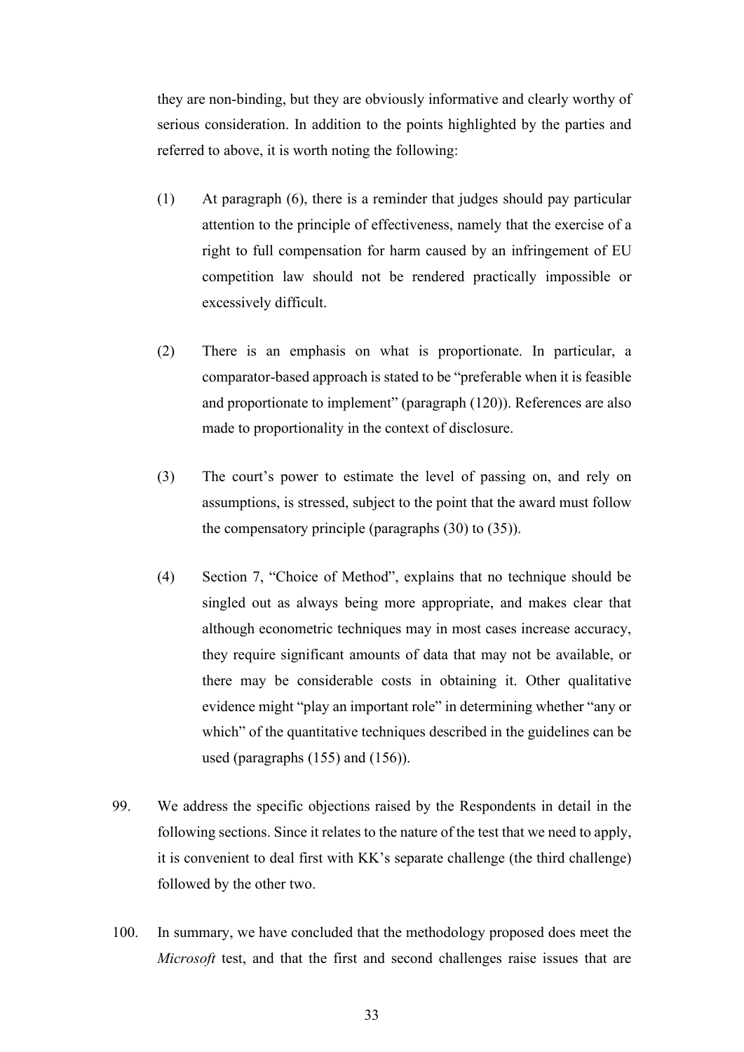they are non-binding, but they are obviously informative and clearly worthy of serious consideration. In addition to the points highlighted by the parties and referred to above, it is worth noting the following:

(1) At paragraph (6), there is a reminder that judges should pay particular attention to the principle of effectiveness, namely that the exercise of a right to full compensation for harm caused by an infringement of EU competition law should not be rendered practically impossible or excessively difficult.

(2) There is an emphasis on what is proportionate. In particular, a comparator-based approach is stated to be "preferable when it is feasible and proportionate to implement" (paragraph (120)). References are also made to proportionality in the context of disclosure.

(3) The court's power to estimate the level of passing on, and rely on assumptions, is stressed, subject to the point that the award must follow the compensatory principle (paragraphs (30) to (35)).

(4) Section 7, "Choice of Method", explains that no technique should be singled out as always being more appropriate, and makes clear that although econometric techniques may in most cases increase accuracy, they require significant amounts of data that may not be available, or there may be considerable costs in obtaining it. Other qualitative evidence might "play an important role" in determining whether "any or which" of the quantitative techniques described in the guidelines can be used (paragraphs (155) and (156)).

99. We address the specific objections raised by the Respondents in detail in the following sections. Since it relates to the nature of the test that we need to apply, it is convenient to deal first with KK's separate challenge (the third challenge) followed by the other two.

100. In summary, we have concluded that the methodology proposed does meet the *Microsoft* test, and that the first and second challenges raise issues that are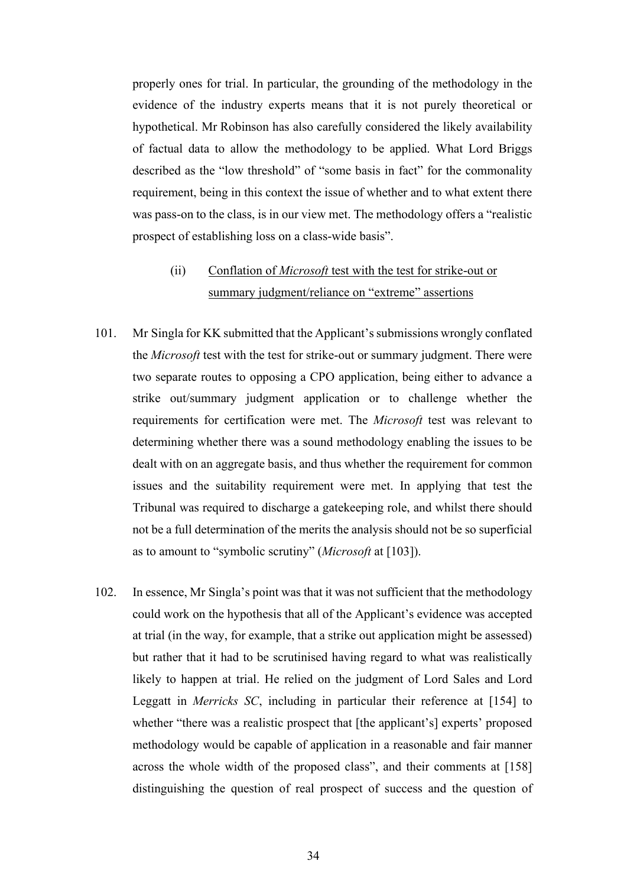properly ones for trial. In particular, the grounding of the methodology in the evidence of the industry experts means that it is not purely theoretical or hypothetical. Mr Robinson has also carefully considered the likely availability of factual data to allow the methodology to be applied. What Lord Briggs described as the "low threshold" of "some basis in fact" for the commonality requirement, being in this context the issue of whether and to what extent there was pass-on to the class, is in our view met. The methodology offers a "realistic prospect of establishing loss on a class-wide basis".

(ii) Conflation of *Microsoft* test with the test for strike-out or summary judgment/reliance on "extreme" assertions

101. Mr Singla for KK submitted that the Applicant's submissions wrongly conflated the *Microsoft* test with the test for strike-out or summary judgment. There were two separate routes to opposing a CPO application, being either to advance a strike out/summary judgment application or to challenge whether the requirements for certification were met. The *Microsoft* test was relevant to determining whether there was a sound methodology enabling the issues to be dealt with on an aggregate basis, and thus whether the requirement for common issues and the suitability requirement were met. In applying that test the Tribunal was required to discharge a gatekeeping role, and whilst there should not be a full determination of the merits the analysis should not be so superficial as to amount to "symbolic scrutiny" (*Microsoft* at [103]).

102. In essence, Mr Singla's point was that it was not sufficient that the methodology could work on the hypothesis that all of the Applicant's evidence was accepted at trial (in the way, for example, that a strike out application might be assessed) but rather that it had to be scrutinised having regard to what was realistically likely to happen at trial. He relied on the judgment of Lord Sales and Lord Leggatt in *Merricks SC*, including in particular their reference at [154] to whether "there was a realistic prospect that [the applicant's] experts' proposed methodology would be capable of application in a reasonable and fair manner across the whole width of the proposed class", and their comments at [158] distinguishing the question of real prospect of success and the question of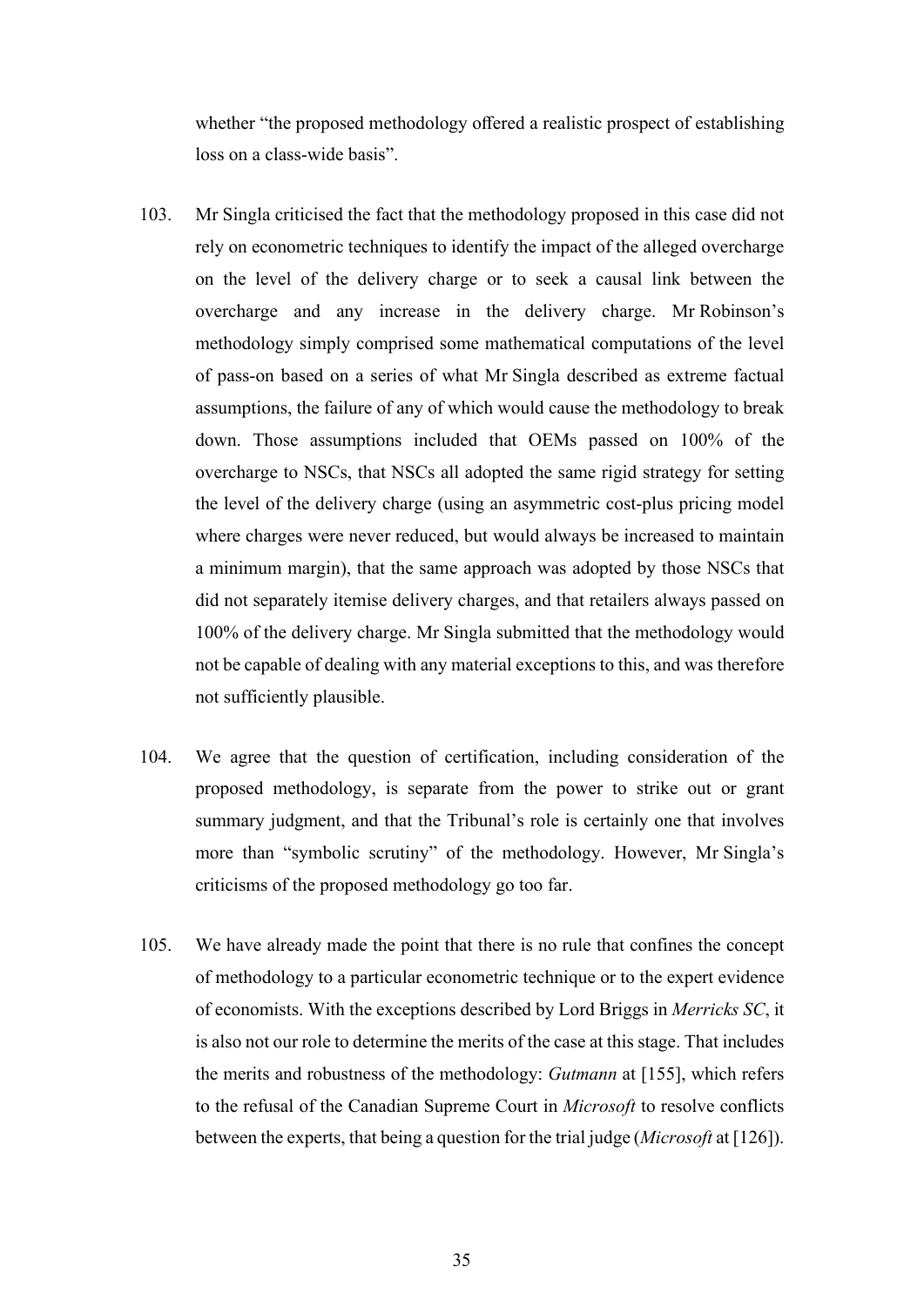whether "the proposed methodology offered a realistic prospect of establishing loss on a class-wide basis".

103. Mr Singla criticised the fact that the methodology proposed in this case did not rely on econometric techniques to identify the impact of the alleged overcharge on the level of the delivery charge or to seek a causal link between the overcharge and any increase in the delivery charge. Mr Robinson's methodology simply comprised some mathematical computations of the level of pass-on based on a series of what Mr Singla described as extreme factual assumptions, the failure of any of which would cause the methodology to break down. Those assumptions included that OEMs passed on 100% of the overcharge to NSCs, that NSCs all adopted the same rigid strategy for setting the level of the delivery charge (using an asymmetric cost-plus pricing model where charges were never reduced, but would always be increased to maintain a minimum margin), that the same approach was adopted by those NSCs that did not separately itemise delivery charges, and that retailers always passed on 100% of the delivery charge. Mr Singla submitted that the methodology would not be capable of dealing with any material exceptions to this, and was therefore not sufficiently plausible.

104. We agree that the question of certification, including consideration of the proposed methodology, is separate from the power to strike out or grant summary judgment, and that the Tribunal's role is certainly one that involves more than "symbolic scrutiny" of the methodology. However, Mr Singla's criticisms of the proposed methodology go too far.

105. We have already made the point that there is no rule that confines the concept of methodology to a particular econometric technique or to the expert evidence of economists. With the exceptions described by Lord Briggs in *Merricks SC*, it is also not our role to determine the merits of the case at this stage. That includes the merits and robustness of the methodology: *Gutmann* at [155], which refers to the refusal of the Canadian Supreme Court in *Microsoft* to resolve conflicts between the experts, that being a question for the trial judge (*Microsoft* at [126]).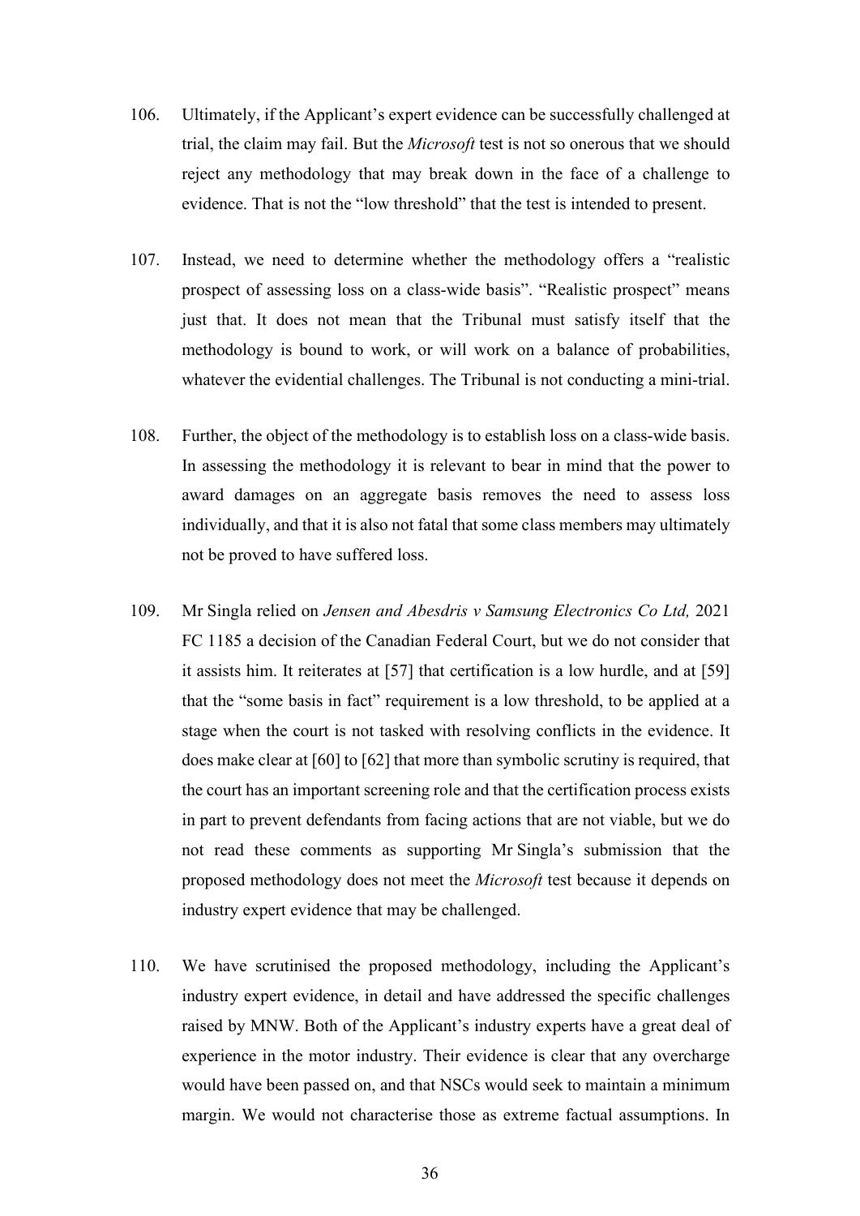106. Ultimately, if the Applicant's expert evidence can be successfully challenged at trial, the claim may fail. But the *Microsoft* test is not so onerous that we should reject any methodology that may break down in the face of a challenge to evidence. That is not the "low threshold" that the test is intended to present.

107. Instead, we need to determine whether the methodology offers a "realistic prospect of assessing loss on a class-wide basis". "Realistic prospect" means just that. It does not mean that the Tribunal must satisfy itself that the methodology is bound to work, or will work on a balance of probabilities, whatever the evidential challenges. The Tribunal is not conducting a mini-trial.

108. Further, the object of the methodology is to establish loss on a class-wide basis. In assessing the methodology it is relevant to bear in mind that the power to award damages on an aggregate basis removes the need to assess loss individually, and that it is also not fatal that some class members may ultimately not be proved to have suffered loss.

109. Mr Singla relied on *Jensen and Abesdris v Samsung Electronics Co Ltd,* 2021 FC 1185 a decision of the Canadian Federal Court, but we do not consider that it assists him. It reiterates at [57] that certification is a low hurdle, and at [59] that the "some basis in fact" requirement is a low threshold, to be applied at a stage when the court is not tasked with resolving conflicts in the evidence. It does make clear at [60] to [62] that more than symbolic scrutiny is required, that the court has an important screening role and that the certification process exists in part to prevent defendants from facing actions that are not viable, but we do not read these comments as supporting Mr Singla's submission that the proposed methodology does not meet the *Microsoft* test because it depends on industry expert evidence that may be challenged.

110. We have scrutinised the proposed methodology, including the Applicant's industry expert evidence, in detail and have addressed the specific challenges raised by MNW. Both of the Applicant's industry experts have a great deal of experience in the motor industry. Their evidence is clear that any overcharge would have been passed on, and that NSCs would seek to maintain a minimum margin. We would not characterise those as extreme factual assumptions. In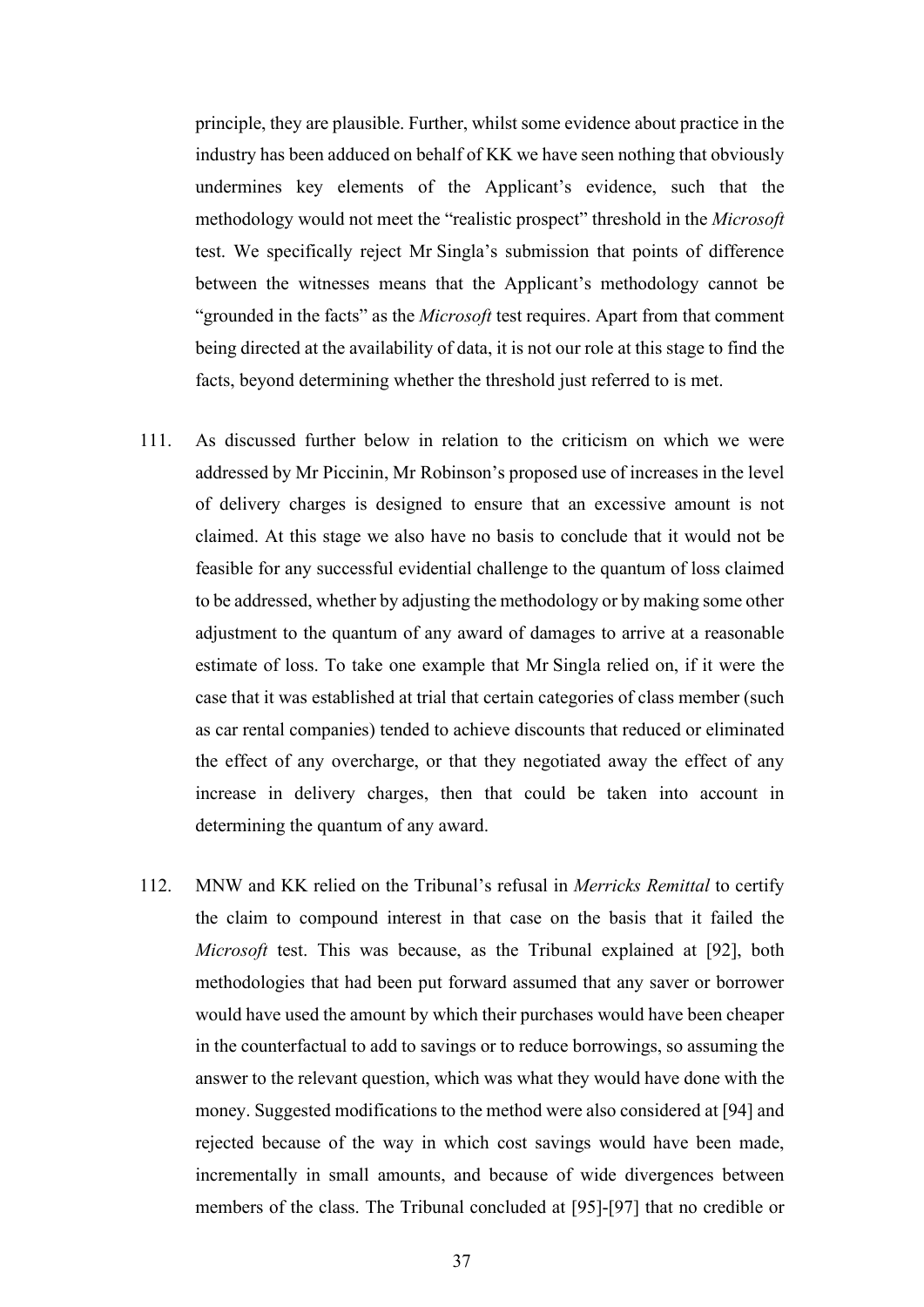principle, they are plausible. Further, whilst some evidence about practice in the industry has been adduced on behalf of KK we have seen nothing that obviously undermines key elements of the Applicant's evidence, such that the methodology would not meet the "realistic prospect" threshold in the *Microsoft* test. We specifically reject Mr Singla's submission that points of difference between the witnesses means that the Applicant's methodology cannot be "grounded in the facts" as the *Microsoft* test requires. Apart from that comment being directed at the availability of data, it is not our role at this stage to find the facts, beyond determining whether the threshold just referred to is met.

111. As discussed further below in relation to the criticism on which we were addressed by Mr Piccinin, Mr Robinson's proposed use of increases in the level of delivery charges is designed to ensure that an excessive amount is not claimed. At this stage we also have no basis to conclude that it would not be feasible for any successful evidential challenge to the quantum of loss claimed to be addressed, whether by adjusting the methodology or by making some other adjustment to the quantum of any award of damages to arrive at a reasonable estimate of loss. To take one example that Mr Singla relied on, if it were the case that it was established at trial that certain categories of class member (such as car rental companies) tended to achieve discounts that reduced or eliminated the effect of any overcharge, or that they negotiated away the effect of any increase in delivery charges, then that could be taken into account in determining the quantum of any award.

112. MNW and KK relied on the Tribunal's refusal in *Merricks Remittal* to certify the claim to compound interest in that case on the basis that it failed the *Microsoft* test. This was because, as the Tribunal explained at [92], both methodologies that had been put forward assumed that any saver or borrower would have used the amount by which their purchases would have been cheaper in the counterfactual to add to savings or to reduce borrowings, so assuming the answer to the relevant question, which was what they would have done with the money. Suggested modifications to the method were also considered at [94] and rejected because of the way in which cost savings would have been made, incrementally in small amounts, and because of wide divergences between members of the class. The Tribunal concluded at [95]-[97] that no credible or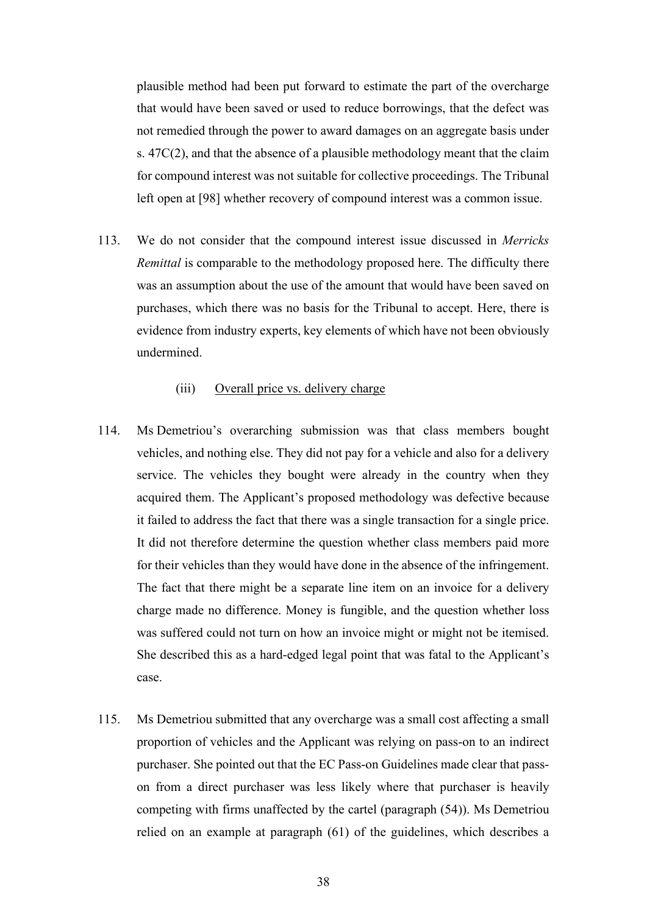plausible method had been put forward to estimate the part of the overcharge that would have been saved or used to reduce borrowings, that the defect was not remedied through the power to award damages on an aggregate basis under s. 47C(2), and that the absence of a plausible methodology meant that the claim for compound interest was not suitable for collective proceedings. The Tribunal left open at [98] whether recovery of compound interest was a common issue.

113. We do not consider that the compound interest issue discussed in *Merricks Remittal* is comparable to the methodology proposed here. The difficulty there was an assumption about the use of the amount that would have been saved on purchases, which there was no basis for the Tribunal to accept. Here, there is evidence from industry experts, key elements of which have not been obviously undermined.

(iii) Overall price vs. delivery charge

114. Ms Demetriou's overarching submission was that class members bought vehicles, and nothing else. They did not pay for a vehicle and also for a delivery service. The vehicles they bought were already in the country when they acquired them. The Applicant's proposed methodology was defective because it failed to address the fact that there was a single transaction for a single price. It did not therefore determine the question whether class members paid more for their vehicles than they would have done in the absence of the infringement. The fact that there might be a separate line item on an invoice for a delivery charge made no difference. Money is fungible, and the question whether loss was suffered could not turn on how an invoice might or might not be itemised. She described this as a hard-edged legal point that was fatal to the Applicant's case.

115. Ms Demetriou submitted that any overcharge was a small cost affecting a small proportion of vehicles and the Applicant was relying on pass-on to an indirect purchaser. She pointed out that the EC Pass-on Guidelines made clear that pass-on from a direct purchaser was less likely where that purchaser is heavily competing with firms unaffected by the cartel (paragraph (54)). Ms Demetriou relied on an example at paragraph (61) of the guidelines, which describes a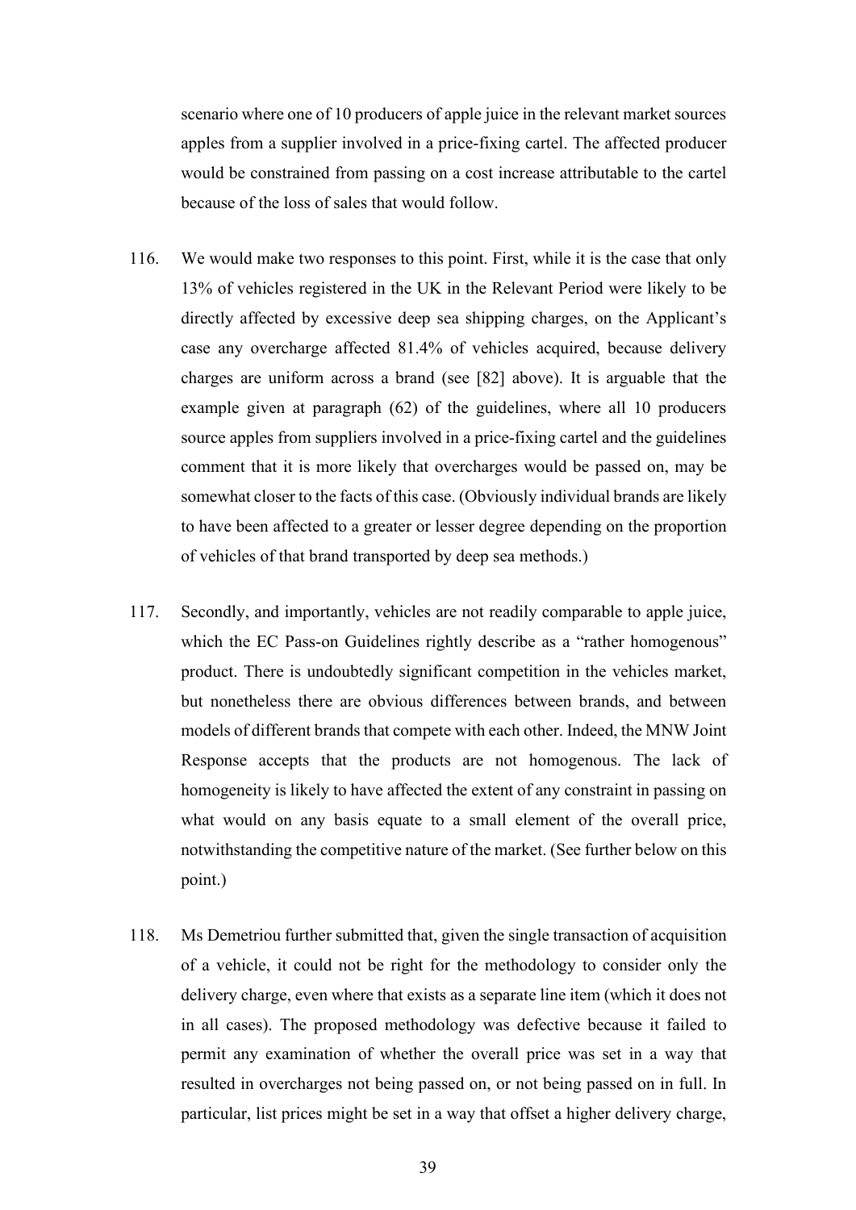scenario where one of 10 producers of apple juice in the relevant market sources apples from a supplier involved in a price-fixing cartel. The affected producer would be constrained from passing on a cost increase attributable to the cartel because of the loss of sales that would follow.

116. We would make two responses to this point. First, while it is the case that only 13% of vehicles registered in the UK in the Relevant Period were likely to be directly affected by excessive deep sea shipping charges, on the Applicant's case any overcharge affected 81.4% of vehicles acquired, because delivery charges are uniform across a brand (see [82] above). It is arguable that the example given at paragraph (62) of the guidelines, where all 10 producers source apples from suppliers involved in a price-fixing cartel and the guidelines comment that it is more likely that overcharges would be passed on, may be somewhat closer to the facts of this case. (Obviously individual brands are likely to have been affected to a greater or lesser degree depending on the proportion of vehicles of that brand transported by deep sea methods.)

117. Secondly, and importantly, vehicles are not readily comparable to apple juice, which the EC Pass-on Guidelines rightly describe as a "rather homogenous" product. There is undoubtedly significant competition in the vehicles market, but nonetheless there are obvious differences between brands, and between models of different brands that compete with each other. Indeed, the MNW Joint Response accepts that the products are not homogenous. The lack of homogeneity is likely to have affected the extent of any constraint in passing on what would on any basis equate to a small element of the overall price, notwithstanding the competitive nature of the market. (See further below on this point.)

118. Ms Demetriou further submitted that, given the single transaction of acquisition of a vehicle, it could not be right for the methodology to consider only the delivery charge, even where that exists as a separate line item (which it does not in all cases). The proposed methodology was defective because it failed to permit any examination of whether the overall price was set in a way that resulted in overcharges not being passed on, or not being passed on in full. In particular, list prices might be set in a way that offset a higher delivery charge,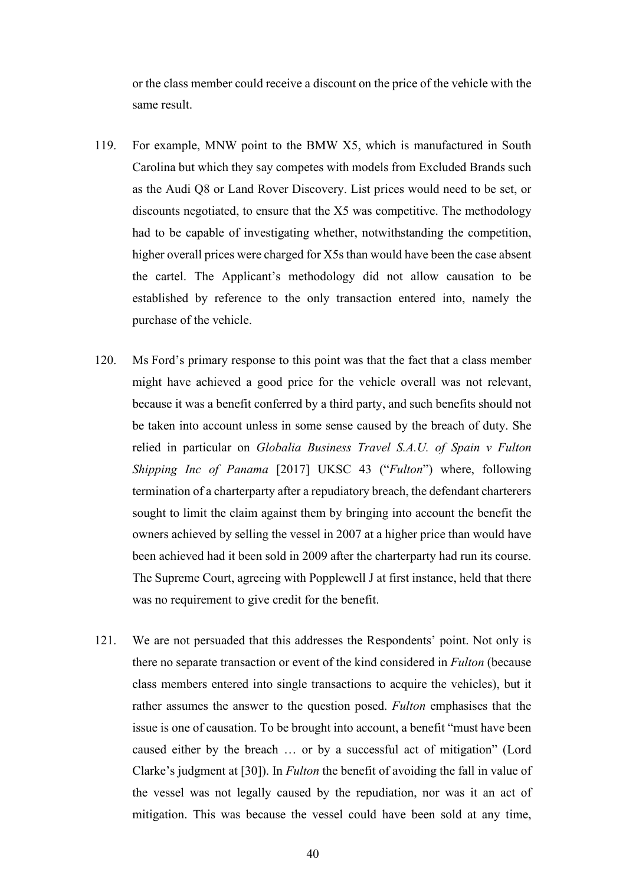or the class member could receive a discount on the price of the vehicle with the same result.

119. For example, MNW point to the BMW X5, which is manufactured in South Carolina but which they say competes with models from Excluded Brands such as the Audi Q8 or Land Rover Discovery. List prices would need to be set, or discounts negotiated, to ensure that the X5 was competitive. The methodology had to be capable of investigating whether, notwithstanding the competition, higher overall prices were charged for X5s than would have been the case absent the cartel. The Applicant's methodology did not allow causation to be established by reference to the only transaction entered into, namely the purchase of the vehicle.

120. Ms Ford's primary response to this point was that the fact that a class member might have achieved a good price for the vehicle overall was not relevant, because it was a benefit conferred by a third party, and such benefits should not be taken into account unless in some sense caused by the breach of duty. She relied in particular on *Globalia Business Travel S.A.U. of Spain v Fulton Shipping Inc of Panama* [2017] UKSC 43 ("*Fulton*") where, following termination of a charterparty after a repudiatory breach, the defendant charterers sought to limit the claim against them by bringing into account the benefit the owners achieved by selling the vessel in 2007 at a higher price than would have been achieved had it been sold in 2009 after the charterparty had run its course. The Supreme Court, agreeing with Popplewell J at first instance, held that there was no requirement to give credit for the benefit.

121. We are not persuaded that this addresses the Respondents' point. Not only is there no separate transaction or event of the kind considered in *Fulton* (because class members entered into single transactions to acquire the vehicles), but it rather assumes the answer to the question posed. *Fulton* emphasises that the issue is one of causation. To be brought into account, a benefit "must have been caused either by the breach … or by a successful act of mitigation" (Lord Clarke's judgment at [30]). In *Fulton* the benefit of avoiding the fall in value of the vessel was not legally caused by the repudiation, nor was it an act of mitigation. This was because the vessel could have been sold at any time,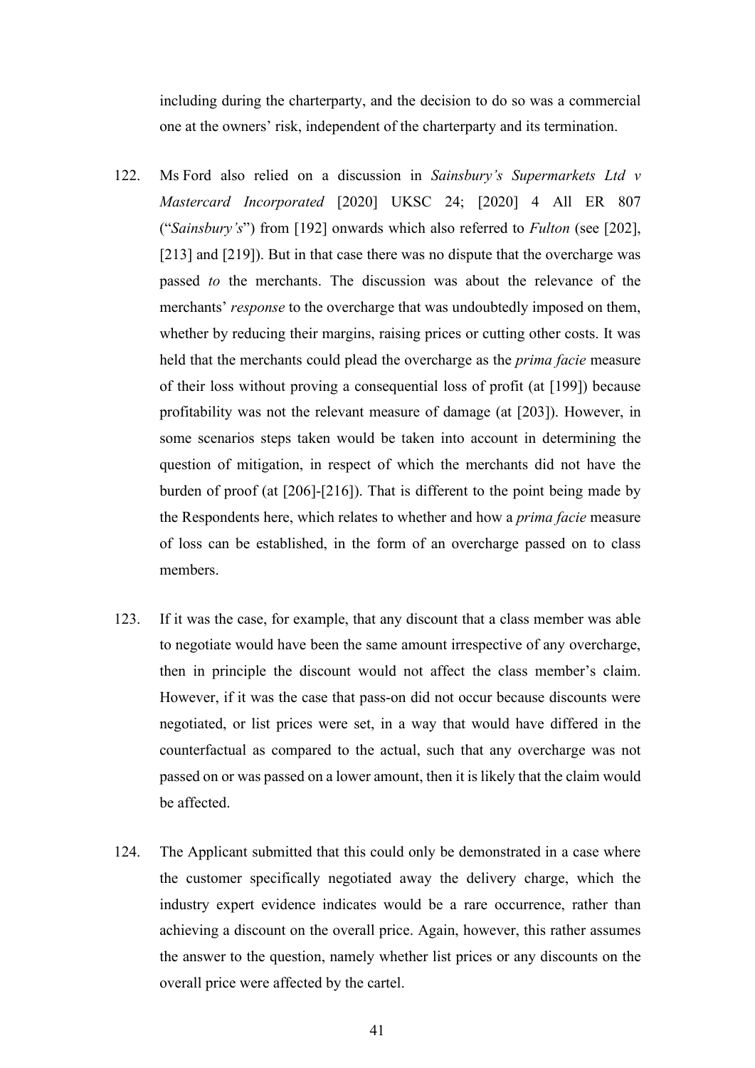including during the charterparty, and the decision to do so was a commercial one at the owners' risk, independent of the charterparty and its termination.

122. Ms Ford also relied on a discussion in *Sainsbury's Supermarkets Ltd v Mastercard Incorporated* [2020] UKSC 24; [2020] 4 All ER 807 ("*Sainsbury's*") from [192] onwards which also referred to *Fulton* (see [202], [213] and [219]). But in that case there was no dispute that the overcharge was passed *to* the merchants. The discussion was about the relevance of the merchants' *response* to the overcharge that was undoubtedly imposed on them, whether by reducing their margins, raising prices or cutting other costs. It was held that the merchants could plead the overcharge as the *prima facie* measure of their loss without proving a consequential loss of profit (at [199]) because profitability was not the relevant measure of damage (at [203]). However, in some scenarios steps taken would be taken into account in determining the question of mitigation, in respect of which the merchants did not have the burden of proof (at [206]-[216]). That is different to the point being made by the Respondents here, which relates to whether and how a *prima facie* measure of loss can be established, in the form of an overcharge passed on to class members.

123. If it was the case, for example, that any discount that a class member was able to negotiate would have been the same amount irrespective of any overcharge, then in principle the discount would not affect the class member's claim. However, if it was the case that pass-on did not occur because discounts were negotiated, or list prices were set, in a way that would have differed in the counterfactual as compared to the actual, such that any overcharge was not passed on or was passed on a lower amount, then it is likely that the claim would be affected.

124. The Applicant submitted that this could only be demonstrated in a case where the customer specifically negotiated away the delivery charge, which the industry expert evidence indicates would be a rare occurrence, rather than achieving a discount on the overall price. Again, however, this rather assumes the answer to the question, namely whether list prices or any discounts on the overall price were affected by the cartel.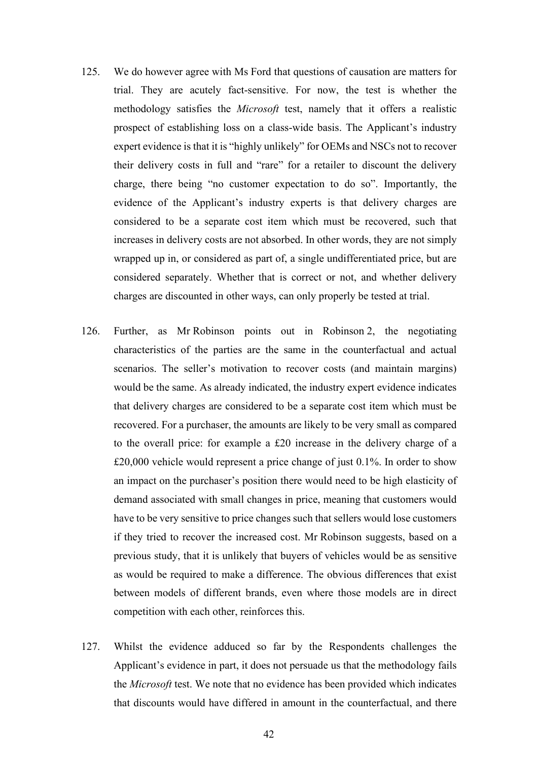125. We do however agree with Ms Ford that questions of causation are matters for trial. They are acutely fact-sensitive. For now, the test is whether the methodology satisfies the *Microsoft* test, namely that it offers a realistic prospect of establishing loss on a class-wide basis. The Applicant's industry expert evidence is that it is "highly unlikely" for OEMs and NSCs not to recover their delivery costs in full and "rare" for a retailer to discount the delivery charge, there being "no customer expectation to do so". Importantly, the evidence of the Applicant's industry experts is that delivery charges are considered to be a separate cost item which must be recovered, such that increases in delivery costs are not absorbed. In other words, they are not simply wrapped up in, or considered as part of, a single undifferentiated price, but are considered separately. Whether that is correct or not, and whether delivery charges are discounted in other ways, can only properly be tested at trial.

126. Further, as Mr Robinson points out in Robinson 2, the negotiating characteristics of the parties are the same in the counterfactual and actual scenarios. The seller's motivation to recover costs (and maintain margins) would be the same. As already indicated, the industry expert evidence indicates that delivery charges are considered to be a separate cost item which must be recovered. For a purchaser, the amounts are likely to be very small as compared to the overall price: for example a £20 increase in the delivery charge of a £20,000 vehicle would represent a price change of just 0.1%. In order to show an impact on the purchaser's position there would need to be high elasticity of demand associated with small changes in price, meaning that customers would have to be very sensitive to price changes such that sellers would lose customers if they tried to recover the increased cost. Mr Robinson suggests, based on a previous study, that it is unlikely that buyers of vehicles would be as sensitive as would be required to make a difference. The obvious differences that exist between models of different brands, even where those models are in direct competition with each other, reinforces this.

127. Whilst the evidence adduced so far by the Respondents challenges the Applicant's evidence in part, it does not persuade us that the methodology fails the *Microsoft* test. We note that no evidence has been provided which indicates that discounts would have differed in amount in the counterfactual, and there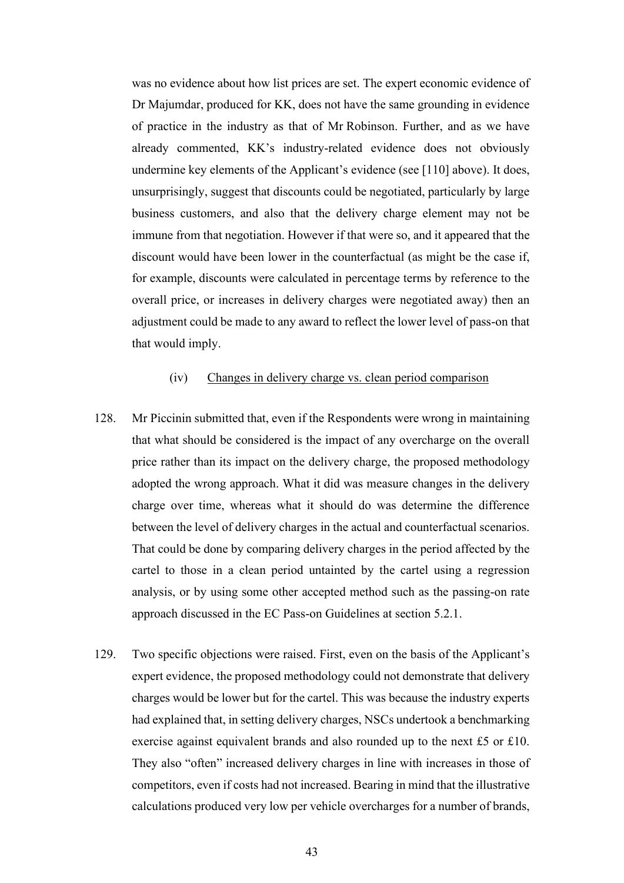was no evidence about how list prices are set. The expert economic evidence of Dr Majumdar, produced for KK, does not have the same grounding in evidence of practice in the industry as that of Mr Robinson. Further, and as we have already commented, KK's industry-related evidence does not obviously undermine key elements of the Applicant's evidence (see [110] above). It does, unsurprisingly, suggest that discounts could be negotiated, particularly by large business customers, and also that the delivery charge element may not be immune from that negotiation. However if that were so, and it appeared that the discount would have been lower in the counterfactual (as might be the case if, for example, discounts were calculated in percentage terms by reference to the overall price, or increases in delivery charges were negotiated away) then an adjustment could be made to any award to reflect the lower level of pass-on that that would imply.

(iv) Changes in delivery charge vs. clean period comparison

128. Mr Piccinin submitted that, even if the Respondents were wrong in maintaining that what should be considered is the impact of any overcharge on the overall price rather than its impact on the delivery charge, the proposed methodology adopted the wrong approach. What it did was measure changes in the delivery charge over time, whereas what it should do was determine the difference between the level of delivery charges in the actual and counterfactual scenarios. That could be done by comparing delivery charges in the period affected by the cartel to those in a clean period untainted by the cartel using a regression analysis, or by using some other accepted method such as the passing-on rate approach discussed in the EC Pass-on Guidelines at section 5.2.1.

129. Two specific objections were raised. First, even on the basis of the Applicant's expert evidence, the proposed methodology could not demonstrate that delivery charges would be lower but for the cartel. This was because the industry experts had explained that, in setting delivery charges, NSCs undertook a benchmarking exercise against equivalent brands and also rounded up to the next £5 or £10. They also "often" increased delivery charges in line with increases in those of competitors, even if costs had not increased. Bearing in mind that the illustrative calculations produced very low per vehicle overcharges for a number of brands,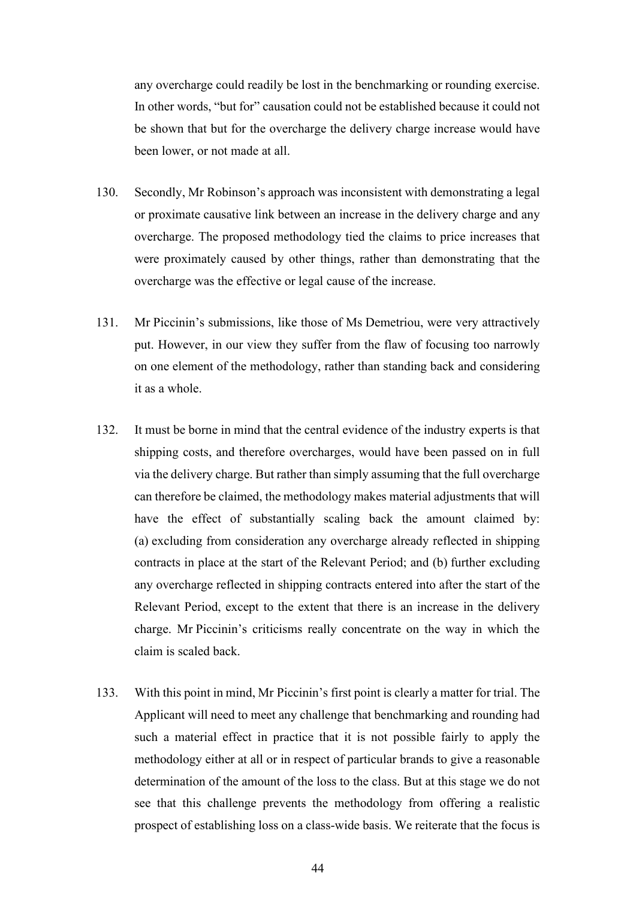any overcharge could readily be lost in the benchmarking or rounding exercise. In other words, "but for" causation could not be established because it could not be shown that but for the overcharge the delivery charge increase would have been lower, or not made at all.

130. Secondly, Mr Robinson's approach was inconsistent with demonstrating a legal or proximate causative link between an increase in the delivery charge and any overcharge. The proposed methodology tied the claims to price increases that were proximately caused by other things, rather than demonstrating that the overcharge was the effective or legal cause of the increase.

131. Mr Piccinin's submissions, like those of Ms Demetriou, were very attractively put. However, in our view they suffer from the flaw of focusing too narrowly on one element of the methodology, rather than standing back and considering it as a whole.

132. It must be borne in mind that the central evidence of the industry experts is that shipping costs, and therefore overcharges, would have been passed on in full via the delivery charge. But rather than simply assuming that the full overcharge can therefore be claimed, the methodology makes material adjustments that will have the effect of substantially scaling back the amount claimed by: (a) excluding from consideration any overcharge already reflected in shipping contracts in place at the start of the Relevant Period; and (b) further excluding any overcharge reflected in shipping contracts entered into after the start of the Relevant Period, except to the extent that there is an increase in the delivery charge. Mr Piccinin's criticisms really concentrate on the way in which the claim is scaled back.

133. With this point in mind, Mr Piccinin's first point is clearly a matter for trial. The Applicant will need to meet any challenge that benchmarking and rounding had such a material effect in practice that it is not possible fairly to apply the methodology either at all or in respect of particular brands to give a reasonable determination of the amount of the loss to the class. But at this stage we do not see that this challenge prevents the methodology from offering a realistic prospect of establishing loss on a class-wide basis. We reiterate that the focus is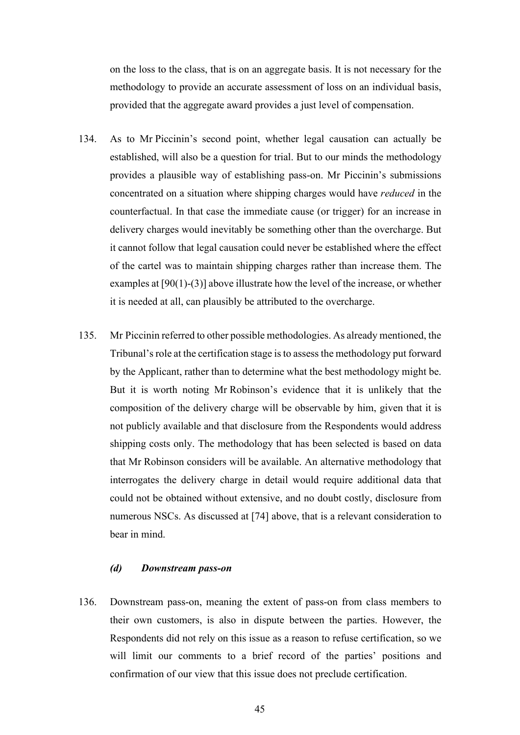on the loss to the class, that is on an aggregate basis. It is not necessary for the methodology to provide an accurate assessment of loss on an individual basis, provided that the aggregate award provides a just level of compensation.

134. As to Mr Piccinin's second point, whether legal causation can actually be established, will also be a question for trial. But to our minds the methodology provides a plausible way of establishing pass-on. Mr Piccinin's submissions concentrated on a situation where shipping charges would have *reduced* in the counterfactual. In that case the immediate cause (or trigger) for an increase in delivery charges would inevitably be something other than the overcharge. But it cannot follow that legal causation could never be established where the effect of the cartel was to maintain shipping charges rather than increase them. The examples at [90(1)-(3)] above illustrate how the level of the increase, or whether it is needed at all, can plausibly be attributed to the overcharge.

135. Mr Piccinin referred to other possible methodologies. As already mentioned, the Tribunal's role at the certification stage is to assess the methodology put forward by the Applicant, rather than to determine what the best methodology might be. But it is worth noting Mr Robinson's evidence that it is unlikely that the composition of the delivery charge will be observable by him, given that it is not publicly available and that disclosure from the Respondents would address shipping costs only. The methodology that has been selected is based on data that Mr Robinson considers will be available. An alternative methodology that interrogates the delivery charge in detail would require additional data that could not be obtained without extensive, and no doubt costly, disclosure from numerous NSCs. As discussed at [74] above, that is a relevant consideration to bear in mind.

### *(d) Downstream pass-on*

136. Downstream pass-on, meaning the extent of pass-on from class members to their own customers, is also in dispute between the parties. However, the Respondents did not rely on this issue as a reason to refuse certification, so we will limit our comments to a brief record of the parties' positions and confirmation of our view that this issue does not preclude certification.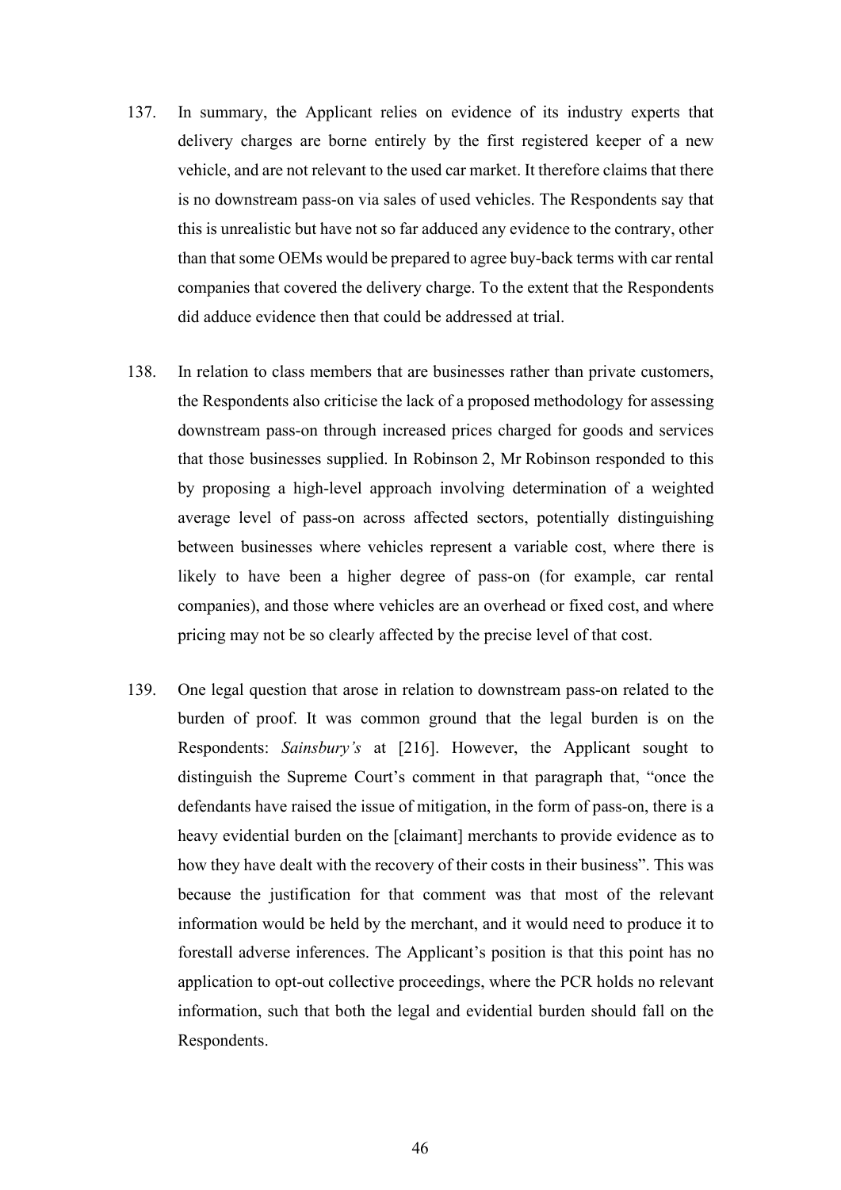137. In summary, the Applicant relies on evidence of its industry experts that delivery charges are borne entirely by the first registered keeper of a new vehicle, and are not relevant to the used car market. It therefore claims that there is no downstream pass-on via sales of used vehicles. The Respondents say that this is unrealistic but have not so far adduced any evidence to the contrary, other than that some OEMs would be prepared to agree buy-back terms with car rental companies that covered the delivery charge. To the extent that the Respondents did adduce evidence then that could be addressed at trial.

138. In relation to class members that are businesses rather than private customers, the Respondents also criticise the lack of a proposed methodology for assessing downstream pass-on through increased prices charged for goods and services that those businesses supplied. In Robinson 2, Mr Robinson responded to this by proposing a high-level approach involving determination of a weighted average level of pass-on across affected sectors, potentially distinguishing between businesses where vehicles represent a variable cost, where there is likely to have been a higher degree of pass-on (for example, car rental companies), and those where vehicles are an overhead or fixed cost, and where pricing may not be so clearly affected by the precise level of that cost.

139. One legal question that arose in relation to downstream pass-on related to the burden of proof. It was common ground that the legal burden is on the Respondents: *Sainsbury's* at [216]. However, the Applicant sought to distinguish the Supreme Court's comment in that paragraph that, "once the defendants have raised the issue of mitigation, in the form of pass-on, there is a heavy evidential burden on the [claimant] merchants to provide evidence as to how they have dealt with the recovery of their costs in their business". This was because the justification for that comment was that most of the relevant information would be held by the merchant, and it would need to produce it to forestall adverse inferences. The Applicant's position is that this point has no application to opt-out collective proceedings, where the PCR holds no relevant information, such that both the legal and evidential burden should fall on the Respondents.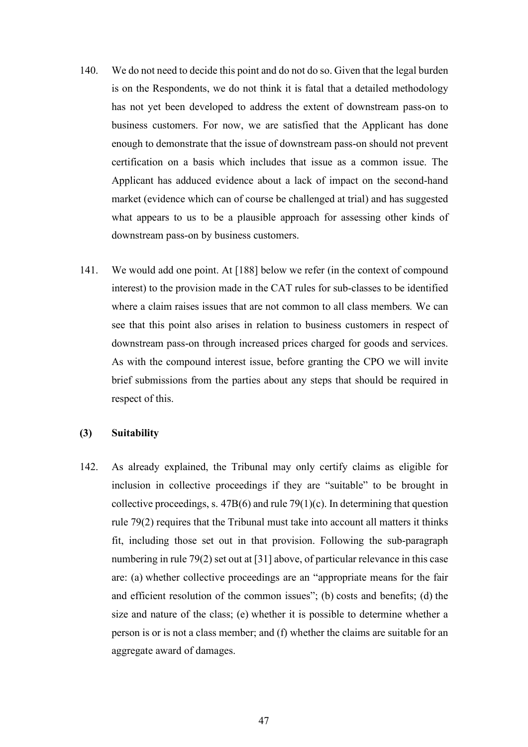140. We do not need to decide this point and do not do so. Given that the legal burden is on the Respondents, we do not think it is fatal that a detailed methodology has not yet been developed to address the extent of downstream pass-on to business customers. For now, we are satisfied that the Applicant has done enough to demonstrate that the issue of downstream pass-on should not prevent certification on a basis which includes that issue as a common issue. The Applicant has adduced evidence about a lack of impact on the second-hand market (evidence which can of course be challenged at trial) and has suggested what appears to us to be a plausible approach for assessing other kinds of downstream pass-on by business customers.

141. We would add one point. At [188] below we refer (in the context of compound interest) to the provision made in the CAT rules for sub-classes to be identified where a claim raises issues that are not common to all class members. We can see that this point also arises in relation to business customers in respect of downstream pass-on through increased prices charged for goods and services. As with the compound interest issue, before granting the CPO we will invite brief submissions from the parties about any steps that should be required in respect of this.

**(3) Suitability**

142. As already explained, the Tribunal may only certify claims as eligible for inclusion in collective proceedings if they are "suitable" to be brought in collective proceedings, s. 47B(6) and rule 79(1)(c). In determining that question rule 79(2) requires that the Tribunal must take into account all matters it thinks fit, including those set out in that provision. Following the sub-paragraph numbering in rule 79(2) set out at [31] above, of particular relevance in this case are: (a) whether collective proceedings are an "appropriate means for the fair and efficient resolution of the common issues"; (b) costs and benefits; (d) the size and nature of the class; (e) whether it is possible to determine whether a person is or is not a class member; and (f) whether the claims are suitable for an aggregate award of damages.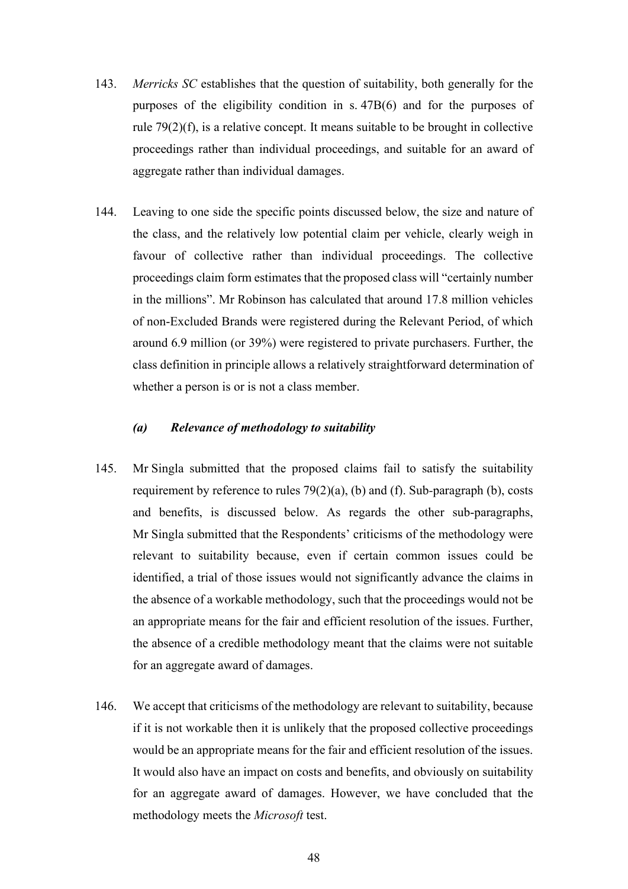143. *Merricks SC* establishes that the question of suitability, both generally for the purposes of the eligibility condition in s. 47B(6) and for the purposes of rule 79(2)(f), is a relative concept. It means suitable to be brought in collective proceedings rather than individual proceedings, and suitable for an award of aggregate rather than individual damages.

144. Leaving to one side the specific points discussed below, the size and nature of the class, and the relatively low potential claim per vehicle, clearly weigh in favour of collective rather than individual proceedings. The collective proceedings claim form estimates that the proposed class will "certainly number in the millions". Mr Robinson has calculated that around 17.8 million vehicles of non-Excluded Brands were registered during the Relevant Period, of which around 6.9 million (or 39%) were registered to private purchasers. Further, the class definition in principle allows a relatively straightforward determination of whether a person is or is not a class member.

### *(a) Relevance of methodology to suitability*

145. Mr Singla submitted that the proposed claims fail to satisfy the suitability requirement by reference to rules 79(2)(a), (b) and (f). Sub-paragraph (b), costs and benefits, is discussed below. As regards the other sub-paragraphs, Mr Singla submitted that the Respondents' criticisms of the methodology were relevant to suitability because, even if certain common issues could be identified, a trial of those issues would not significantly advance the claims in the absence of a workable methodology, such that the proceedings would not be an appropriate means for the fair and efficient resolution of the issues. Further, the absence of a credible methodology meant that the claims were not suitable for an aggregate award of damages.

146. We accept that criticisms of the methodology are relevant to suitability, because if it is not workable then it is unlikely that the proposed collective proceedings would be an appropriate means for the fair and efficient resolution of the issues. It would also have an impact on costs and benefits, and obviously on suitability for an aggregate award of damages. However, we have concluded that the methodology meets the *Microsoft* test.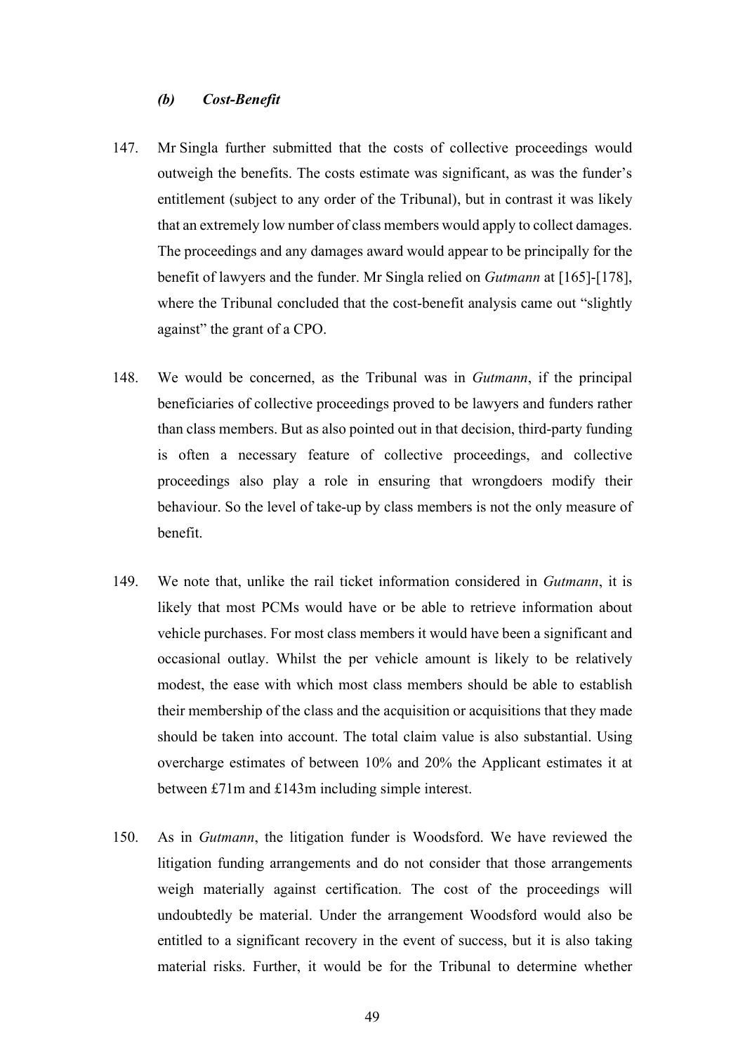### *(b) Cost-Benefit*

147. Mr Singla further submitted that the costs of collective proceedings would outweigh the benefits. The costs estimate was significant, as was the funder's entitlement (subject to any order of the Tribunal), but in contrast it was likely that an extremely low number of class members would apply to collect damages. The proceedings and any damages award would appear to be principally for the benefit of lawyers and the funder. Mr Singla relied on *Gutmann* at [165]-[178], where the Tribunal concluded that the cost-benefit analysis came out "slightly against" the grant of a CPO.

148. We would be concerned, as the Tribunal was in *Gutmann*, if the principal beneficiaries of collective proceedings proved to be lawyers and funders rather than class members. But as also pointed out in that decision, third-party funding is often a necessary feature of collective proceedings, and collective proceedings also play a role in ensuring that wrongdoers modify their behaviour. So the level of take-up by class members is not the only measure of benefit.

149. We note that, unlike the rail ticket information considered in *Gutmann*, it is likely that most PCMs would have or be able to retrieve information about vehicle purchases. For most class members it would have been a significant and occasional outlay. Whilst the per vehicle amount is likely to be relatively modest, the ease with which most class members should be able to establish their membership of the class and the acquisition or acquisitions that they made should be taken into account. The total claim value is also substantial. Using overcharge estimates of between 10% and 20% the Applicant estimates it at between £71m and £143m including simple interest.

150. As in *Gutmann*, the litigation funder is Woodsford. We have reviewed the litigation funding arrangements and do not consider that those arrangements weigh materially against certification. The cost of the proceedings will undoubtedly be material. Under the arrangement Woodsford would also be entitled to a significant recovery in the event of success, but it is also taking material risks. Further, it would be for the Tribunal to determine whether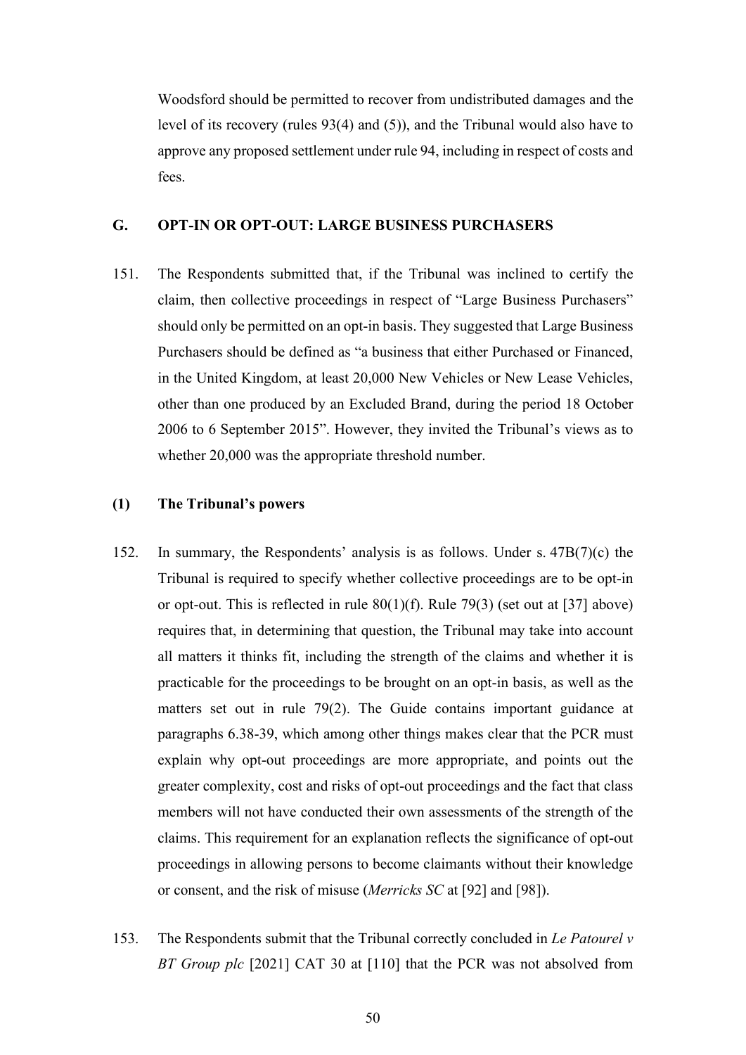Woodsford should be permitted to recover from undistributed damages and the level of its recovery (rules 93(4) and (5)), and the Tribunal would also have to approve any proposed settlement under rule 94, including in respect of costs and fees.

## G. OPT-IN OR OPT-OUT: LARGE BUSINESS PURCHASERS

151. The Respondents submitted that, if the Tribunal was inclined to certify the claim, then collective proceedings in respect of "Large Business Purchasers" should only be permitted on an opt-in basis. They suggested that Large Business Purchasers should be defined as "a business that either Purchased or Financed, in the United Kingdom, at least 20,000 New Vehicles or New Lease Vehicles, other than one produced by an Excluded Brand, during the period 18 October 2006 to 6 September 2015". However, they invited the Tribunal's views as to whether 20,000 was the appropriate threshold number.

### (1) The Tribunal's powers

152. In summary, the Respondents' analysis is as follows. Under s. 47B(7)(c) the Tribunal is required to specify whether collective proceedings are to be opt-in or opt-out. This is reflected in rule 80(1)(f). Rule 79(3) (set out at [37] above) requires that, in determining that question, the Tribunal may take into account all matters it thinks fit, including the strength of the claims and whether it is practicable for the proceedings to be brought on an opt-in basis, as well as the matters set out in rule 79(2). The Guide contains important guidance at paragraphs 6.38-39, which among other things makes clear that the PCR must explain why opt-out proceedings are more appropriate, and points out the greater complexity, cost and risks of opt-out proceedings and the fact that class members will not have conducted their own assessments of the strength of the claims. This requirement for an explanation reflects the significance of opt-out proceedings in allowing persons to become claimants without their knowledge or consent, and the risk of misuse (*Merricks SC* at [92] and [98]).

153. The Respondents submit that the Tribunal correctly concluded in *Le Patourel v BT Group plc* [2021] CAT 30 at [110] that the PCR was not absolved from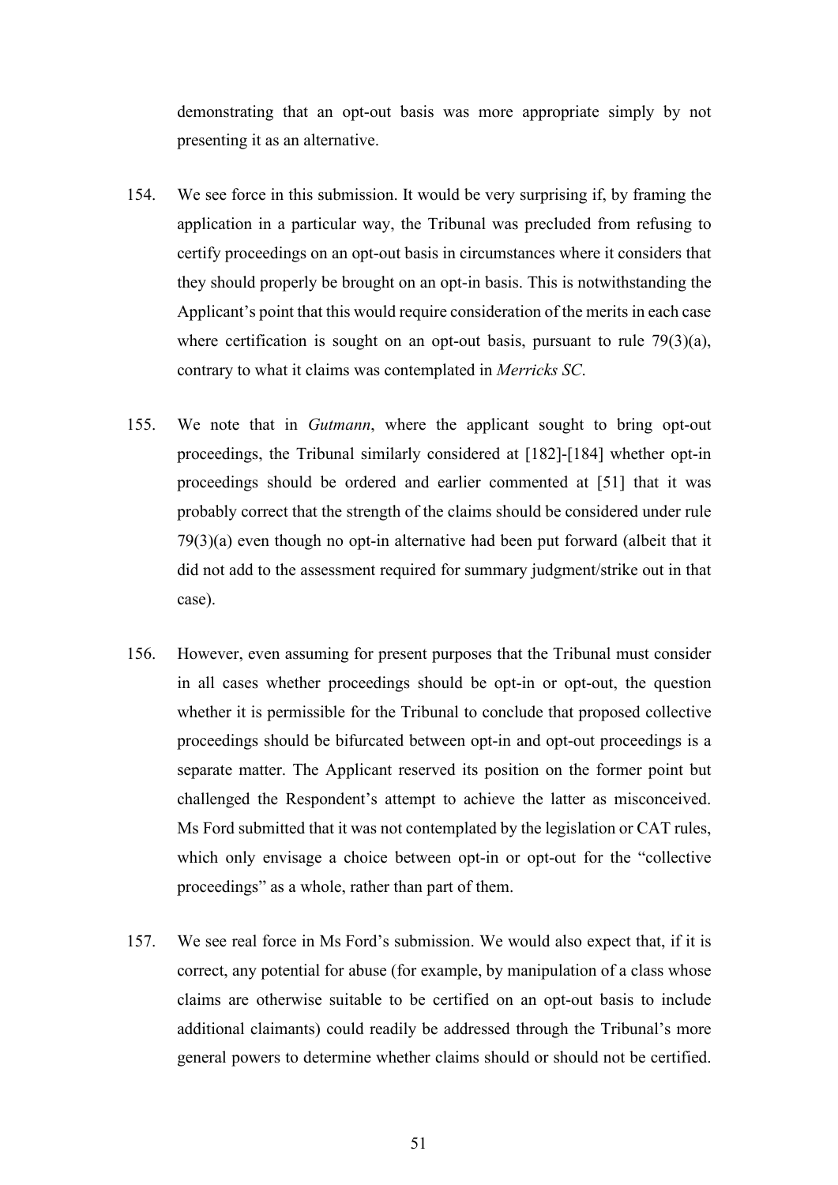demonstrating that an opt-out basis was more appropriate simply by not presenting it as an alternative.

154. We see force in this submission. It would be very surprising if, by framing the application in a particular way, the Tribunal was precluded from refusing to certify proceedings on an opt-out basis in circumstances where it considers that they should properly be brought on an opt-in basis. This is notwithstanding the Applicant's point that this would require consideration of the merits in each case where certification is sought on an opt-out basis, pursuant to rule 79(3)(a), contrary to what it claims was contemplated in *Merricks SC*.

155. We note that in *Gutmann*, where the applicant sought to bring opt-out proceedings, the Tribunal similarly considered at [182]-[184] whether opt-in proceedings should be ordered and earlier commented at [51] that it was probably correct that the strength of the claims should be considered under rule 79(3)(a) even though no opt-in alternative had been put forward (albeit that it did not add to the assessment required for summary judgment/strike out in that case).

156. However, even assuming for present purposes that the Tribunal must consider in all cases whether proceedings should be opt-in or opt-out, the question whether it is permissible for the Tribunal to conclude that proposed collective proceedings should be bifurcated between opt-in and opt-out proceedings is a separate matter. The Applicant reserved its position on the former point but challenged the Respondent's attempt to achieve the latter as misconceived. Ms Ford submitted that it was not contemplated by the legislation or CAT rules, which only envisage a choice between opt-in or opt-out for the "collective proceedings" as a whole, rather than part of them.

157. We see real force in Ms Ford's submission. We would also expect that, if it is correct, any potential for abuse (for example, by manipulation of a class whose claims are otherwise suitable to be certified on an opt-out basis to include additional claimants) could readily be addressed through the Tribunal's more general powers to determine whether claims should or should not be certified.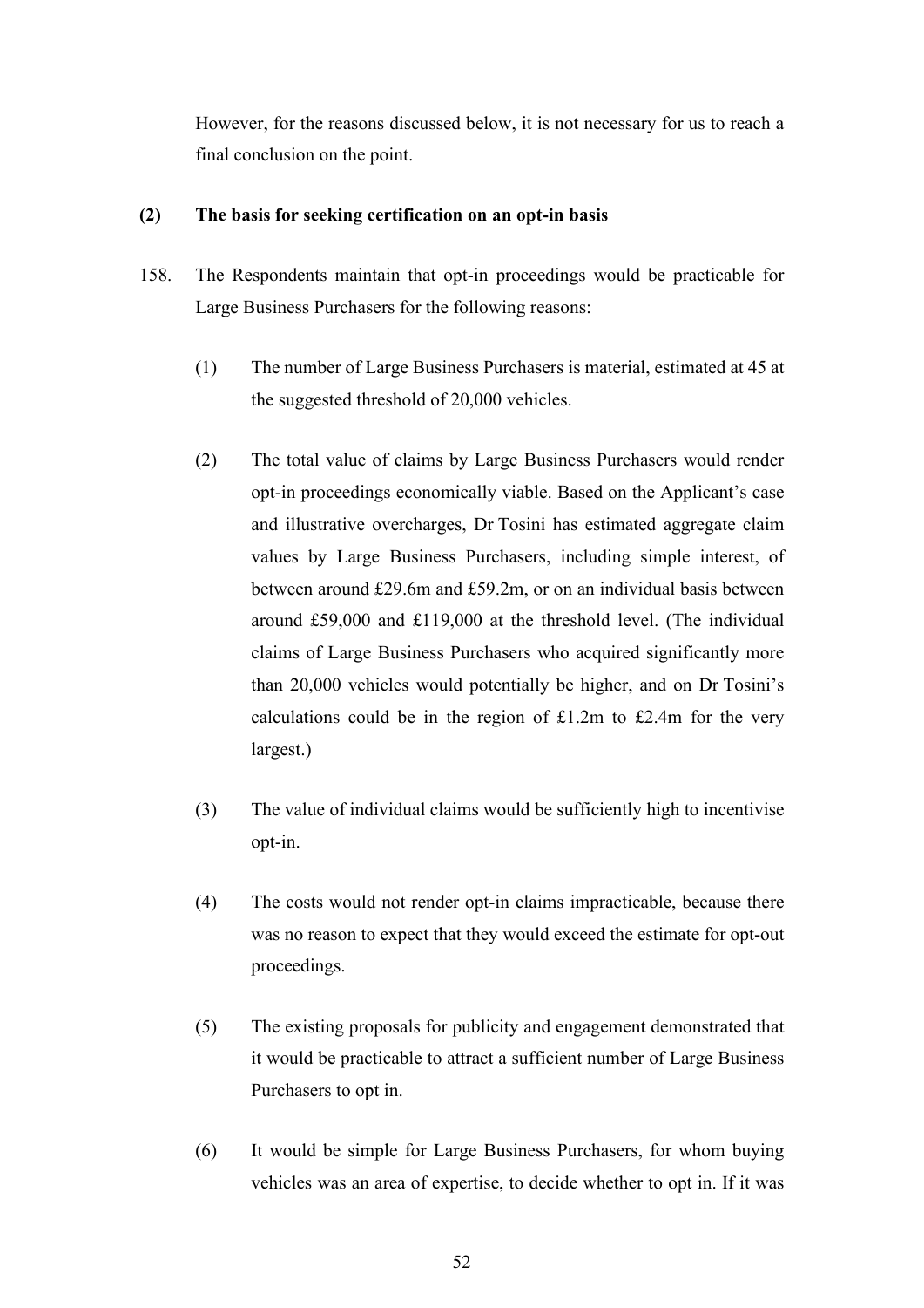However, for the reasons discussed below, it is not necessary for us to reach a final conclusion on the point.

**(2) The basis for seeking certification on an opt-in basis**

158. The Respondents maintain that opt-in proceedings would be practicable for Large Business Purchasers for the following reasons:

   (1) The number of Large Business Purchasers is material, estimated at 45 at the suggested threshold of 20,000 vehicles.

   (2) The total value of claims by Large Business Purchasers would render opt-in proceedings economically viable. Based on the Applicant's case and illustrative overcharges, Dr Tosini has estimated aggregate claim values by Large Business Purchasers, including simple interest, of between around £29.6m and £59.2m, or on an individual basis between around £59,000 and £119,000 at the threshold level. (The individual claims of Large Business Purchasers who acquired significantly more than 20,000 vehicles would potentially be higher, and on Dr Tosini's calculations could be in the region of £1.2m to £2.4m for the very largest.)

   (3) The value of individual claims would be sufficiently high to incentivise opt-in.

   (4) The costs would not render opt-in claims impracticable, because there was no reason to expect that they would exceed the estimate for opt-out proceedings.

   (5) The existing proposals for publicity and engagement demonstrated that it would be practicable to attract a sufficient number of Large Business Purchasers to opt in.

   (6) It would be simple for Large Business Purchasers, for whom buying vehicles was an area of expertise, to decide whether to opt in. If it was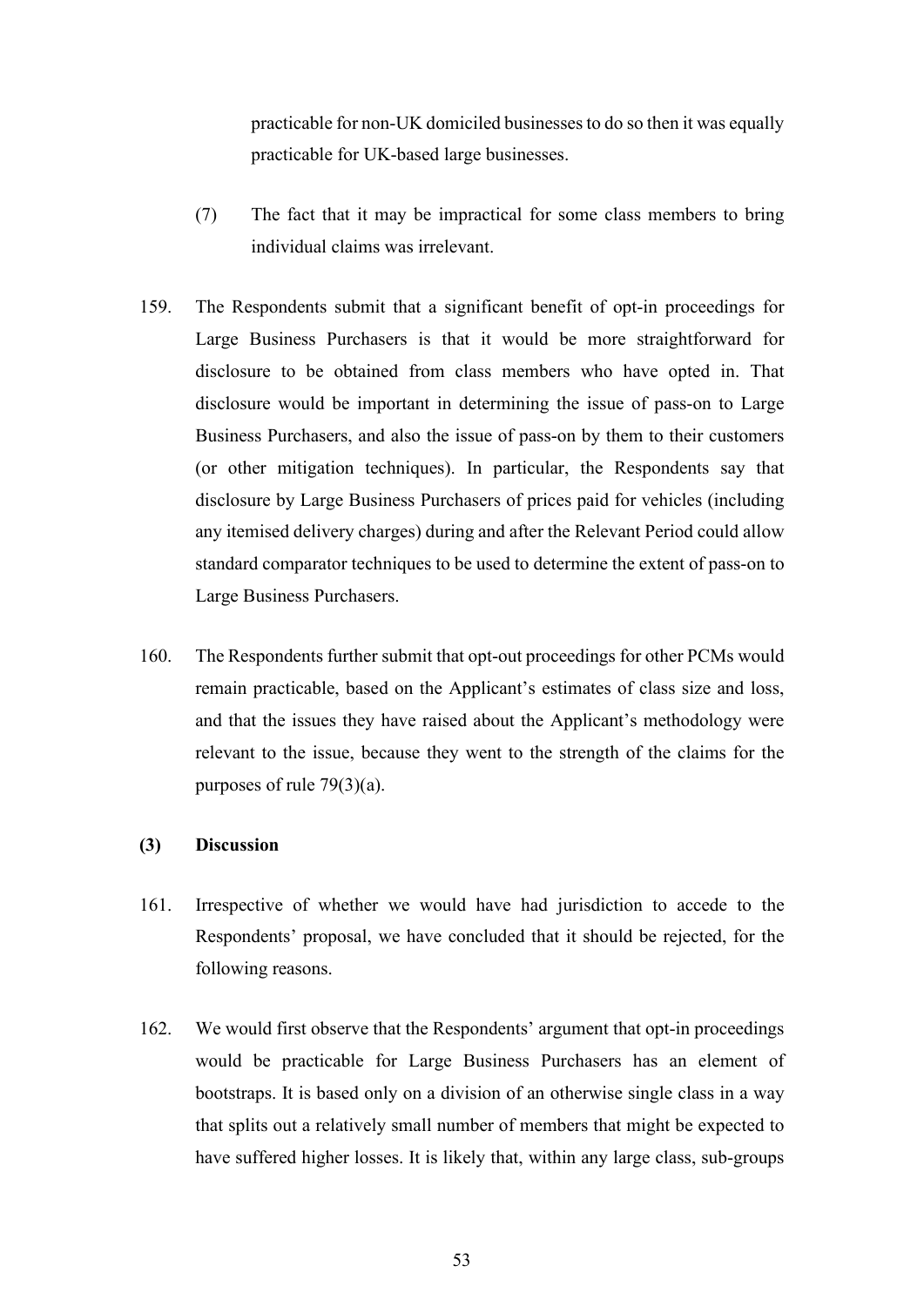practicable for non-UK domiciled businesses to do so then it was equally practicable for UK-based large businesses.

(7) The fact that it may be impractical for some class members to bring individual claims was irrelevant.

159. The Respondents submit that a significant benefit of opt-in proceedings for Large Business Purchasers is that it would be more straightforward for disclosure to be obtained from class members who have opted in. That disclosure would be important in determining the issue of pass-on to Large Business Purchasers, and also the issue of pass-on by them to their customers (or other mitigation techniques). In particular, the Respondents say that disclosure by Large Business Purchasers of prices paid for vehicles (including any itemised delivery charges) during and after the Relevant Period could allow standard comparator techniques to be used to determine the extent of pass-on to Large Business Purchasers.

160. The Respondents further submit that opt-out proceedings for other PCMs would remain practicable, based on the Applicant's estimates of class size and loss, and that the issues they have raised about the Applicant's methodology were relevant to the issue, because they went to the strength of the claims for the purposes of rule 79(3)(a).

## (3) Discussion

161. Irrespective of whether we would have had jurisdiction to accede to the Respondents' proposal, we have concluded that it should be rejected, for the following reasons.

162. We would first observe that the Respondents' argument that opt-in proceedings would be practicable for Large Business Purchasers has an element of bootstraps. It is based only on a division of an otherwise single class in a way that splits out a relatively small number of members that might be expected to have suffered higher losses. It is likely that, within any large class, sub-groups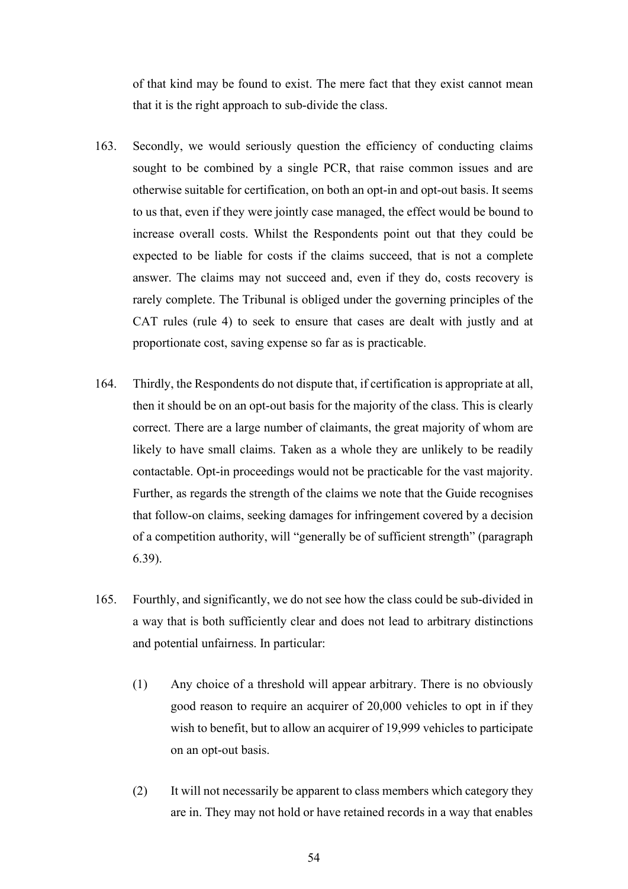of that kind may be found to exist. The mere fact that they exist cannot mean that it is the right approach to sub-divide the class.

163. Secondly, we would seriously question the efficiency of conducting claims sought to be combined by a single PCR, that raise common issues and are otherwise suitable for certification, on both an opt-in and opt-out basis. It seems to us that, even if they were jointly case managed, the effect would be bound to increase overall costs. Whilst the Respondents point out that they could be expected to be liable for costs if the claims succeed, that is not a complete answer. The claims may not succeed and, even if they do, costs recovery is rarely complete. The Tribunal is obliged under the governing principles of the CAT rules (rule 4) to seek to ensure that cases are dealt with justly and at proportionate cost, saving expense so far as is practicable.

164. Thirdly, the Respondents do not dispute that, if certification is appropriate at all, then it should be on an opt-out basis for the majority of the class. This is clearly correct. There are a large number of claimants, the great majority of whom are likely to have small claims. Taken as a whole they are unlikely to be readily contactable. Opt-in proceedings would not be practicable for the vast majority. Further, as regards the strength of the claims we note that the Guide recognises that follow-on claims, seeking damages for infringement covered by a decision of a competition authority, will "generally be of sufficient strength" (paragraph 6.39).

165. Fourthly, and significantly, we do not see how the class could be sub-divided in a way that is both sufficiently clear and does not lead to arbitrary distinctions and potential unfairness. In particular:

(1) Any choice of a threshold will appear arbitrary. There is no obviously good reason to require an acquirer of 20,000 vehicles to opt in if they wish to benefit, but to allow an acquirer of 19,999 vehicles to participate on an opt-out basis.

(2) It will not necessarily be apparent to class members which category they are in. They may not hold or have retained records in a way that enables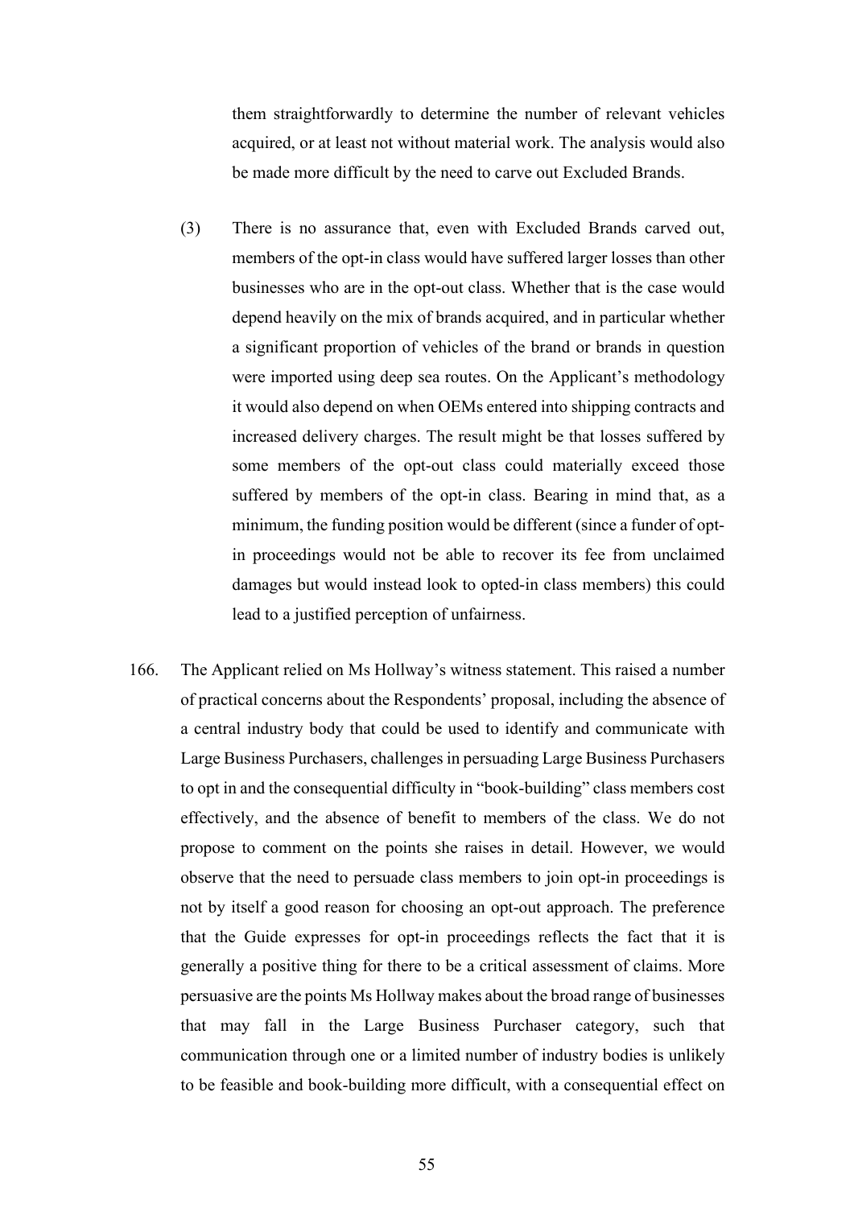them straightforwardly to determine the number of relevant vehicles acquired, or at least not without material work. The analysis would also be made more difficult by the need to carve out Excluded Brands.

(3) There is no assurance that, even with Excluded Brands carved out, members of the opt-in class would have suffered larger losses than other businesses who are in the opt-out class. Whether that is the case would depend heavily on the mix of brands acquired, and in particular whether a significant proportion of vehicles of the brand or brands in question were imported using deep sea routes. On the Applicant's methodology it would also depend on when OEMs entered into shipping contracts and increased delivery charges. The result might be that losses suffered by some members of the opt-out class could materially exceed those suffered by members of the opt-in class. Bearing in mind that, as a minimum, the funding position would be different (since a funder of opt-in proceedings would not be able to recover its fee from unclaimed damages but would instead look to opted-in class members) this could lead to a justified perception of unfairness.

166. The Applicant relied on Ms Hollway's witness statement. This raised a number of practical concerns about the Respondents' proposal, including the absence of a central industry body that could be used to identify and communicate with Large Business Purchasers, challenges in persuading Large Business Purchasers to opt in and the consequential difficulty in "book-building" class members cost effectively, and the absence of benefit to members of the class. We do not propose to comment on the points she raises in detail. However, we would observe that the need to persuade class members to join opt-in proceedings is not by itself a good reason for choosing an opt-out approach. The preference that the Guide expresses for opt-in proceedings reflects the fact that it is generally a positive thing for there to be a critical assessment of claims. More persuasive are the points Ms Hollway makes about the broad range of businesses that may fall in the Large Business Purchaser category, such that communication through one or a limited number of industry bodies is unlikely to be feasible and book-building more difficult, with a consequential effect on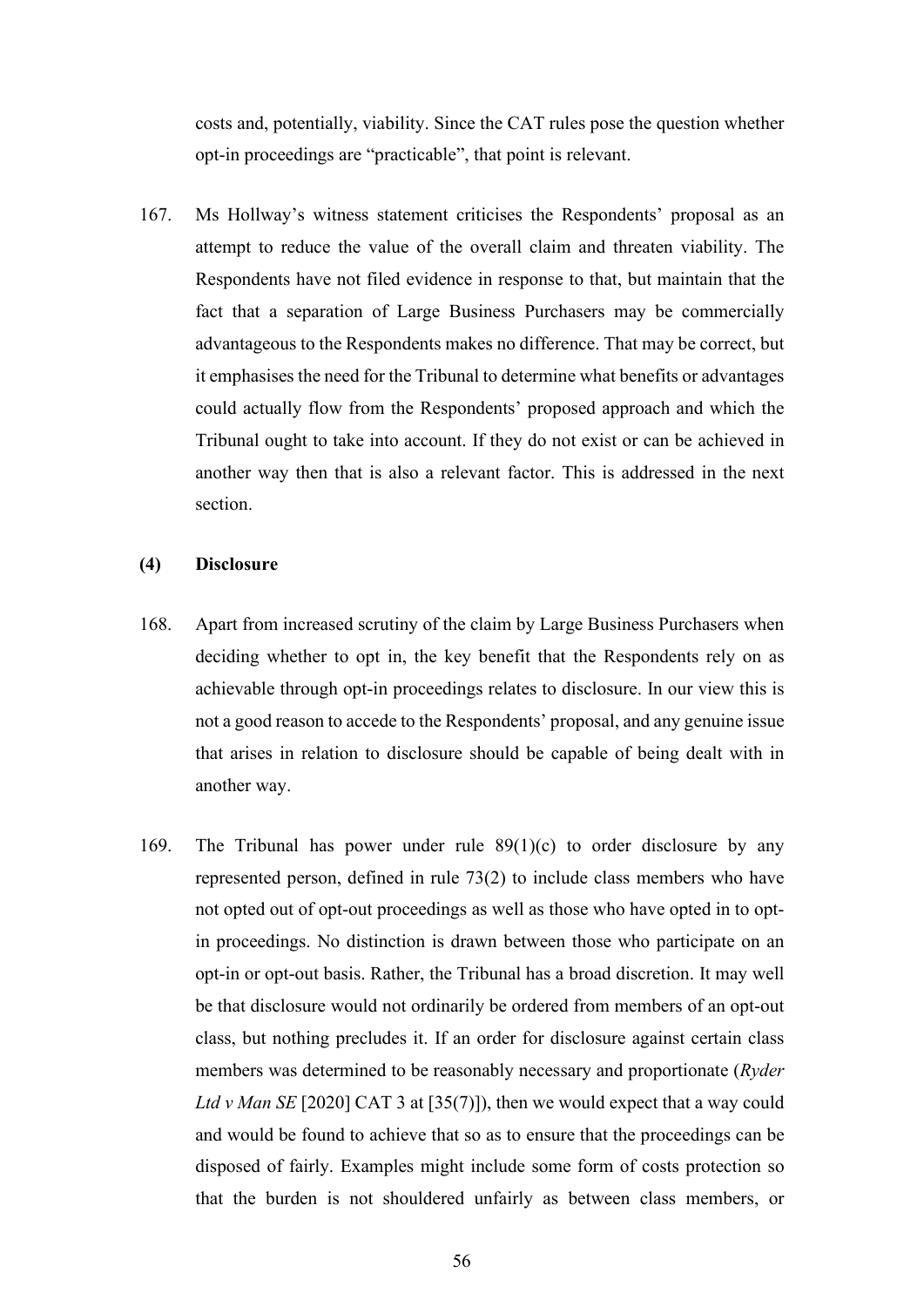costs and, potentially, viability. Since the CAT rules pose the question whether opt-in proceedings are "practicable", that point is relevant.

167. Ms Hollway's witness statement criticises the Respondents' proposal as an attempt to reduce the value of the overall claim and threaten viability. The Respondents have not filed evidence in response to that, but maintain that the fact that a separation of Large Business Purchasers may be commercially advantageous to the Respondents makes no difference. That may be correct, but it emphasises the need for the Tribunal to determine what benefits or advantages could actually flow from the Respondents' proposed approach and which the Tribunal ought to take into account. If they do not exist or can be achieved in another way then that is also a relevant factor. This is addressed in the next section.

**(4) Disclosure**

168. Apart from increased scrutiny of the claim by Large Business Purchasers when deciding whether to opt in, the key benefit that the Respondents rely on as achievable through opt-in proceedings relates to disclosure. In our view this is not a good reason to accede to the Respondents' proposal, and any genuine issue that arises in relation to disclosure should be capable of being dealt with in another way.

169. The Tribunal has power under rule 89(1)(c) to order disclosure by any represented person, defined in rule 73(2) to include class members who have not opted out of opt-out proceedings as well as those who have opted in to opt-in proceedings. No distinction is drawn between those who participate on an opt-in or opt-out basis. Rather, the Tribunal has a broad discretion. It may well be that disclosure would not ordinarily be ordered from members of an opt-out class, but nothing precludes it. If an order for disclosure against certain class members was determined to be reasonably necessary and proportionate (*Ryder Ltd v Man SE* [2020] CAT 3 at [35(7)]), then we would expect that a way could and would be found to achieve that so as to ensure that the proceedings can be disposed of fairly. Examples might include some form of costs protection so that the burden is not shouldered unfairly as between class members, or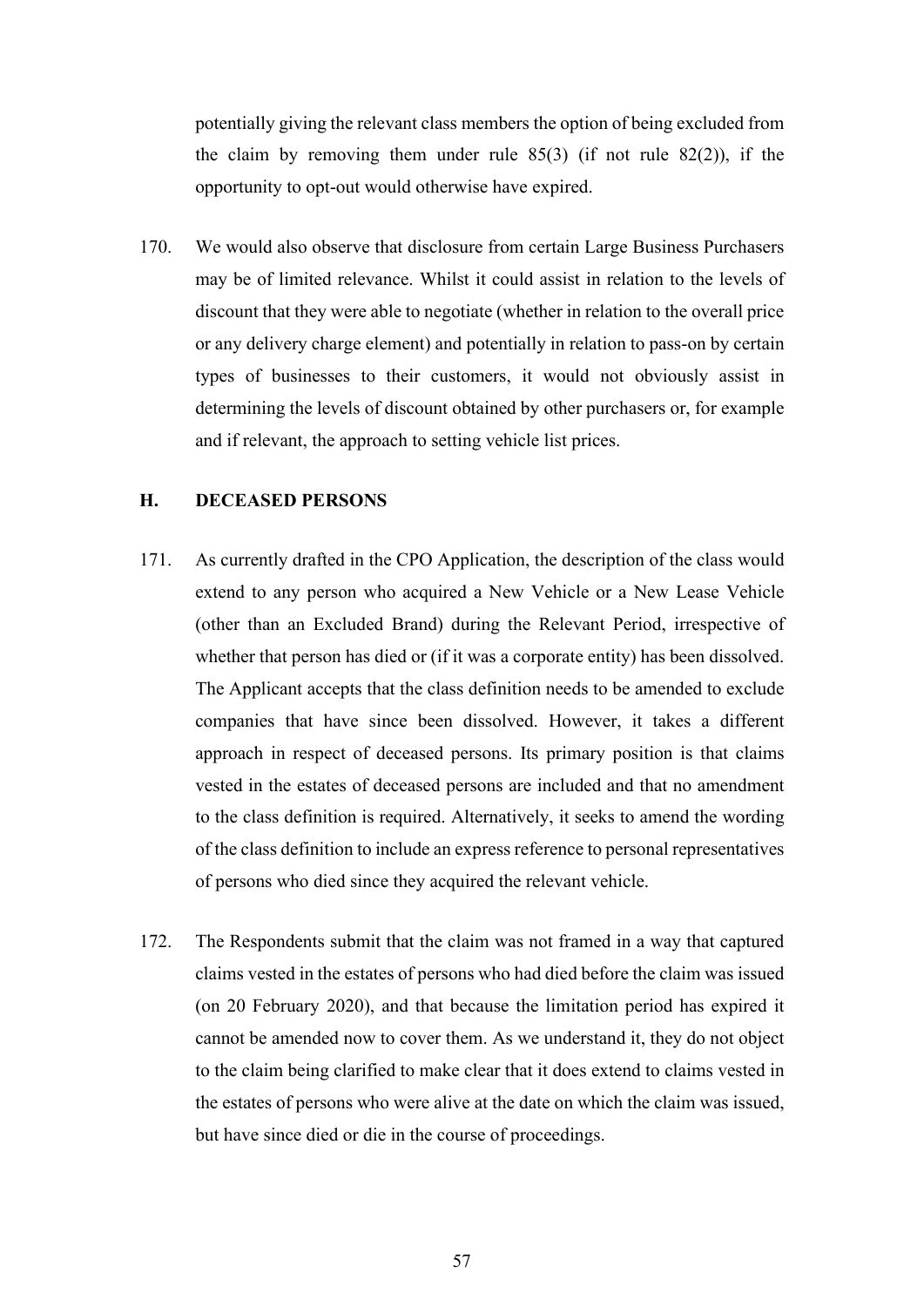potentially giving the relevant class members the option of being excluded from the claim by removing them under rule 85(3) (if not rule 82(2)), if the opportunity to opt-out would otherwise have expired.

170. We would also observe that disclosure from certain Large Business Purchasers may be of limited relevance. Whilst it could assist in relation to the levels of discount that they were able to negotiate (whether in relation to the overall price or any delivery charge element) and potentially in relation to pass-on by certain types of businesses to their customers, it would not obviously assist in determining the levels of discount obtained by other purchasers or, for example and if relevant, the approach to setting vehicle list prices.

## H. DECEASED PERSONS

171. As currently drafted in the CPO Application, the description of the class would extend to any person who acquired a New Vehicle or a New Lease Vehicle (other than an Excluded Brand) during the Relevant Period, irrespective of whether that person has died or (if it was a corporate entity) has been dissolved. The Applicant accepts that the class definition needs to be amended to exclude companies that have since been dissolved. However, it takes a different approach in respect of deceased persons. Its primary position is that claims vested in the estates of deceased persons are included and that no amendment to the class definition is required. Alternatively, it seeks to amend the wording of the class definition to include an express reference to personal representatives of persons who died since they acquired the relevant vehicle.

172. The Respondents submit that the claim was not framed in a way that captured claims vested in the estates of persons who had died before the claim was issued (on 20 February 2020), and that because the limitation period has expired it cannot be amended now to cover them. As we understand it, they do not object to the claim being clarified to make clear that it does extend to claims vested in the estates of persons who were alive at the date on which the claim was issued, but have since died or die in the course of proceedings.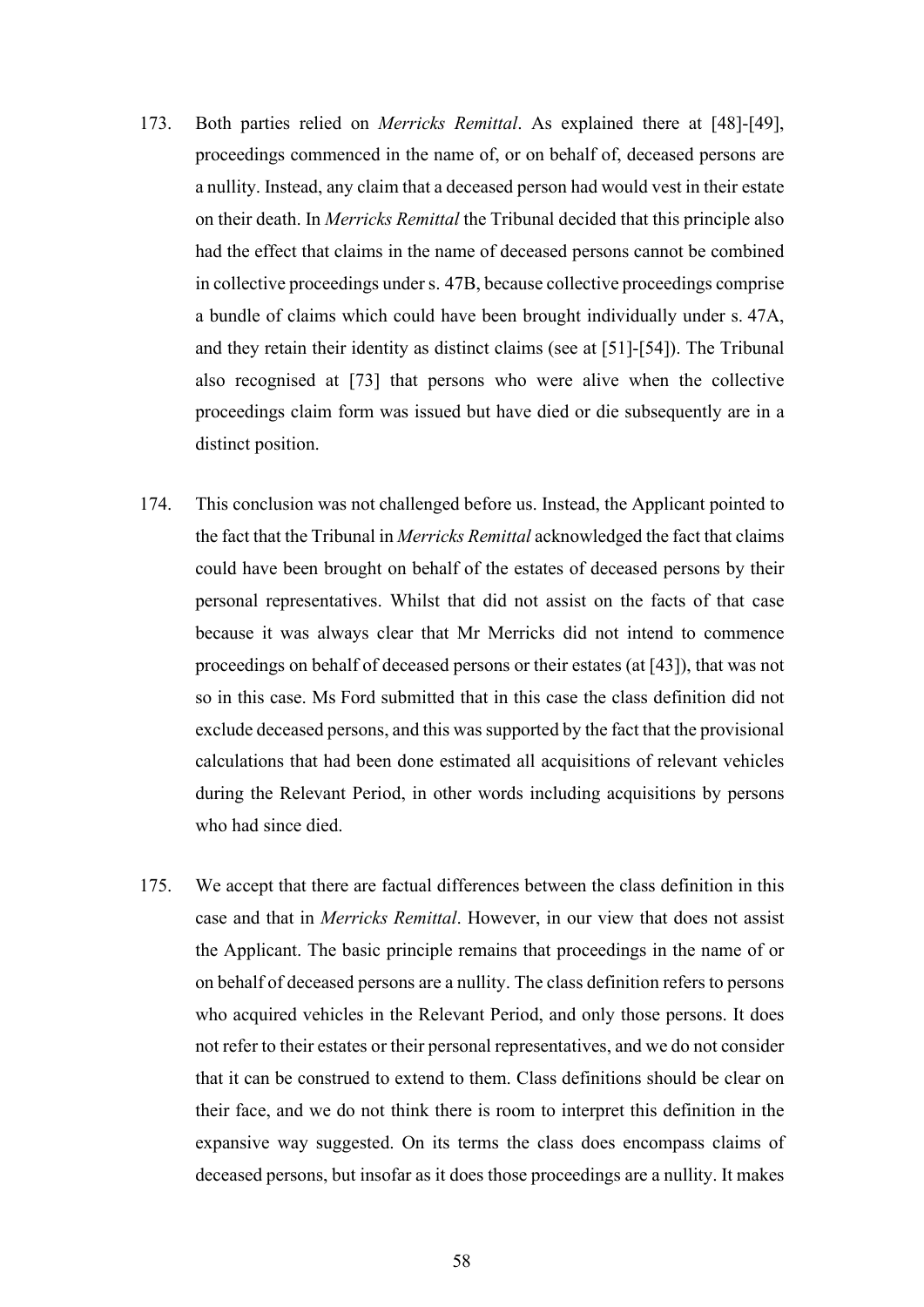173. Both parties relied on *Merricks Remittal*. As explained there at [48]-[49], proceedings commenced in the name of, or on behalf of, deceased persons are a nullity. Instead, any claim that a deceased person had would vest in their estate on their death. In *Merricks Remittal* the Tribunal decided that this principle also had the effect that claims in the name of deceased persons cannot be combined in collective proceedings under s. 47B, because collective proceedings comprise a bundle of claims which could have been brought individually under s. 47A, and they retain their identity as distinct claims (see at [51]-[54]). The Tribunal also recognised at [73] that persons who were alive when the collective proceedings claim form was issued but have died or die subsequently are in a distinct position.

174. This conclusion was not challenged before us. Instead, the Applicant pointed to the fact that the Tribunal in *Merricks Remittal* acknowledged the fact that claims could have been brought on behalf of the estates of deceased persons by their personal representatives. Whilst that did not assist on the facts of that case because it was always clear that Mr Merricks did not intend to commence proceedings on behalf of deceased persons or their estates (at [43]), that was not so in this case. Ms Ford submitted that in this case the class definition did not exclude deceased persons, and this was supported by the fact that the provisional calculations that had been done estimated all acquisitions of relevant vehicles during the Relevant Period, in other words including acquisitions by persons who had since died.

175. We accept that there are factual differences between the class definition in this case and that in *Merricks Remittal*. However, in our view that does not assist the Applicant. The basic principle remains that proceedings in the name of or on behalf of deceased persons are a nullity. The class definition refers to persons who acquired vehicles in the Relevant Period, and only those persons. It does not refer to their estates or their personal representatives, and we do not consider that it can be construed to extend to them. Class definitions should be clear on their face, and we do not think there is room to interpret this definition in the expansive way suggested. On its terms the class does encompass claims of deceased persons, but insofar as it does those proceedings are a nullity. It makes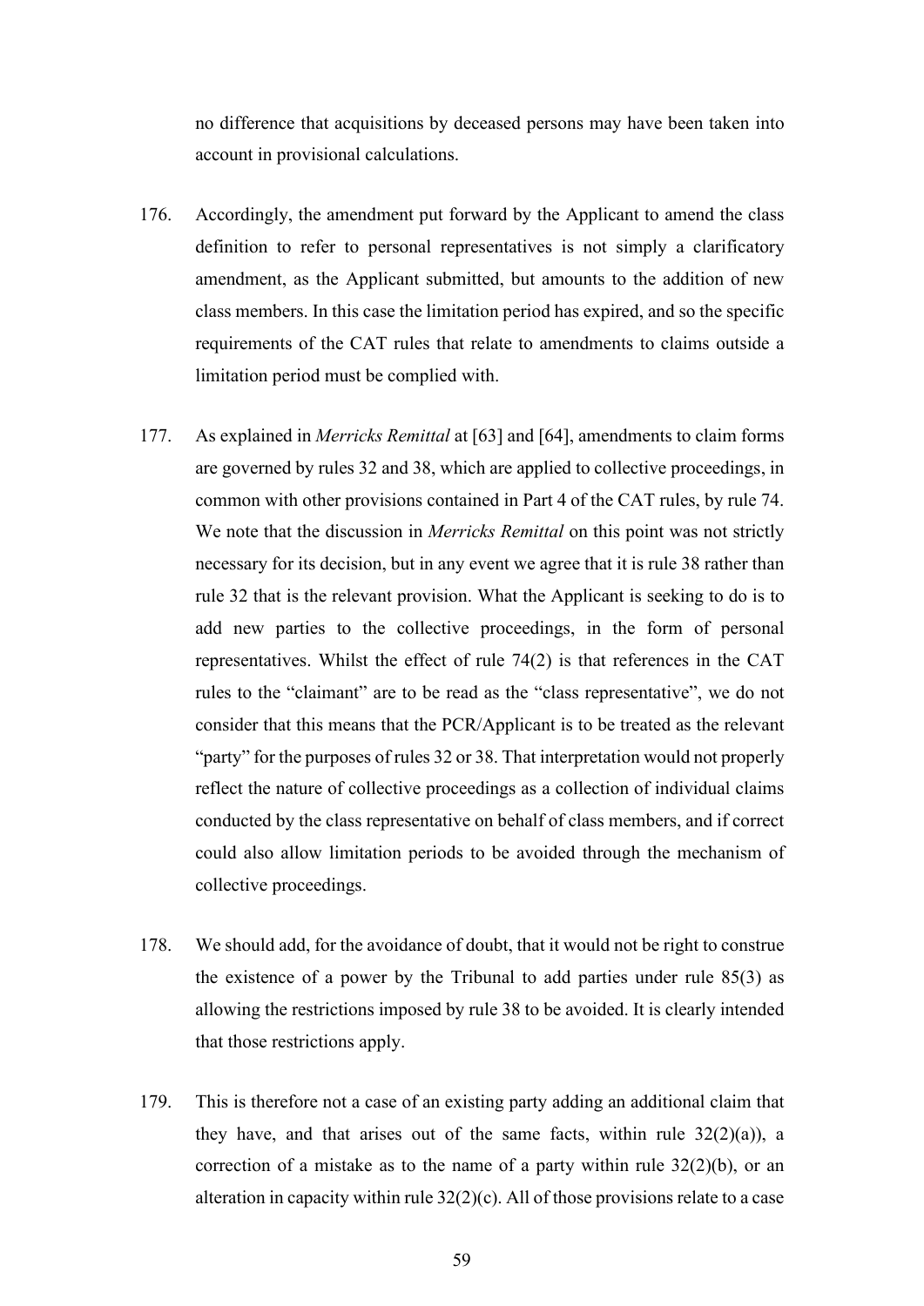no difference that acquisitions by deceased persons may have been taken into account in provisional calculations.

176. Accordingly, the amendment put forward by the Applicant to amend the class definition to refer to personal representatives is not simply a clarificatory amendment, as the Applicant submitted, but amounts to the addition of new class members. In this case the limitation period has expired, and so the specific requirements of the CAT rules that relate to amendments to claims outside a limitation period must be complied with.

177. As explained in *Merricks Remittal* at [63] and [64], amendments to claim forms are governed by rules 32 and 38, which are applied to collective proceedings, in common with other provisions contained in Part 4 of the CAT rules, by rule 74. We note that the discussion in *Merricks Remittal* on this point was not strictly necessary for its decision, but in any event we agree that it is rule 38 rather than rule 32 that is the relevant provision. What the Applicant is seeking to do is to add new parties to the collective proceedings, in the form of personal representatives. Whilst the effect of rule 74(2) is that references in the CAT rules to the "claimant" are to be read as the "class representative", we do not consider that this means that the PCR/Applicant is to be treated as the relevant "party" for the purposes of rules 32 or 38. That interpretation would not properly reflect the nature of collective proceedings as a collection of individual claims conducted by the class representative on behalf of class members, and if correct could also allow limitation periods to be avoided through the mechanism of collective proceedings.

178. We should add, for the avoidance of doubt, that it would not be right to construe the existence of a power by the Tribunal to add parties under rule 85(3) as allowing the restrictions imposed by rule 38 to be avoided. It is clearly intended that those restrictions apply.

179. This is therefore not a case of an existing party adding an additional claim that they have, and that arises out of the same facts, within rule 32(2)(a)), a correction of a mistake as to the name of a party within rule 32(2)(b), or an alteration in capacity within rule 32(2)(c). All of those provisions relate to a case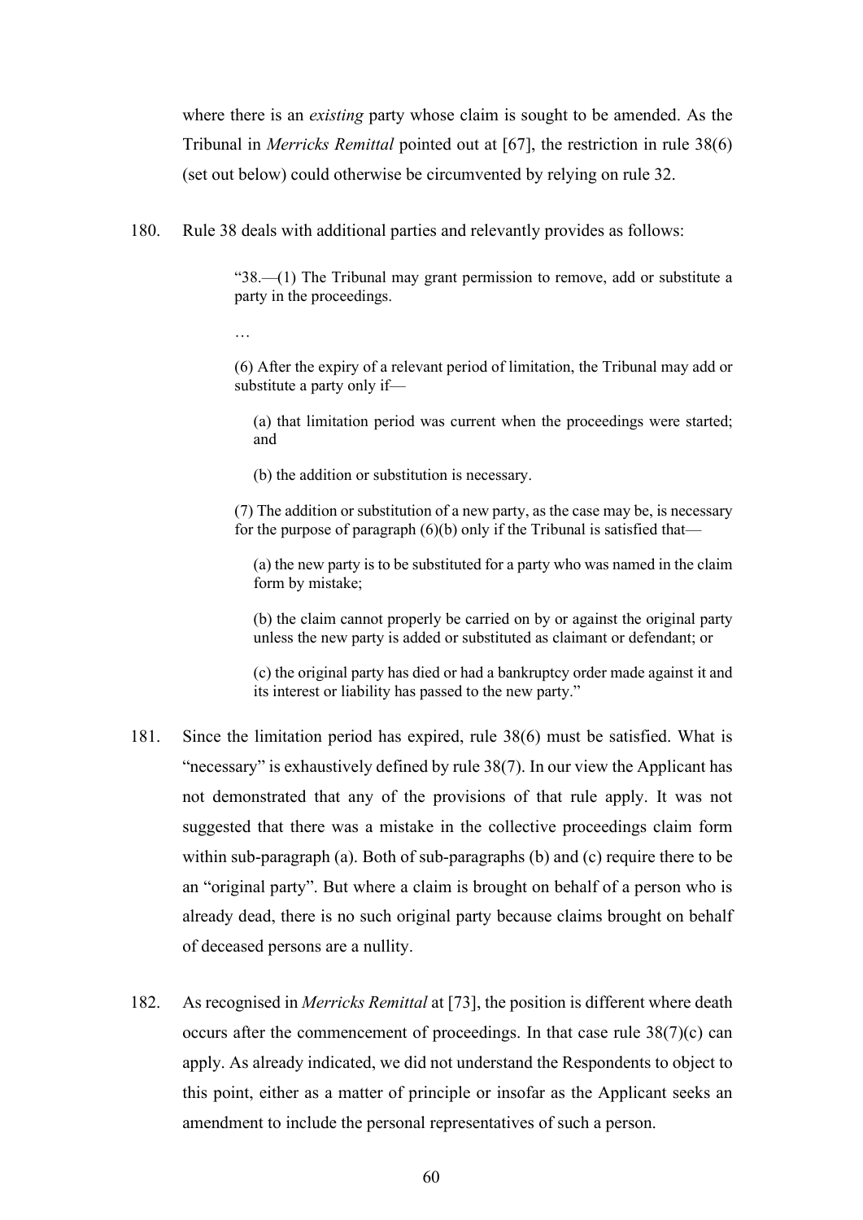where there is an *existing* party whose claim is sought to be amended. As the Tribunal in *Merricks Remittal* pointed out at [67], the restriction in rule 38(6) (set out below) could otherwise be circumvented by relying on rule 32.

180. Rule 38 deals with additional parties and relevantly provides as follows:

> "38.—(1) The Tribunal may grant permission to remove, add or substitute a party in the proceedings.
>
> …
>
> (6) After the expiry of a relevant period of limitation, the Tribunal may add or substitute a party only if—
>
> (a) that limitation period was current when the proceedings were started; and
>
> (b) the addition or substitution is necessary.
>
> (7) The addition or substitution of a new party, as the case may be, is necessary for the purpose of paragraph (6)(b) only if the Tribunal is satisfied that—
>
> (a) the new party is to be substituted for a party who was named in the claim form by mistake;
>
> (b) the claim cannot properly be carried on by or against the original party unless the new party is added or substituted as claimant or defendant; or
>
> (c) the original party has died or had a bankruptcy order made against it and its interest or liability has passed to the new party."

181. Since the limitation period has expired, rule 38(6) must be satisfied. What is "necessary" is exhaustively defined by rule 38(7). In our view the Applicant has not demonstrated that any of the provisions of that rule apply. It was not suggested that there was a mistake in the collective proceedings claim form within sub-paragraph (a). Both of sub-paragraphs (b) and (c) require there to be an "original party". But where a claim is brought on behalf of a person who is already dead, there is no such original party because claims brought on behalf of deceased persons are a nullity.

182. As recognised in *Merricks Remittal* at [73], the position is different where death occurs after the commencement of proceedings. In that case rule 38(7)(c) can apply. As already indicated, we did not understand the Respondents to object to this point, either as a matter of principle or insofar as the Applicant seeks an amendment to include the personal representatives of such a person.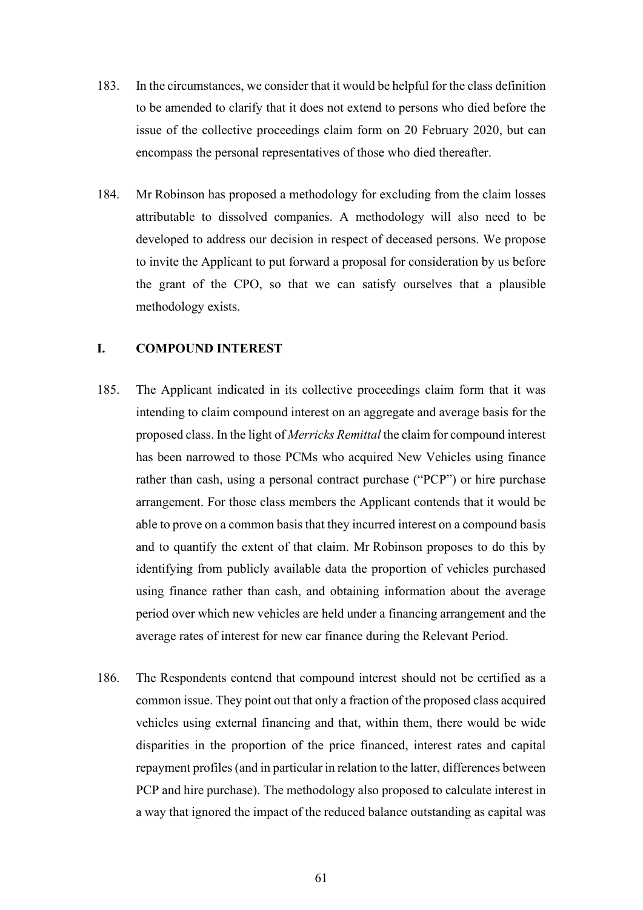183. In the circumstances, we consider that it would be helpful for the class definition to be amended to clarify that it does not extend to persons who died before the issue of the collective proceedings claim form on 20 February 2020, but can encompass the personal representatives of those who died thereafter.

184. Mr Robinson has proposed a methodology for excluding from the claim losses attributable to dissolved companies. A methodology will also need to be developed to address our decision in respect of deceased persons. We propose to invite the Applicant to put forward a proposal for consideration by us before the grant of the CPO, so that we can satisfy ourselves that a plausible methodology exists.

## I. COMPOUND INTEREST

185. The Applicant indicated in its collective proceedings claim form that it was intending to claim compound interest on an aggregate and average basis for the proposed class. In the light of *Merricks Remittal* the claim for compound interest has been narrowed to those PCMs who acquired New Vehicles using finance rather than cash, using a personal contract purchase ("PCP") or hire purchase arrangement. For those class members the Applicant contends that it would be able to prove on a common basis that they incurred interest on a compound basis and to quantify the extent of that claim. Mr Robinson proposes to do this by identifying from publicly available data the proportion of vehicles purchased using finance rather than cash, and obtaining information about the average period over which new vehicles are held under a financing arrangement and the average rates of interest for new car finance during the Relevant Period.

186. The Respondents contend that compound interest should not be certified as a common issue. They point out that only a fraction of the proposed class acquired vehicles using external financing and that, within them, there would be wide disparities in the proportion of the price financed, interest rates and capital repayment profiles (and in particular in relation to the latter, differences between PCP and hire purchase). The methodology also proposed to calculate interest in a way that ignored the impact of the reduced balance outstanding as capital was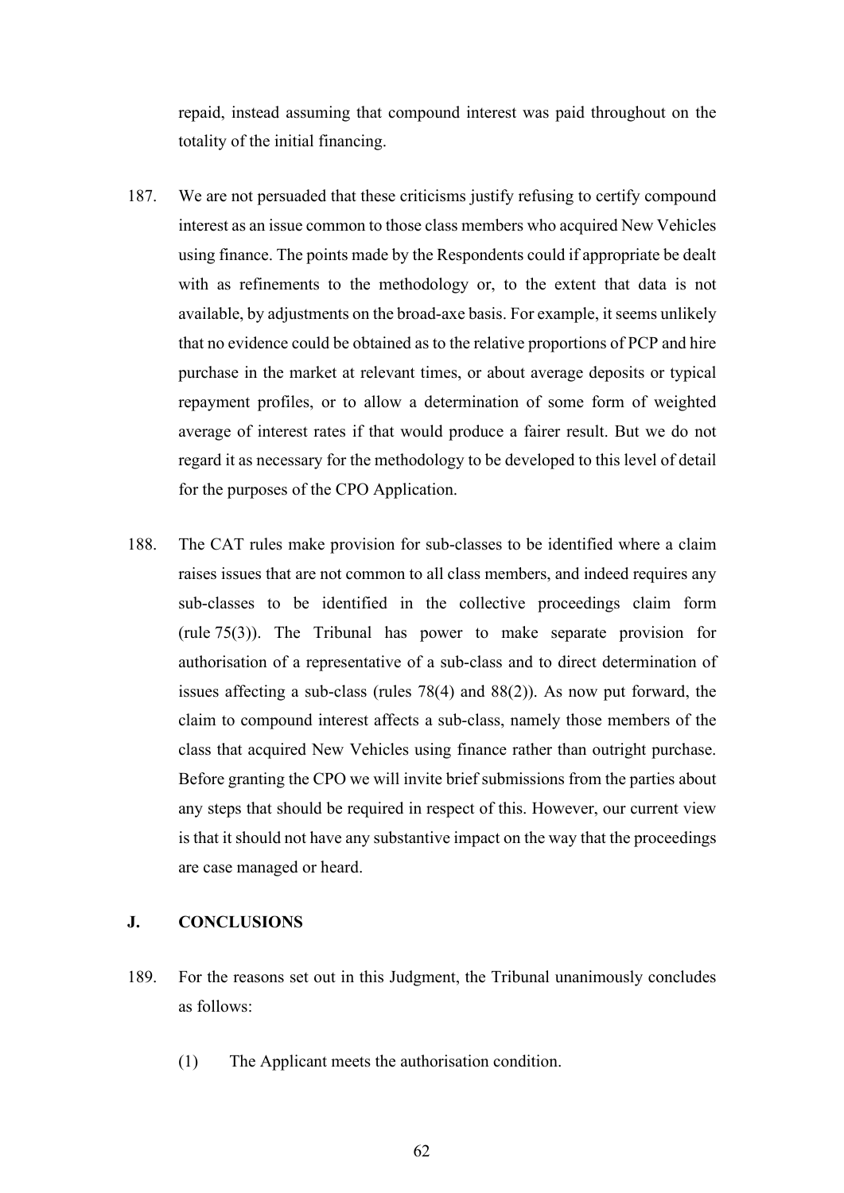repaid, instead assuming that compound interest was paid throughout on the totality of the initial financing.

187. We are not persuaded that these criticisms justify refusing to certify compound interest as an issue common to those class members who acquired New Vehicles using finance. The points made by the Respondents could if appropriate be dealt with as refinements to the methodology or, to the extent that data is not available, by adjustments on the broad-axe basis. For example, it seems unlikely that no evidence could be obtained as to the relative proportions of PCP and hire purchase in the market at relevant times, or about average deposits or typical repayment profiles, or to allow a determination of some form of weighted average of interest rates if that would produce a fairer result. But we do not regard it as necessary for the methodology to be developed to this level of detail for the purposes of the CPO Application.

188. The CAT rules make provision for sub-classes to be identified where a claim raises issues that are not common to all class members, and indeed requires any sub-classes to be identified in the collective proceedings claim form (rule 75(3)). The Tribunal has power to make separate provision for authorisation of a representative of a sub-class and to direct determination of issues affecting a sub-class (rules 78(4) and 88(2)). As now put forward, the claim to compound interest affects a sub-class, namely those members of the class that acquired New Vehicles using finance rather than outright purchase. Before granting the CPO we will invite brief submissions from the parties about any steps that should be required in respect of this. However, our current view is that it should not have any substantive impact on the way that the proceedings are case managed or heard.

## J. CONCLUSIONS

189. For the reasons set out in this Judgment, the Tribunal unanimously concludes as follows:

(1) The Applicant meets the authorisation condition.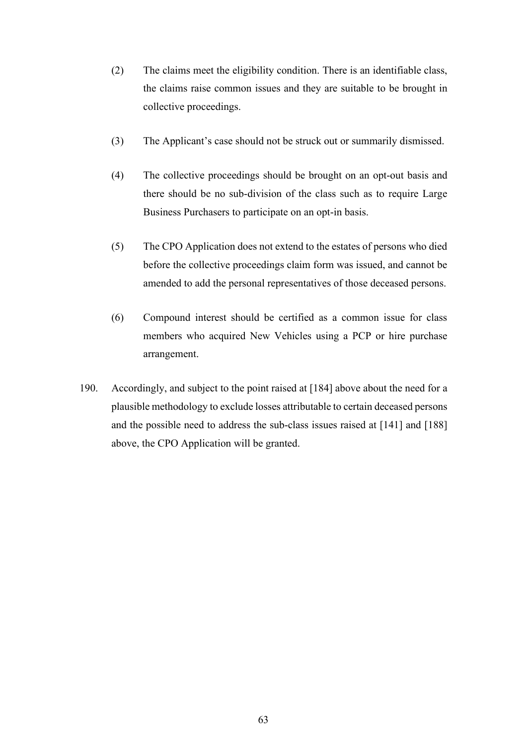(2) The claims meet the eligibility condition. There is an identifiable class, the claims raise common issues and they are suitable to be brought in collective proceedings.

(3) The Applicant's case should not be struck out or summarily dismissed.

(4) The collective proceedings should be brought on an opt-out basis and there should be no sub-division of the class such as to require Large Business Purchasers to participate on an opt-in basis.

(5) The CPO Application does not extend to the estates of persons who died before the collective proceedings claim form was issued, and cannot be amended to add the personal representatives of those deceased persons.

(6) Compound interest should be certified as a common issue for class members who acquired New Vehicles using a PCP or hire purchase arrangement.

190. Accordingly, and subject to the point raised at [184] above about the need for a plausible methodology to exclude losses attributable to certain deceased persons and the possible need to address the sub-class issues raised at [141] and [188] above, the CPO Application will be granted.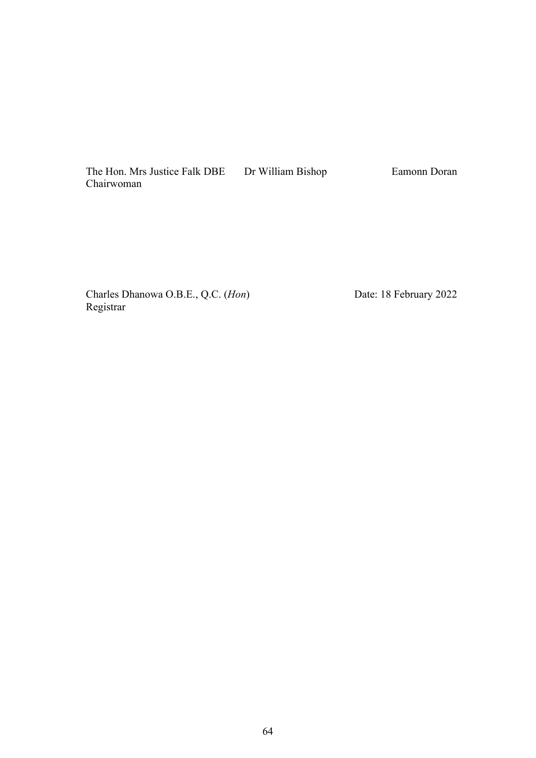The Hon. Mrs Justice Falk DBE
Chairwoman

Dr William Bishop

Eamonn Doran

Charles Dhanowa O.B.E., Q.C. (*Hon*)
Registrar

Date: 18 February 2022